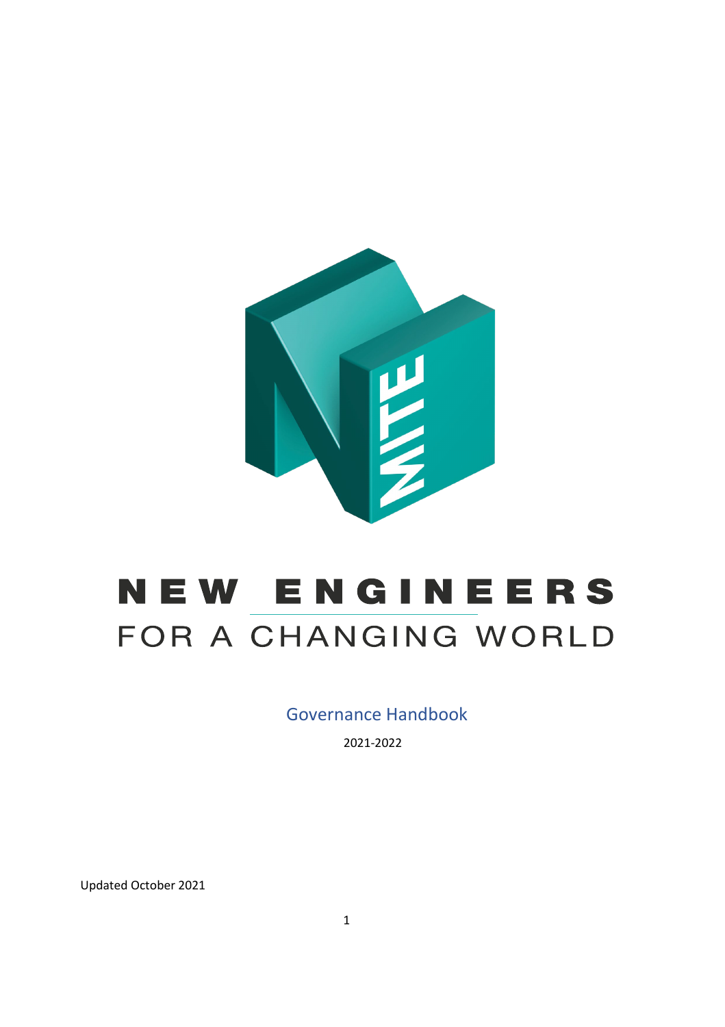# NEW ENGINEERS

FOR A CHANGING WORLD

## Governance Handbook

2021-2022

Updated October 2021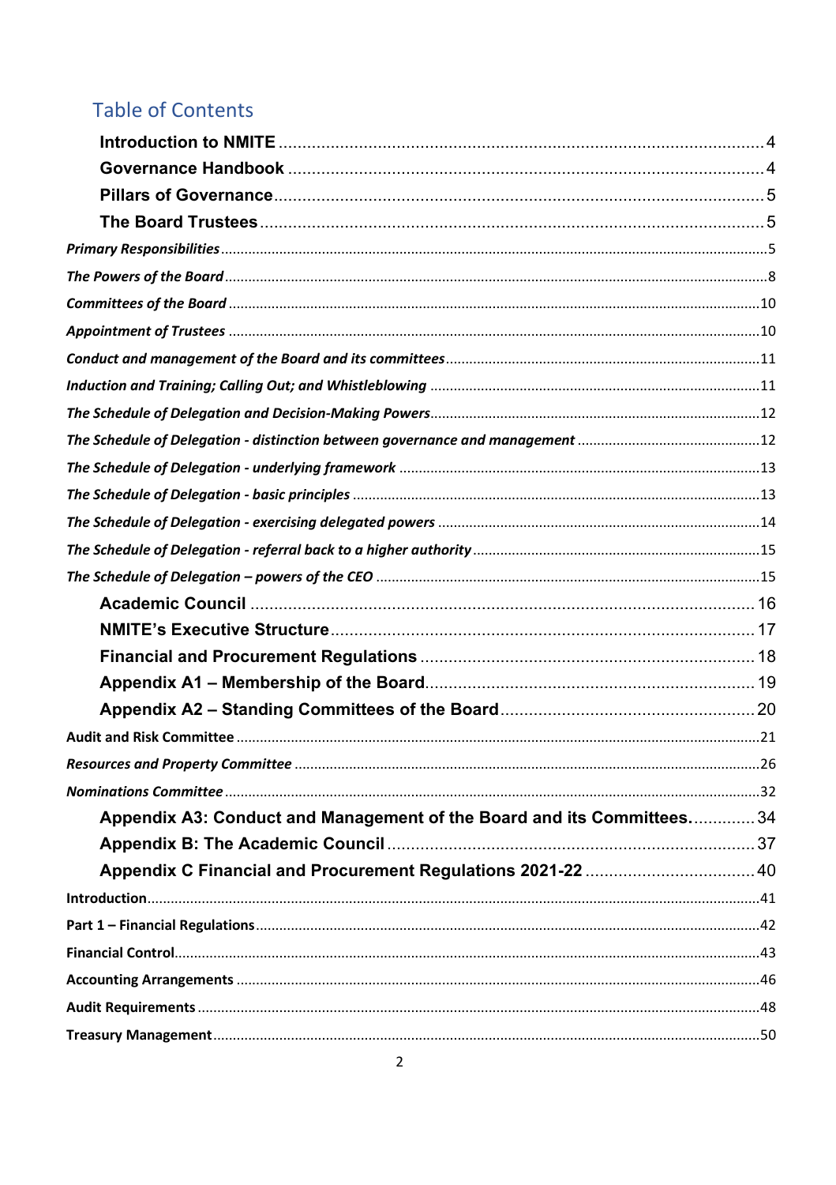## Table of Contents

**Introduction to NMITE** ..... 4

**Governance Handbook** ..... 4

**Pillars of Governance** ..... 5

**The Board Trustees** ..... 5

***Primary Responsibilities*** ..... 5

***The Powers of the Board*** ..... 8

***Committees of the Board*** ..... 10

***Appointment of Trustees*** ..... 10

***Conduct and management of the Board and its committees*** ..... 11

***Induction and Training; Calling Out; and Whistleblowing*** ..... 11

***The Schedule of Delegation and Decision-Making Powers*** ..... 12

***The Schedule of Delegation - distinction between governance and management*** ..... 12

***The Schedule of Delegation - underlying framework*** ..... 13

***The Schedule of Delegation - basic principles*** ..... 13

***The Schedule of Delegation - exercising delegated powers*** ..... 14

***The Schedule of Delegation - referral back to a higher authority*** ..... 15

***The Schedule of Delegation – powers of the CEO*** ..... 15

**Academic Council** ..... 16

**NMITE's Executive Structure** ..... 17

**Financial and Procurement Regulations** ..... 18

**Appendix A1 – Membership of the Board** ..... 19

**Appendix A2 – Standing Committees of the Board** ..... 20

**Audit and Risk Committee** ..... 21

***Resources and Property Committee*** ..... 26

***Nominations Committee*** ..... 32

**Appendix A3: Conduct and Management of the Board and its Committees.** ..... 34

**Appendix B: The Academic Council** ..... 37

**Appendix C Financial and Procurement Regulations 2021-22** ..... 40

**Introduction** ..... 41

**Part 1 – Financial Regulations** ..... 42

**Financial Control** ..... 43

**Accounting Arrangements** ..... 46

**Audit Requirements** ..... 48

**Treasury Management** ..... 50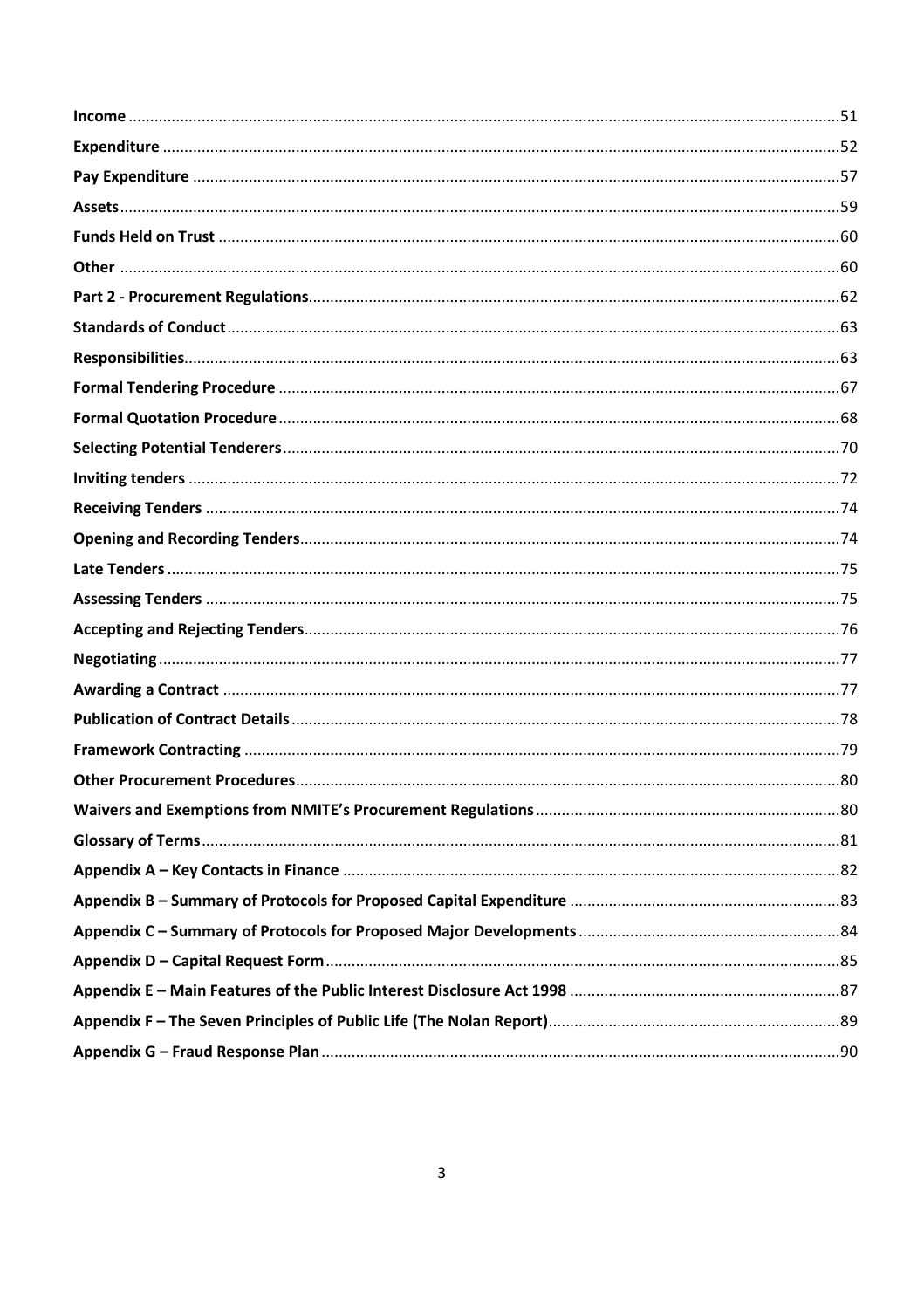**Income** ...................................................................................................................................................51

**Expenditure** ...........................................................................................................................................52

**Pay Expenditure** .....................................................................................................................................57

**Assets**......................................................................................................................................................59

**Funds Held on Trust** ...............................................................................................................................60

**Other** .....................................................................................................................................................60

**Part 2 - Procurement Regulations**..........................................................................................................62

**Standards of Conduct**............................................................................................................................63

**Responsibilities**......................................................................................................................................63

**Formal Tendering Procedure** .................................................................................................................67

**Formal Quotation Procedure** .................................................................................................................68

**Selecting Potential Tenderers**................................................................................................................70

**Inviting tenders** ......................................................................................................................................72

**Receiving Tenders** ..................................................................................................................................74

**Opening and Recording Tenders**............................................................................................................74

**Late Tenders** ...........................................................................................................................................75

**Assessing Tenders** ..................................................................................................................................75

**Accepting and Rejecting Tenders**...........................................................................................................76

**Negotiating**.............................................................................................................................................77

**Awarding a Contract** ..............................................................................................................................77

**Publication of Contract Details**..............................................................................................................78

**Framework Contracting** .........................................................................................................................79

**Other Procurement Procedures**.............................................................................................................80

**Waivers and Exemptions from NMITE's Procurement Regulations**......................................................80

**Glossary of Terms**...................................................................................................................................81

**Appendix A – Key Contacts in Finance** ..................................................................................................82

**Appendix B – Summary of Protocols for Proposed Capital Expenditure** ..............................................83

**Appendix C – Summary of Protocols for Proposed Major Developments**............................................84

**Appendix D – Capital Request Form**......................................................................................................85

**Appendix E – Main Features of the Public Interest Disclosure Act 1998** ..............................................87

**Appendix F – The Seven Principles of Public Life (The Nolan Report)**...................................................89

**Appendix G – Fraud Response Plan**.......................................................................................................90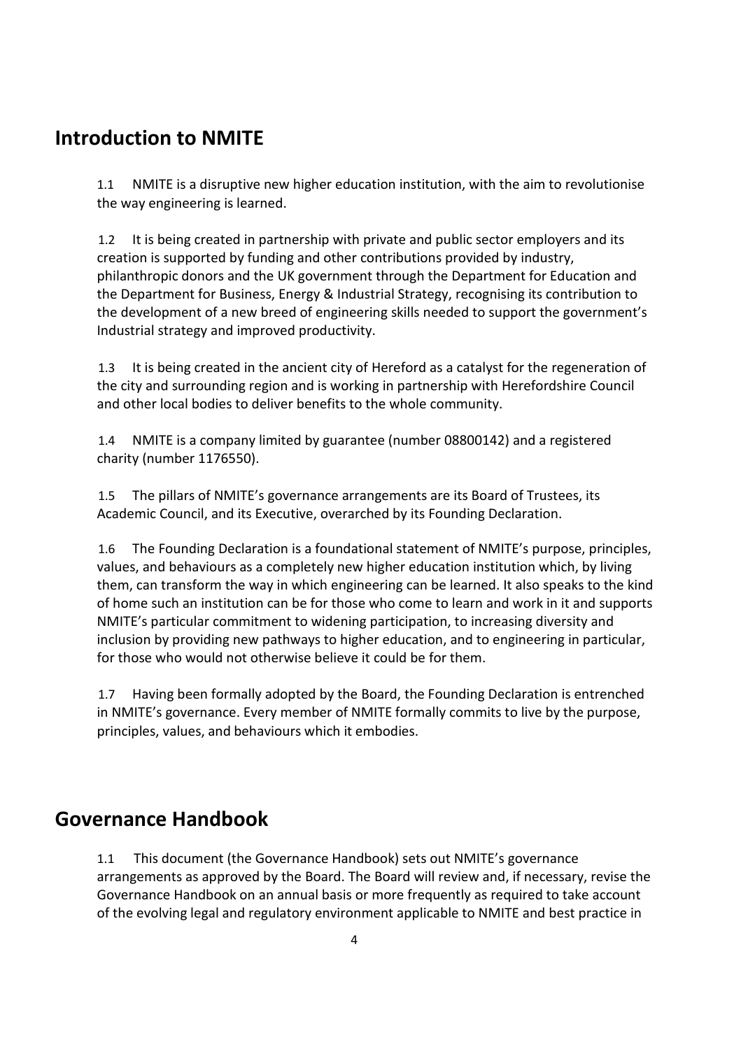## Introduction to NMITE

1.1 NMITE is a disruptive new higher education institution, with the aim to revolutionise the way engineering is learned.

1.2 It is being created in partnership with private and public sector employers and its creation is supported by funding and other contributions provided by industry, philanthropic donors and the UK government through the Department for Education and the Department for Business, Energy & Industrial Strategy, recognising its contribution to the development of a new breed of engineering skills needed to support the government's Industrial strategy and improved productivity.

1.3 It is being created in the ancient city of Hereford as a catalyst for the regeneration of the city and surrounding region and is working in partnership with Herefordshire Council and other local bodies to deliver benefits to the whole community.

1.4 NMITE is a company limited by guarantee (number 08800142) and a registered charity (number 1176550).

1.5 The pillars of NMITE's governance arrangements are its Board of Trustees, its Academic Council, and its Executive, overarched by its Founding Declaration.

1.6 The Founding Declaration is a foundational statement of NMITE's purpose, principles, values, and behaviours as a completely new higher education institution which, by living them, can transform the way in which engineering can be learned. It also speaks to the kind of home such an institution can be for those who come to learn and work in it and supports NMITE's particular commitment to widening participation, to increasing diversity and inclusion by providing new pathways to higher education, and to engineering in particular, for those who would not otherwise believe it could be for them.

1.7 Having been formally adopted by the Board, the Founding Declaration is entrenched in NMITE's governance. Every member of NMITE formally commits to live by the purpose, principles, values, and behaviours which it embodies.

## Governance Handbook

1.1 This document (the Governance Handbook) sets out NMITE's governance arrangements as approved by the Board. The Board will review and, if necessary, revise the Governance Handbook on an annual basis or more frequently as required to take account of the evolving legal and regulatory environment applicable to NMITE and best practice in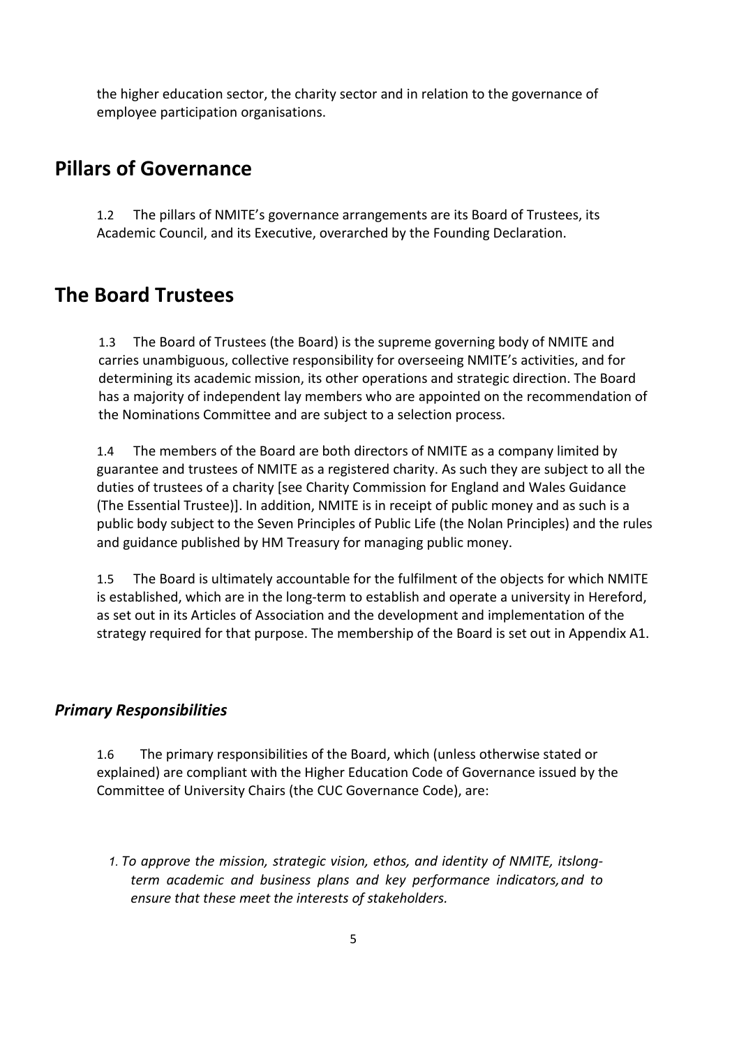the higher education sector, the charity sector and in relation to the governance of employee participation organisations.

## Pillars of Governance

1.2 The pillars of NMITE's governance arrangements are its Board of Trustees, its Academic Council, and its Executive, overarched by the Founding Declaration.

## The Board Trustees

1.3 The Board of Trustees (the Board) is the supreme governing body of NMITE and carries unambiguous, collective responsibility for overseeing NMITE's activities, and for determining its academic mission, its other operations and strategic direction. The Board has a majority of independent lay members who are appointed on the recommendation of the Nominations Committee and are subject to a selection process.

1.4 The members of the Board are both directors of NMITE as a company limited by guarantee and trustees of NMITE as a registered charity. As such they are subject to all the duties of trustees of a charity [see Charity Commission for England and Wales Guidance (The Essential Trustee)]. In addition, NMITE is in receipt of public money and as such is a public body subject to the Seven Principles of Public Life (the Nolan Principles) and the rules and guidance published by HM Treasury for managing public money.

1.5 The Board is ultimately accountable for the fulfilment of the objects for which NMITE is established, which are in the long-term to establish and operate a university in Hereford, as set out in its Articles of Association and the development and implementation of the strategy required for that purpose. The membership of the Board is set out in Appendix A1.

### *Primary Responsibilities*

1.6 The primary responsibilities of the Board, which (unless otherwise stated or explained) are compliant with the Higher Education Code of Governance issued by the Committee of University Chairs (the CUC Governance Code), are:

1. *To approve the mission, strategic vision, ethos, and identity of NMITE, itslong-term academic and business plans and key performance indicators, and to ensure that these meet the interests of stakeholders.*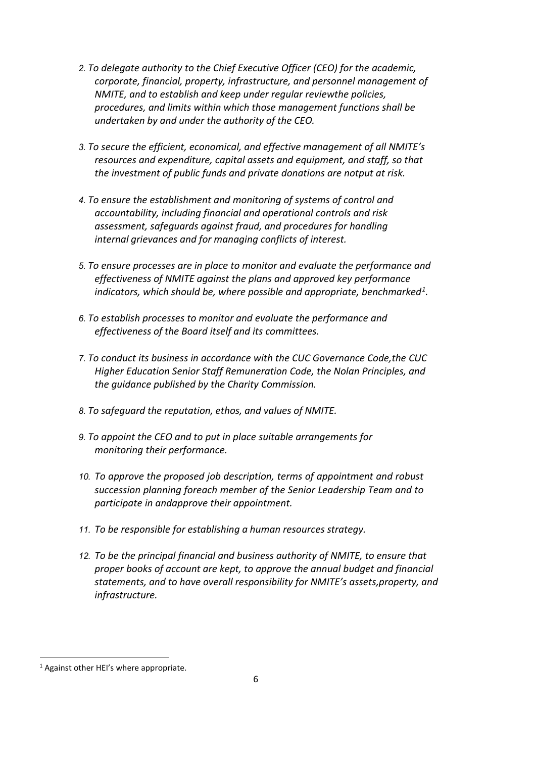2. *To delegate authority to the Chief Executive Officer (CEO) for the academic, corporate, financial, property, infrastructure, and personnel management of NMITE, and to establish and keep under regular reviewthe policies, procedures, and limits within which those management functions shall be undertaken by and under the authority of the CEO.*

3. *To secure the efficient, economical, and effective management of all NMITE's resources and expenditure, capital assets and equipment, and staff, so that the investment of public funds and private donations are notput at risk.*

4. *To ensure the establishment and monitoring of systems of control and accountability, including financial and operational controls and risk assessment, safeguards against fraud, and procedures for handling internal grievances and for managing conflicts of interest.*

5. *To ensure processes are in place to monitor and evaluate the performance and effectiveness of NMITE against the plans and approved key performance indicators, which should be, where possible and appropriate, benchmarked*[1]*.*

6. *To establish processes to monitor and evaluate the performance and effectiveness of the Board itself and its committees.*

7. *To conduct its business in accordance with the CUC Governance Code,the CUC Higher Education Senior Staff Remuneration Code, the Nolan Principles, and the guidance published by the Charity Commission.*

8. *To safeguard the reputation, ethos, and values of NMITE.*

9. *To appoint the CEO and to put in place suitable arrangements for monitoring their performance.*

10. *To approve the proposed job description, terms of appointment and robust succession planning foreach member of the Senior Leadership Team and to participate in andapprove their appointment.*

11. *To be responsible for establishing a human resources strategy.*

12. *To be the principal financial and business authority of NMITE, to ensure that proper books of account are kept, to approve the annual budget and financial statements, and to have overall responsibility for NMITE's assets,property, and infrastructure.*

---

[1] Against other HEI's where appropriate.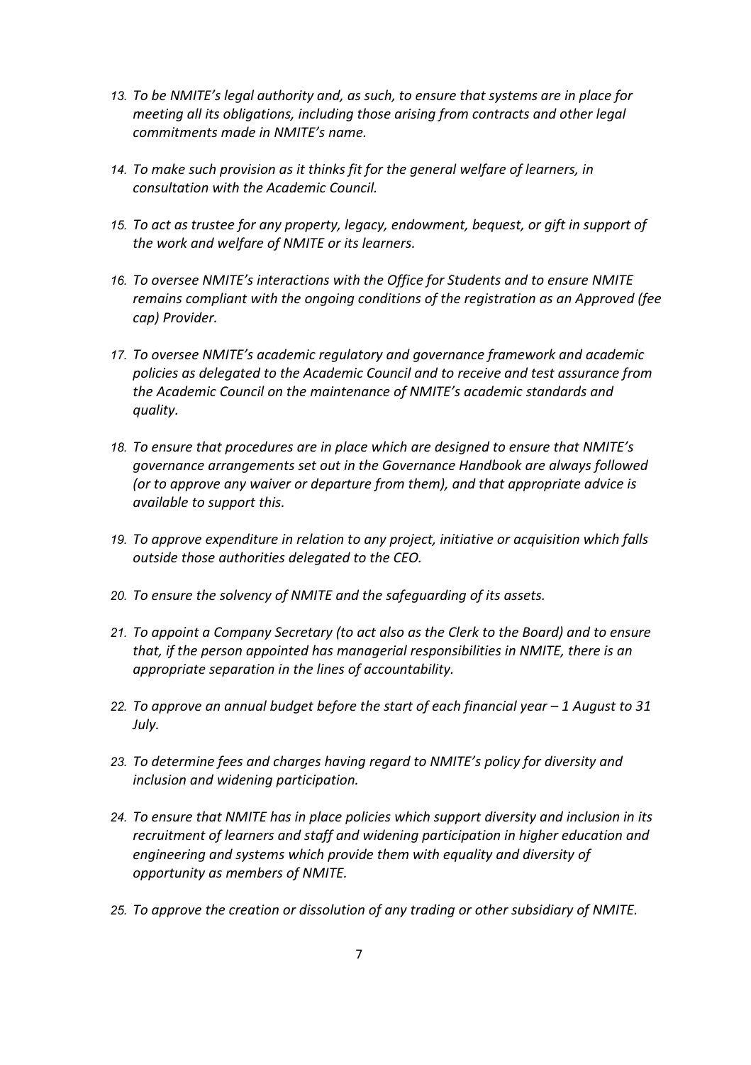13. *To be NMITE's legal authority and, as such, to ensure that systems are in place for meeting all its obligations, including those arising from contracts and other legal commitments made in NMITE's name.*

14. *To make such provision as it thinks fit for the general welfare of learners, in consultation with the Academic Council.*

15. *To act as trustee for any property, legacy, endowment, bequest, or gift in support of the work and welfare of NMITE or its learners.*

16. *To oversee NMITE's interactions with the Office for Students and to ensure NMITE remains compliant with the ongoing conditions of the registration as an Approved (fee cap) Provider.*

17. *To oversee NMITE's academic regulatory and governance framework and academic policies as delegated to the Academic Council and to receive and test assurance from the Academic Council on the maintenance of NMITE's academic standards and quality.*

18. *To ensure that procedures are in place which are designed to ensure that NMITE's governance arrangements set out in the Governance Handbook are always followed (or to approve any waiver or departure from them), and that appropriate advice is available to support this.*

19. *To approve expenditure in relation to any project, initiative or acquisition which falls outside those authorities delegated to the CEO.*

20. *To ensure the solvency of NMITE and the safeguarding of its assets.*

21. *To appoint a Company Secretary (to act also as the Clerk to the Board) and to ensure that, if the person appointed has managerial responsibilities in NMITE, there is an appropriate separation in the lines of accountability.*

22. *To approve an annual budget before the start of each financial year – 1 August to 31 July.*

23. *To determine fees and charges having regard to NMITE's policy for diversity and inclusion and widening participation.*

24. *To ensure that NMITE has in place policies which support diversity and inclusion in its recruitment of learners and staff and widening participation in higher education and engineering and systems which provide them with equality and diversity of opportunity as members of NMITE.*

25. *To approve the creation or dissolution of any trading or other subsidiary of NMITE.*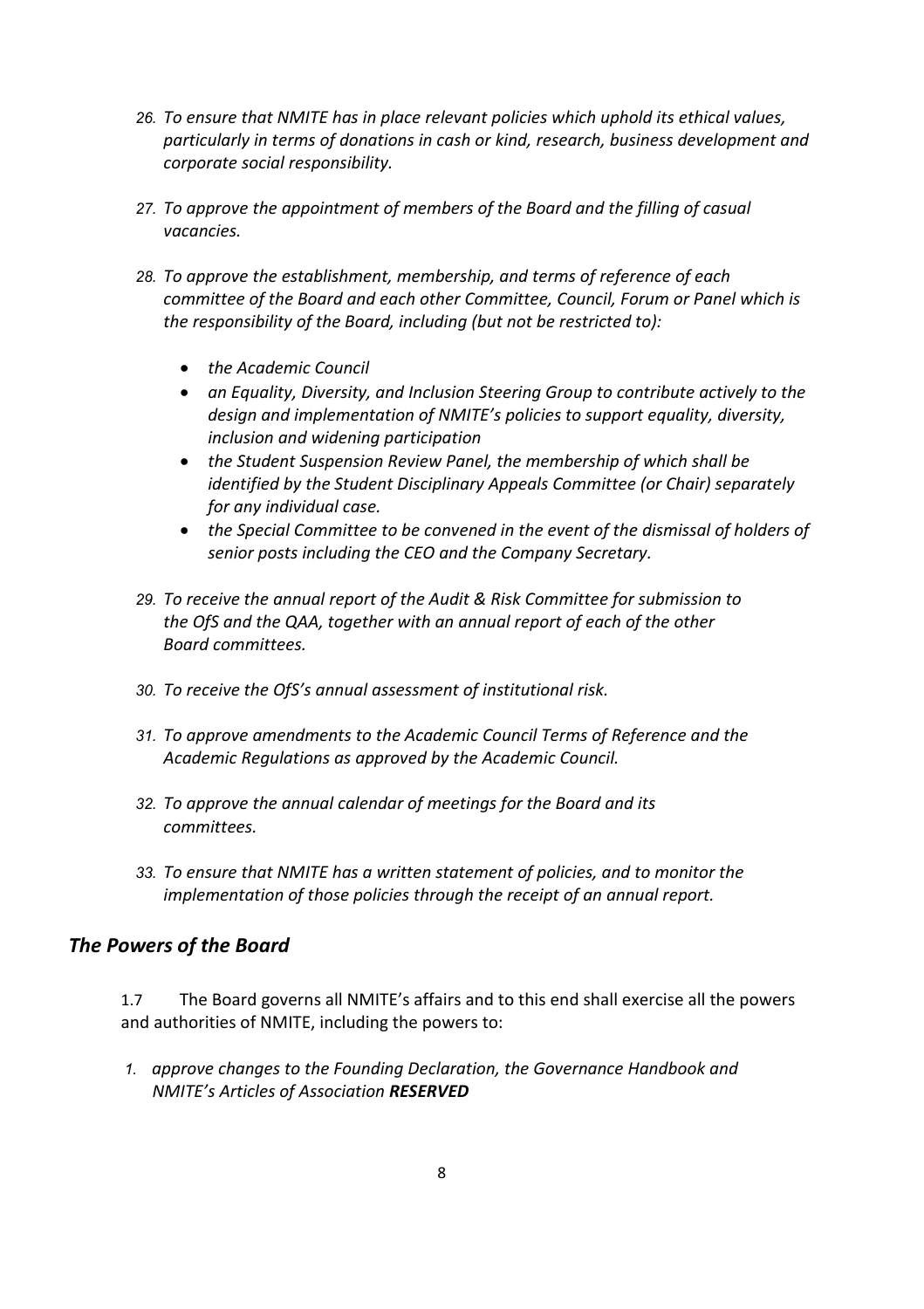26. *To ensure that NMITE has in place relevant policies which uphold its ethical values, particularly in terms of donations in cash or kind, research, business development and corporate social responsibility.*

27. *To approve the appointment of members of the Board and the filling of casual vacancies.*

28. *To approve the establishment, membership, and terms of reference of each committee of the Board and each other Committee, Council, Forum or Panel which is the responsibility of the Board, including (but not be restricted to):*

    - *the Academic Council*
    - *an Equality, Diversity, and Inclusion Steering Group to contribute actively to the design and implementation of NMITE's policies to support equality, diversity, inclusion and widening participation*
    - *the Student Suspension Review Panel, the membership of which shall be identified by the Student Disciplinary Appeals Committee (or Chair) separately for any individual case.*
    - *the Special Committee to be convened in the event of the dismissal of holders of senior posts including the CEO and the Company Secretary.*

29. *To receive the annual report of the Audit & Risk Committee for submission to the OfS and the QAA, together with an annual report of each of the other Board committees.*

30. *To receive the OfS's annual assessment of institutional risk.*

31. *To approve amendments to the Academic Council Terms of Reference and the Academic Regulations as approved by the Academic Council.*

32. *To approve the annual calendar of meetings for the Board and its committees.*

33. *To ensure that NMITE has a written statement of policies, and to monitor the implementation of those policies through the receipt of an annual report.*

## *The Powers of the Board*

1.7 The Board governs all NMITE's affairs and to this end shall exercise all the powers and authorities of NMITE, including the powers to:

1. *approve changes to the Founding Declaration, the Governance Handbook and NMITE's Articles of Association **RESERVED***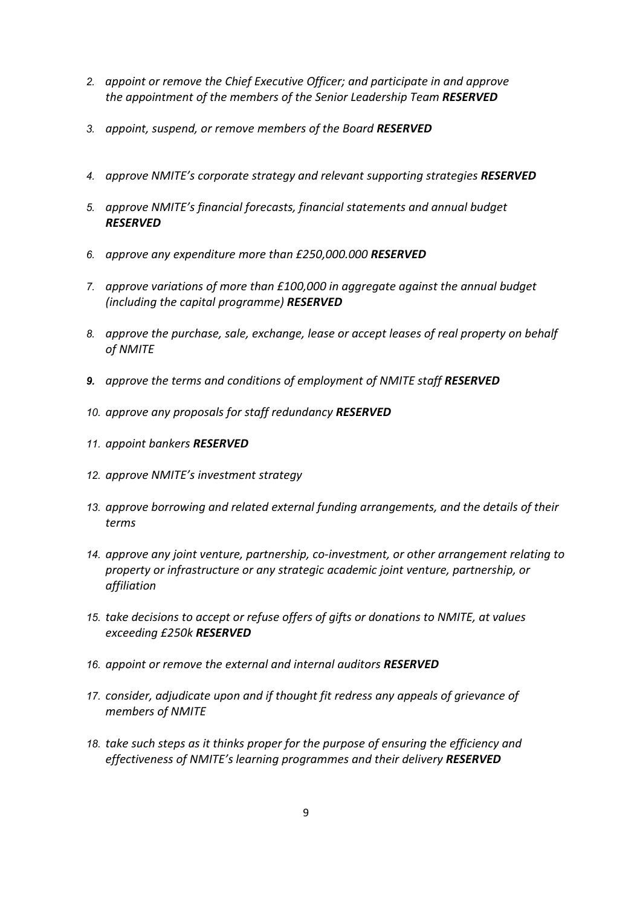2. *appoint or remove the Chief Executive Officer; and participate in and approve the appointment of the members of the Senior Leadership Team **RESERVED***
3. *appoint, suspend, or remove members of the Board **RESERVED***
4. *approve NMITE's corporate strategy and relevant supporting strategies **RESERVED***
5. *approve NMITE's financial forecasts, financial statements and annual budget **RESERVED***
6. *approve any expenditure more than £250,000.000 **RESERVED***
7. *approve variations of more than £100,000 in aggregate against the annual budget (including the capital programme) **RESERVED***
8. *approve the purchase, sale, exchange, lease or accept leases of real property on behalf of NMITE*
9. *approve the terms and conditions of employment of NMITE staff **RESERVED***
10. *approve any proposals for staff redundancy **RESERVED***
11. *appoint bankers **RESERVED***
12. *approve NMITE's investment strategy*
13. *approve borrowing and related external funding arrangements, and the details of their terms*
14. *approve any joint venture, partnership, co-investment, or other arrangement relating to property or infrastructure or any strategic academic joint venture, partnership, or affiliation*
15. *take decisions to accept or refuse offers of gifts or donations to NMITE, at values exceeding £250k **RESERVED***
16. *appoint or remove the external and internal auditors **RESERVED***
17. *consider, adjudicate upon and if thought fit redress any appeals of grievance of members of NMITE*
18. *take such steps as it thinks proper for the purpose of ensuring the efficiency and effectiveness of NMITE's learning programmes and their delivery **RESERVED***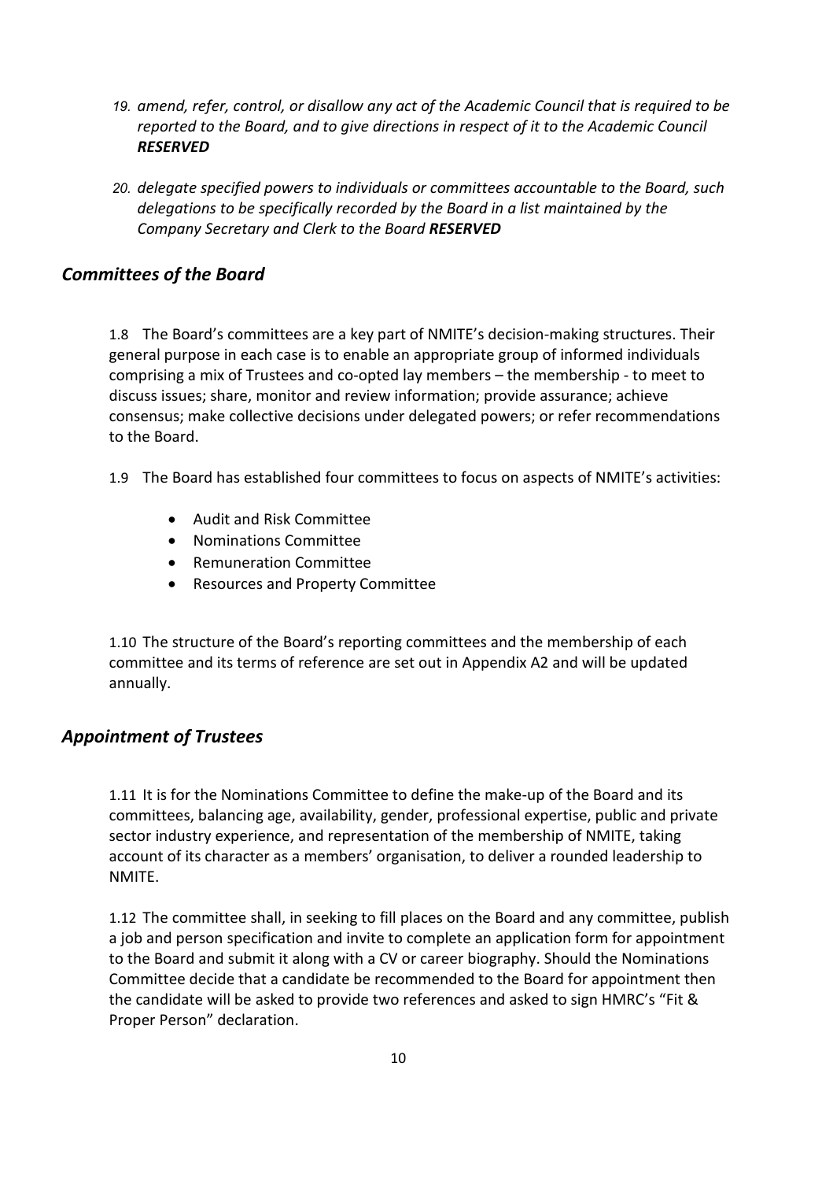19. *amend, refer, control, or disallow any act of the Academic Council that is required to be reported to the Board, and to give directions in respect of it to the Academic Council* ***RESERVED***

20. *delegate specified powers to individuals or committees accountable to the Board, such delegations to be specifically recorded by the Board in a list maintained by the Company Secretary and Clerk to the Board* ***RESERVED***

## *Committees of the Board*

1.8 The Board's committees are a key part of NMITE's decision-making structures. Their general purpose in each case is to enable an appropriate group of informed individuals comprising a mix of Trustees and co-opted lay members – the membership - to meet to discuss issues; share, monitor and review information; provide assurance; achieve consensus; make collective decisions under delegated powers; or refer recommendations to the Board.

1.9 The Board has established four committees to focus on aspects of NMITE's activities:

- Audit and Risk Committee
- Nominations Committee
- Remuneration Committee
- Resources and Property Committee

1.10 The structure of the Board's reporting committees and the membership of each committee and its terms of reference are set out in Appendix A2 and will be updated annually.

## *Appointment of Trustees*

1.11 It is for the Nominations Committee to define the make-up of the Board and its committees, balancing age, availability, gender, professional expertise, public and private sector industry experience, and representation of the membership of NMITE, taking account of its character as a members' organisation, to deliver a rounded leadership to NMITE.

1.12 The committee shall, in seeking to fill places on the Board and any committee, publish a job and person specification and invite to complete an application form for appointment to the Board and submit it along with a CV or career biography. Should the Nominations Committee decide that a candidate be recommended to the Board for appointment then the candidate will be asked to provide two references and asked to sign HMRC's "Fit & Proper Person" declaration.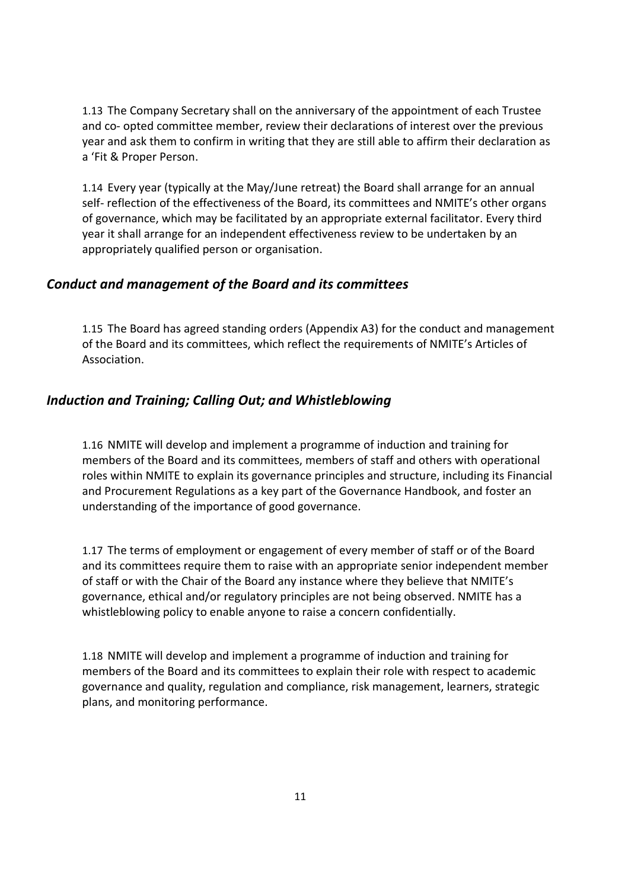1.13 The Company Secretary shall on the anniversary of the appointment of each Trustee and co- opted committee member, review their declarations of interest over the previous year and ask them to confirm in writing that they are still able to affirm their declaration as a 'Fit & Proper Person.

1.14 Every year (typically at the May/June retreat) the Board shall arrange for an annual self- reflection of the effectiveness of the Board, its committees and NMITE's other organs of governance, which may be facilitated by an appropriate external facilitator. Every third year it shall arrange for an independent effectiveness review to be undertaken by an appropriately qualified person or organisation.

### *Conduct and management of the Board and its committees*

1.15 The Board has agreed standing orders (Appendix A3) for the conduct and management of the Board and its committees, which reflect the requirements of NMITE's Articles of Association.

### *Induction and Training; Calling Out; and Whistleblowing*

1.16 NMITE will develop and implement a programme of induction and training for members of the Board and its committees, members of staff and others with operational roles within NMITE to explain its governance principles and structure, including its Financial and Procurement Regulations as a key part of the Governance Handbook, and foster an understanding of the importance of good governance.

1.17 The terms of employment or engagement of every member of staff or of the Board and its committees require them to raise with an appropriate senior independent member of staff or with the Chair of the Board any instance where they believe that NMITE's governance, ethical and/or regulatory principles are not being observed. NMITE has a whistleblowing policy to enable anyone to raise a concern confidentially.

1.18 NMITE will develop and implement a programme of induction and training for members of the Board and its committees to explain their role with respect to academic governance and quality, regulation and compliance, risk management, learners, strategic plans, and monitoring performance.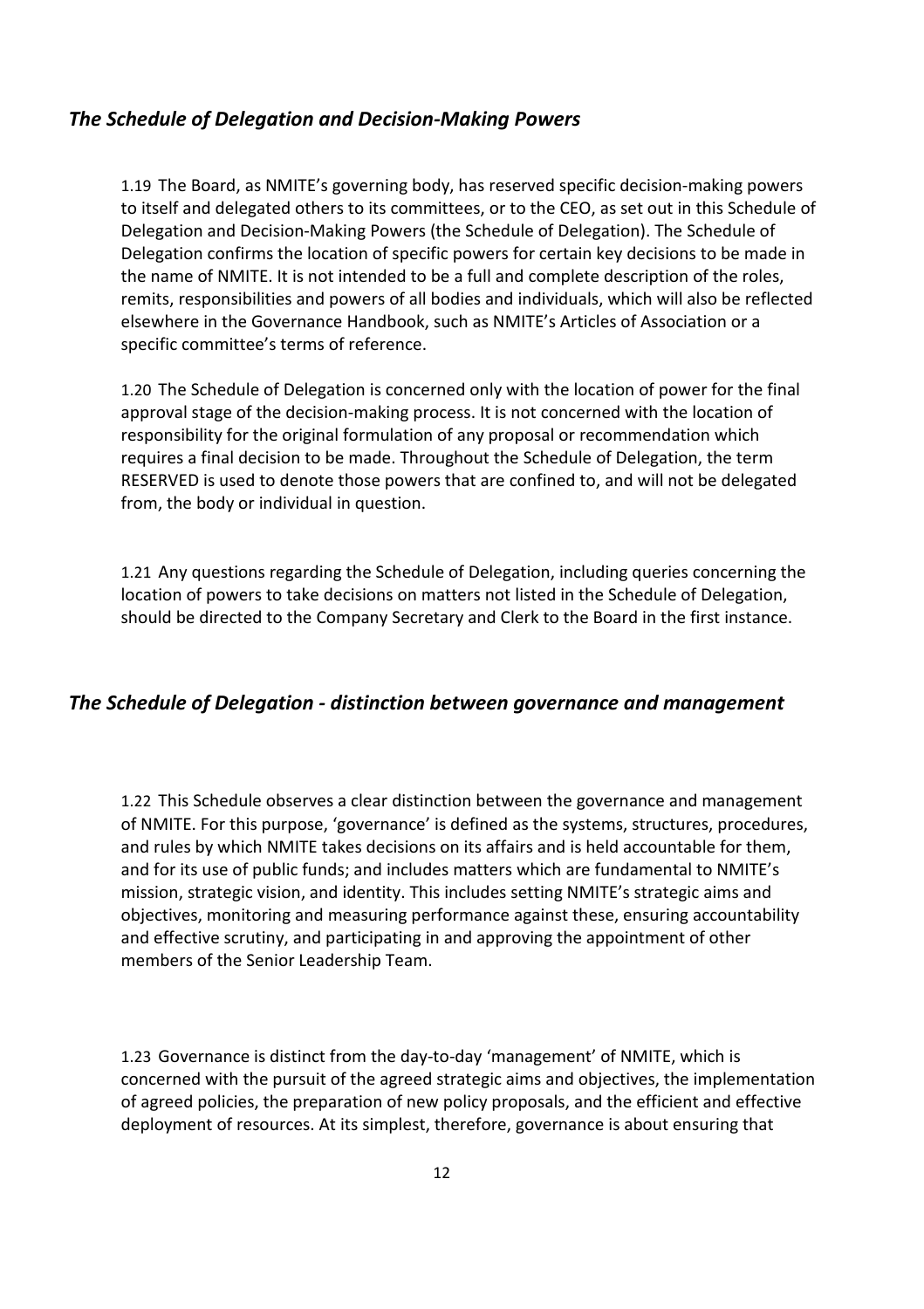## *The Schedule of Delegation and Decision-Making Powers*

1.19 The Board, as NMITE's governing body, has reserved specific decision-making powers to itself and delegated others to its committees, or to the CEO, as set out in this Schedule of Delegation and Decision-Making Powers (the Schedule of Delegation). The Schedule of Delegation confirms the location of specific powers for certain key decisions to be made in the name of NMITE. It is not intended to be a full and complete description of the roles, remits, responsibilities and powers of all bodies and individuals, which will also be reflected elsewhere in the Governance Handbook, such as NMITE's Articles of Association or a specific committee's terms of reference.

1.20 The Schedule of Delegation is concerned only with the location of power for the final approval stage of the decision-making process. It is not concerned with the location of responsibility for the original formulation of any proposal or recommendation which requires a final decision to be made. Throughout the Schedule of Delegation, the term RESERVED is used to denote those powers that are confined to, and will not be delegated from, the body or individual in question.

1.21 Any questions regarding the Schedule of Delegation, including queries concerning the location of powers to take decisions on matters not listed in the Schedule of Delegation, should be directed to the Company Secretary and Clerk to the Board in the first instance.

## *The Schedule of Delegation - distinction between governance and management*

1.22 This Schedule observes a clear distinction between the governance and management of NMITE. For this purpose, 'governance' is defined as the systems, structures, procedures, and rules by which NMITE takes decisions on its affairs and is held accountable for them, and for its use of public funds; and includes matters which are fundamental to NMITE's mission, strategic vision, and identity. This includes setting NMITE's strategic aims and objectives, monitoring and measuring performance against these, ensuring accountability and effective scrutiny, and participating in and approving the appointment of other members of the Senior Leadership Team.

1.23 Governance is distinct from the day-to-day 'management' of NMITE, which is concerned with the pursuit of the agreed strategic aims and objectives, the implementation of agreed policies, the preparation of new policy proposals, and the efficient and effective deployment of resources. At its simplest, therefore, governance is about ensuring that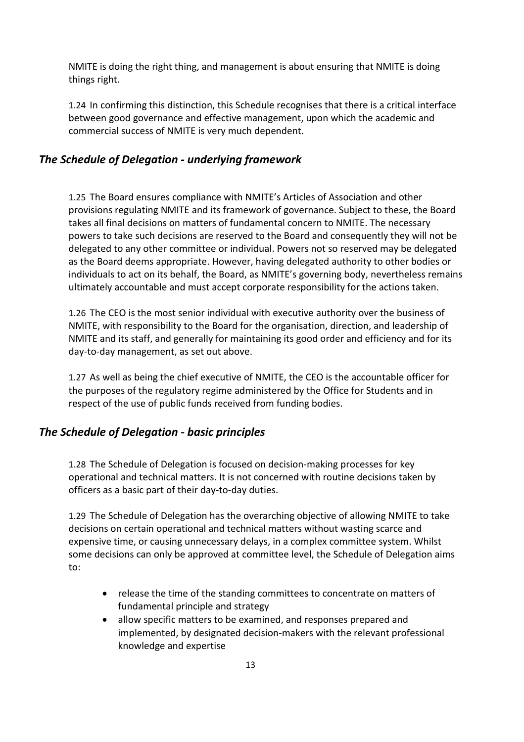NMITE is doing the right thing, and management is about ensuring that NMITE is doing things right.

1.24 In confirming this distinction, this Schedule recognises that there is a critical interface between good governance and effective management, upon which the academic and commercial success of NMITE is very much dependent.

## *The Schedule of Delegation - underlying framework*

1.25 The Board ensures compliance with NMITE's Articles of Association and other provisions regulating NMITE and its framework of governance. Subject to these, the Board takes all final decisions on matters of fundamental concern to NMITE. The necessary powers to take such decisions are reserved to the Board and consequently they will not be delegated to any other committee or individual. Powers not so reserved may be delegated as the Board deems appropriate. However, having delegated authority to other bodies or individuals to act on its behalf, the Board, as NMITE's governing body, nevertheless remains ultimately accountable and must accept corporate responsibility for the actions taken.

1.26 The CEO is the most senior individual with executive authority over the business of NMITE, with responsibility to the Board for the organisation, direction, and leadership of NMITE and its staff, and generally for maintaining its good order and efficiency and for its day-to-day management, as set out above.

1.27 As well as being the chief executive of NMITE, the CEO is the accountable officer for the purposes of the regulatory regime administered by the Office for Students and in respect of the use of public funds received from funding bodies.

## *The Schedule of Delegation - basic principles*

1.28 The Schedule of Delegation is focused on decision-making processes for key operational and technical matters. It is not concerned with routine decisions taken by officers as a basic part of their day-to-day duties.

1.29 The Schedule of Delegation has the overarching objective of allowing NMITE to take decisions on certain operational and technical matters without wasting scarce and expensive time, or causing unnecessary delays, in a complex committee system. Whilst some decisions can only be approved at committee level, the Schedule of Delegation aims to:

- release the time of the standing committees to concentrate on matters of fundamental principle and strategy
- allow specific matters to be examined, and responses prepared and implemented, by designated decision-makers with the relevant professional knowledge and expertise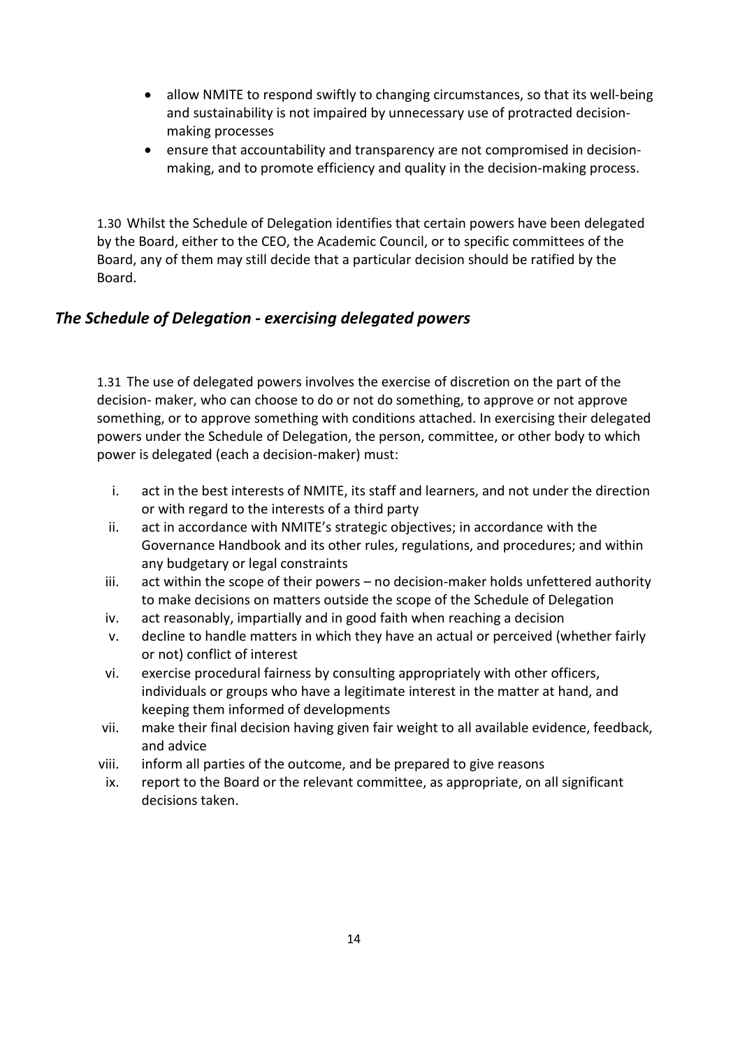- allow NMITE to respond swiftly to changing circumstances, so that its well-being and sustainability is not impaired by unnecessary use of protracted decision-making processes
- ensure that accountability and transparency are not compromised in decision-making, and to promote efficiency and quality in the decision-making process.

1.30 Whilst the Schedule of Delegation identifies that certain powers have been delegated by the Board, either to the CEO, the Academic Council, or to specific committees of the Board, any of them may still decide that a particular decision should be ratified by the Board.

## *The Schedule of Delegation - exercising delegated powers*

1.31 The use of delegated powers involves the exercise of discretion on the part of the decision- maker, who can choose to do or not do something, to approve or not approve something, or to approve something with conditions attached. In exercising their delegated powers under the Schedule of Delegation, the person, committee, or other body to which power is delegated (each a decision-maker) must:

i. act in the best interests of NMITE, its staff and learners, and not under the direction or with regard to the interests of a third party
ii. act in accordance with NMITE's strategic objectives; in accordance with the Governance Handbook and its other rules, regulations, and procedures; and within any budgetary or legal constraints
iii. act within the scope of their powers – no decision-maker holds unfettered authority to make decisions on matters outside the scope of the Schedule of Delegation
iv. act reasonably, impartially and in good faith when reaching a decision
v. decline to handle matters in which they have an actual or perceived (whether fairly or not) conflict of interest
vi. exercise procedural fairness by consulting appropriately with other officers, individuals or groups who have a legitimate interest in the matter at hand, and keeping them informed of developments
vii. make their final decision having given fair weight to all available evidence, feedback, and advice
viii. inform all parties of the outcome, and be prepared to give reasons
ix. report to the Board or the relevant committee, as appropriate, on all significant decisions taken.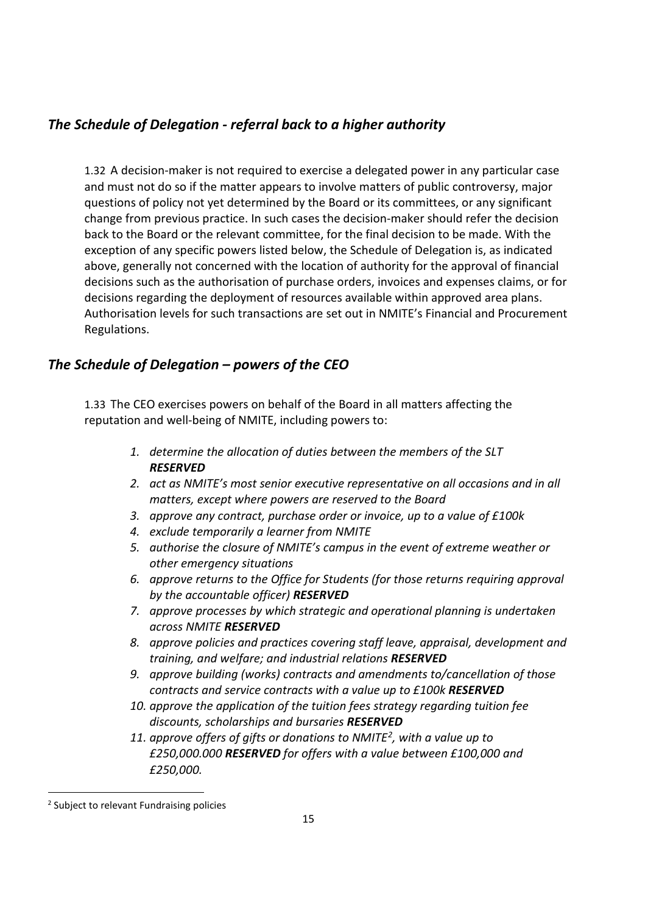## *The Schedule of Delegation - referral back to a higher authority*

1.32 A decision-maker is not required to exercise a delegated power in any particular case and must not do so if the matter appears to involve matters of public controversy, major questions of policy not yet determined by the Board or its committees, or any significant change from previous practice. In such cases the decision-maker should refer the decision back to the Board or the relevant committee, for the final decision to be made. With the exception of any specific powers listed below, the Schedule of Delegation is, as indicated above, generally not concerned with the location of authority for the approval of financial decisions such as the authorisation of purchase orders, invoices and expenses claims, or for decisions regarding the deployment of resources available within approved area plans. Authorisation levels for such transactions are set out in NMITE's Financial and Procurement Regulations.

## *The Schedule of Delegation – powers of the CEO*

1.33 The CEO exercises powers on behalf of the Board in all matters affecting the reputation and well-being of NMITE, including powers to:

1. *determine the allocation of duties between the members of the SLT* ***RESERVED***
2. *act as NMITE's most senior executive representative on all occasions and in all matters, except where powers are reserved to the Board*
3. *approve any contract, purchase order or invoice, up to a value of £100k*
4. *exclude temporarily a learner from NMITE*
5. *authorise the closure of NMITE's campus in the event of extreme weather or other emergency situations*
6. *approve returns to the Office for Students (for those returns requiring approval by the accountable officer)* ***RESERVED***
7. *approve processes by which strategic and operational planning is undertaken across NMITE* ***RESERVED***
8. *approve policies and practices covering staff leave, appraisal, development and training, and welfare; and industrial relations* ***RESERVED***
9. *approve building (works) contracts and amendments to/cancellation of those contracts and service contracts with a value up to £100k* ***RESERVED***
10. *approve the application of the tuition fees strategy regarding tuition fee discounts, scholarships and bursaries* ***RESERVED***
11. *approve offers of gifts or donations to NMITE[2], with a value up to £250,000.000* ***RESERVED*** *for offers with a value between £100,000 and £250,000.*

[2] Subject to relevant Fundraising policies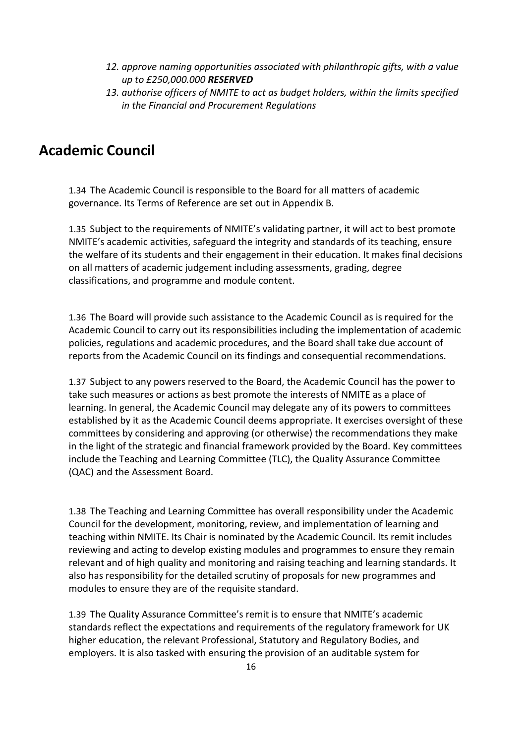12. *approve naming opportunities associated with philanthropic gifts, with a value up to £250,000.000* ***RESERVED***
13. *authorise officers of NMITE to act as budget holders, within the limits specified in the Financial and Procurement Regulations*

## Academic Council

1.34 The Academic Council is responsible to the Board for all matters of academic governance. Its Terms of Reference are set out in Appendix B.

1.35 Subject to the requirements of NMITE's validating partner, it will act to best promote NMITE's academic activities, safeguard the integrity and standards of its teaching, ensure the welfare of its students and their engagement in their education. It makes final decisions on all matters of academic judgement including assessments, grading, degree classifications, and programme and module content.

1.36 The Board will provide such assistance to the Academic Council as is required for the Academic Council to carry out its responsibilities including the implementation of academic policies, regulations and academic procedures, and the Board shall take due account of reports from the Academic Council on its findings and consequential recommendations.

1.37 Subject to any powers reserved to the Board, the Academic Council has the power to take such measures or actions as best promote the interests of NMITE as a place of learning. In general, the Academic Council may delegate any of its powers to committees established by it as the Academic Council deems appropriate. It exercises oversight of these committees by considering and approving (or otherwise) the recommendations they make in the light of the strategic and financial framework provided by the Board. Key committees include the Teaching and Learning Committee (TLC), the Quality Assurance Committee (QAC) and the Assessment Board.

1.38 The Teaching and Learning Committee has overall responsibility under the Academic Council for the development, monitoring, review, and implementation of learning and teaching within NMITE. Its Chair is nominated by the Academic Council. Its remit includes reviewing and acting to develop existing modules and programmes to ensure they remain relevant and of high quality and monitoring and raising teaching and learning standards. It also has responsibility for the detailed scrutiny of proposals for new programmes and modules to ensure they are of the requisite standard.

1.39 The Quality Assurance Committee's remit is to ensure that NMITE's academic standards reflect the expectations and requirements of the regulatory framework for UK higher education, the relevant Professional, Statutory and Regulatory Bodies, and employers. It is also tasked with ensuring the provision of an auditable system for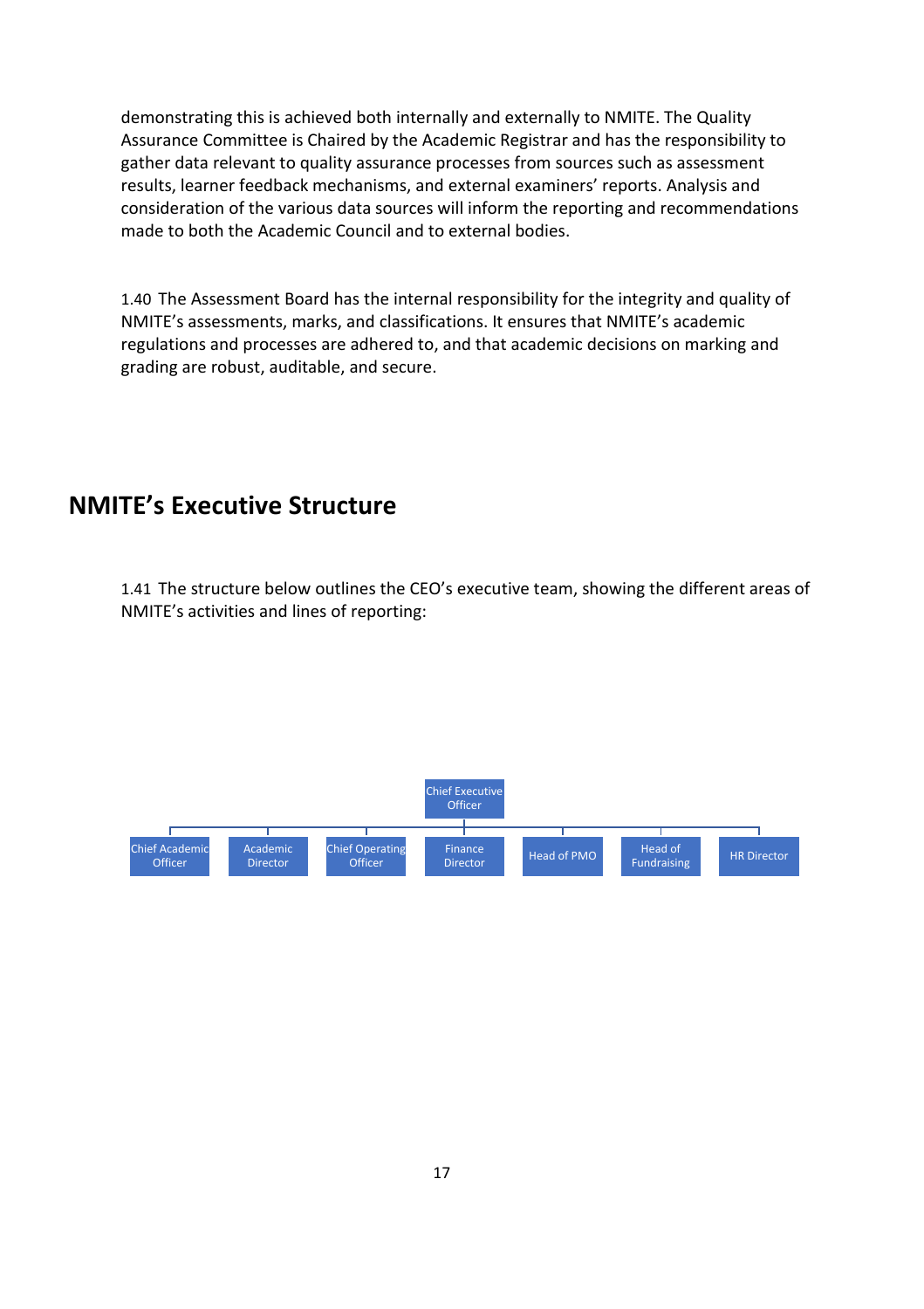demonstrating this is achieved both internally and externally to NMITE. The Quality Assurance Committee is Chaired by the Academic Registrar and has the responsibility to gather data relevant to quality assurance processes from sources such as assessment results, learner feedback mechanisms, and external examiners' reports. Analysis and consideration of the various data sources will inform the reporting and recommendations made to both the Academic Council and to external bodies.

1.40 The Assessment Board has the internal responsibility for the integrity and quality of NMITE's assessments, marks, and classifications. It ensures that NMITE's academic regulations and processes are adhered to, and that academic decisions on marking and grading are robust, auditable, and secure.

## NMITE's Executive Structure

1.41 The structure below outlines the CEO's executive team, showing the different areas of NMITE's activities and lines of reporting:

Chief Executive Officer

Chief Academic Officer

Academic Director

Chief Operating Officer

Finance Director

Head of PMO

Head of Fundraising

HR Director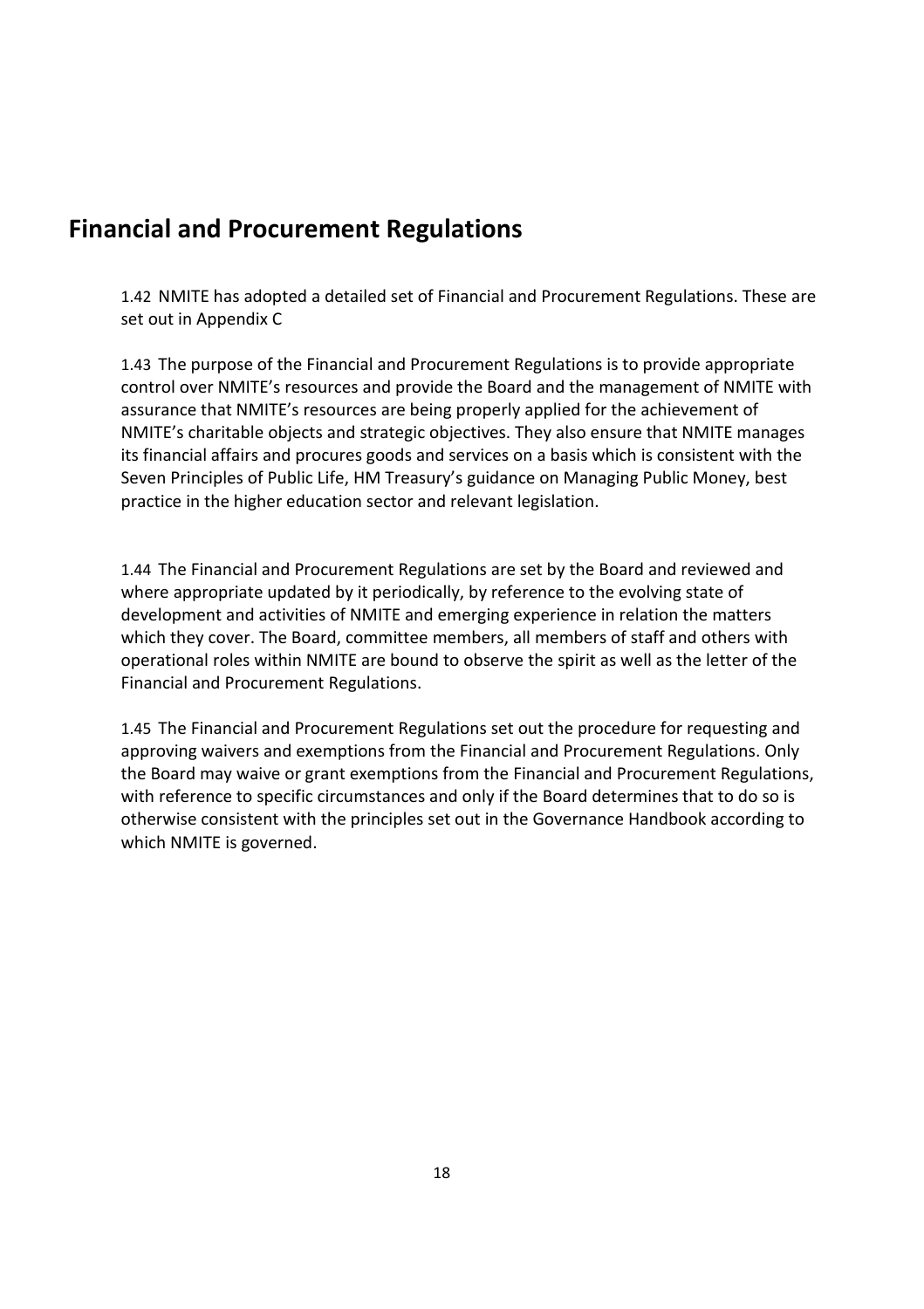## Financial and Procurement Regulations

1.42 NMITE has adopted a detailed set of Financial and Procurement Regulations. These are set out in Appendix C

1.43 The purpose of the Financial and Procurement Regulations is to provide appropriate control over NMITE's resources and provide the Board and the management of NMITE with assurance that NMITE's resources are being properly applied for the achievement of NMITE's charitable objects and strategic objectives. They also ensure that NMITE manages its financial affairs and procures goods and services on a basis which is consistent with the Seven Principles of Public Life, HM Treasury's guidance on Managing Public Money, best practice in the higher education sector and relevant legislation.

1.44 The Financial and Procurement Regulations are set by the Board and reviewed and where appropriate updated by it periodically, by reference to the evolving state of development and activities of NMITE and emerging experience in relation the matters which they cover. The Board, committee members, all members of staff and others with operational roles within NMITE are bound to observe the spirit as well as the letter of the Financial and Procurement Regulations.

1.45 The Financial and Procurement Regulations set out the procedure for requesting and approving waivers and exemptions from the Financial and Procurement Regulations. Only the Board may waive or grant exemptions from the Financial and Procurement Regulations, with reference to specific circumstances and only if the Board determines that to do so is otherwise consistent with the principles set out in the Governance Handbook according to which NMITE is governed.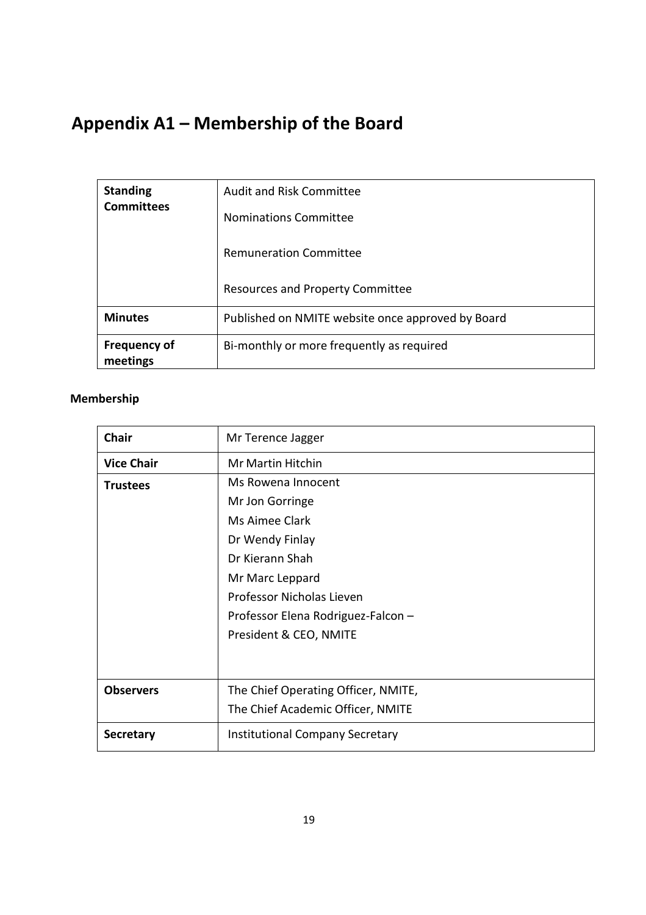# Appendix A1 – Membership of the Board

| | |
|---|---|
| **Standing Committees** | Audit and Risk Committee<br>Nominations Committee<br>Remuneration Committee<br>Resources and Property Committee |
| **Minutes** | Published on NMITE website once approved by Board |
| **Frequency of meetings** | Bi-monthly or more frequently as required |

**Membership**

| | |
|---|---|
| **Chair** | Mr Terence Jagger |
| **Vice Chair** | Mr Martin Hitchin |
| **Trustees** | Ms Rowena Innocent<br>Mr Jon Gorringe<br>Ms Aimee Clark<br>Dr Wendy Finlay<br>Dr Kierann Shah<br>Mr Marc Leppard<br>Professor Nicholas Lieven<br>Professor Elena Rodriguez-Falcon –<br>President & CEO, NMITE |
| **Observers** | The Chief Operating Officer, NMITE,<br>The Chief Academic Officer, NMITE |
| **Secretary** | Institutional Company Secretary |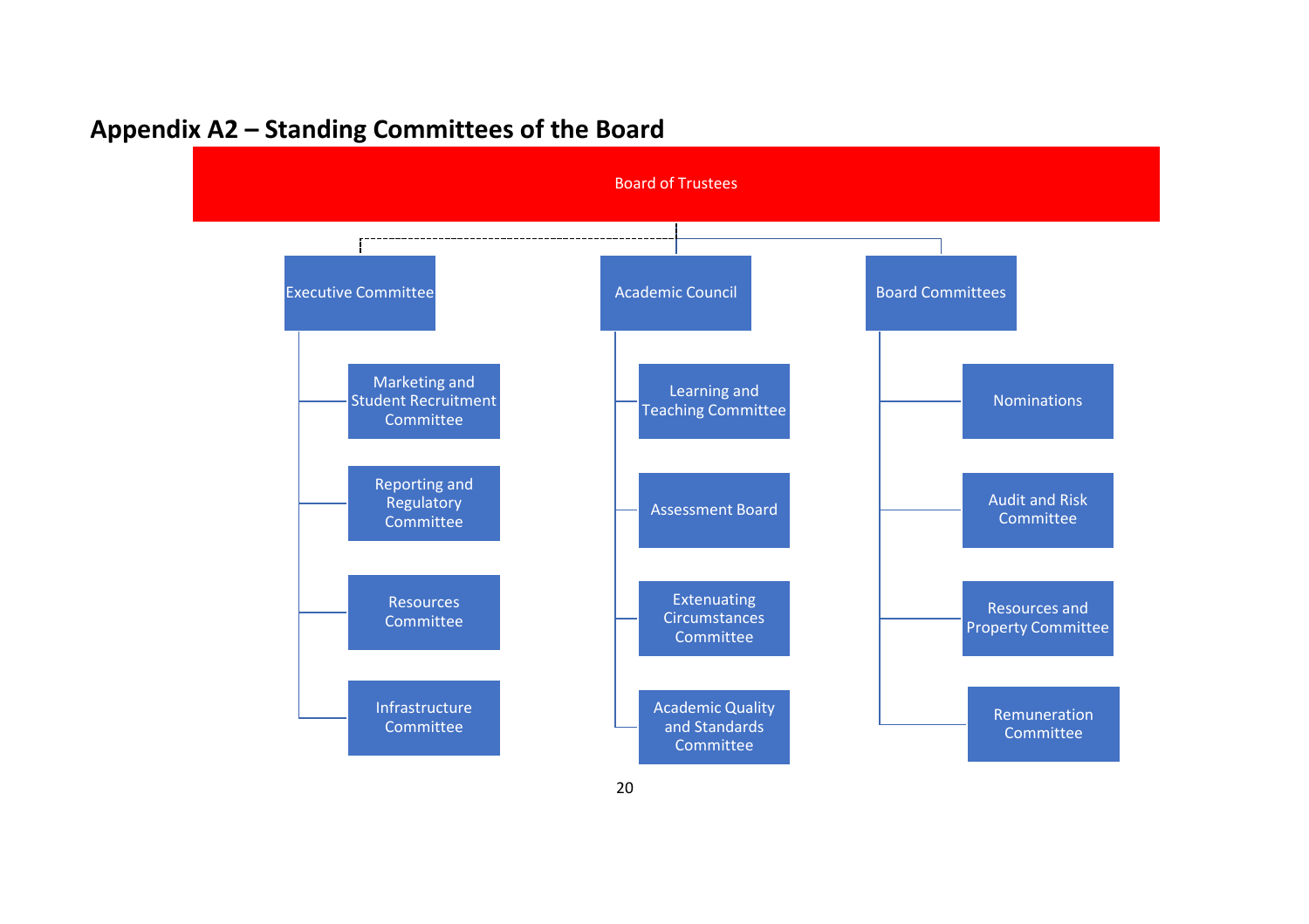## Appendix A2 – Standing Committees of the Board

Board of Trustees

Executive Committee

Marketing and Student Recruitment Committee

Reporting and Regulatory Committee

Resources Committee

Infrastructure Committee

Academic Council

Learning and Teaching Committee

Assessment Board

Extenuating Circumstances Committee

Academic Quality and Standards Committee

Board Committees

Nominations

Audit and Risk Committee

Resources and Property Committee

Remuneration Committee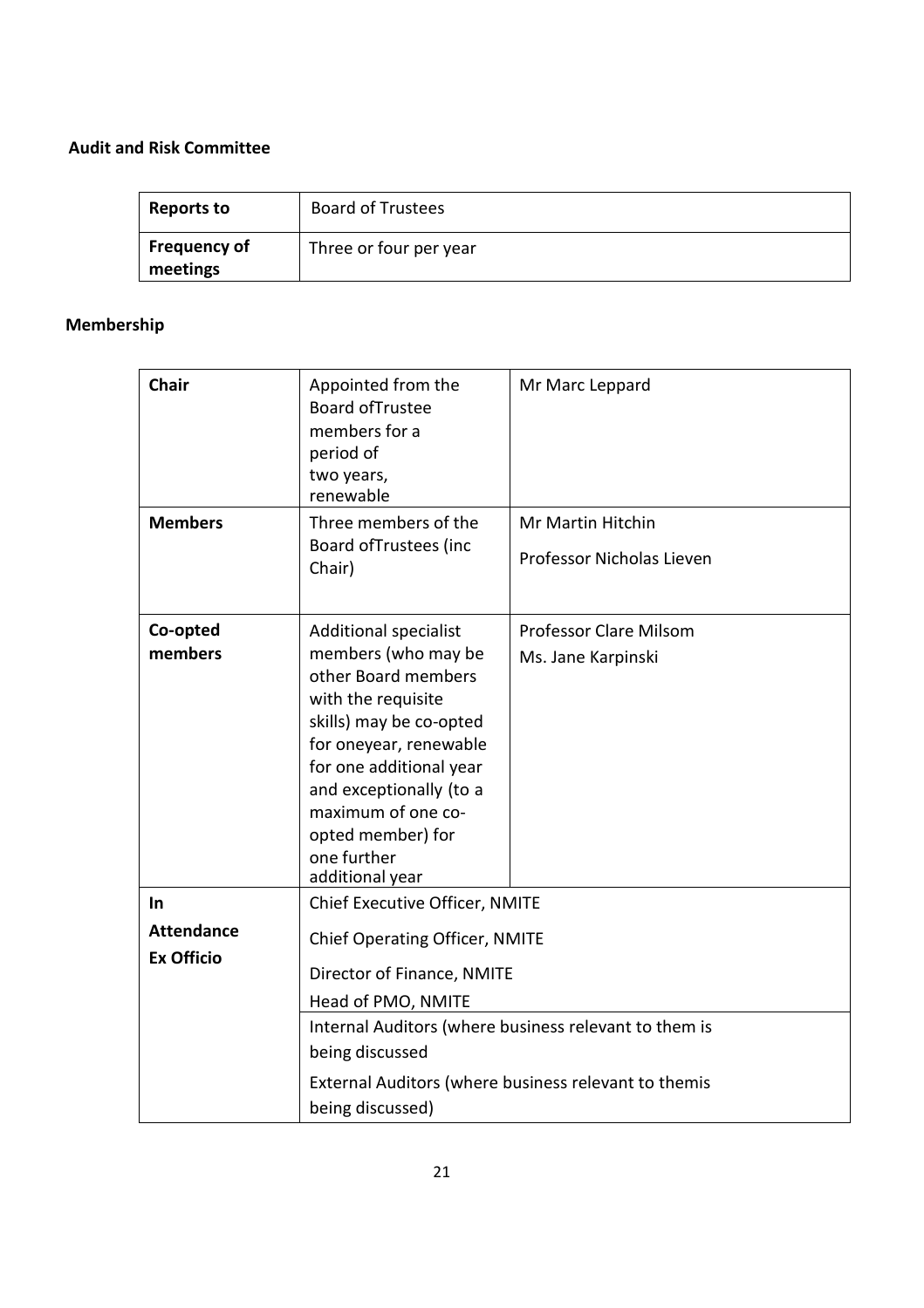**Audit and Risk Committee**

| | |
|---|---|
| **Reports to** | Board of Trustees |
| **Frequency of meetings** | Three or four per year |

**Membership**

| | | |
|---|---|---|
| **Chair** | Appointed from the Board ofTrustee members for a period of two years, renewable | Mr Marc Leppard |
| **Members** | Three members of the Board ofTrustees (inc Chair) | Mr Martin Hitchin<br>Professor Nicholas Lieven |
| **Co-opted members** | Additional specialist members (who may be other Board members with the requisite skills) may be co-opted for oneyear, renewable for one additional year and exceptionally (to a maximum of one co-opted member) for one further additional year | Professor Clare Milsom<br>Ms. Jane Karpinski |
| **In Attendance Ex Officio** | Chief Executive Officer, NMITE<br>Chief Operating Officer, NMITE<br>Director of Finance, NMITE<br>Head of PMO, NMITE | |
| | Internal Auditors (where business relevant to them is being discussed<br>External Auditors (where business relevant to themis being discussed) | |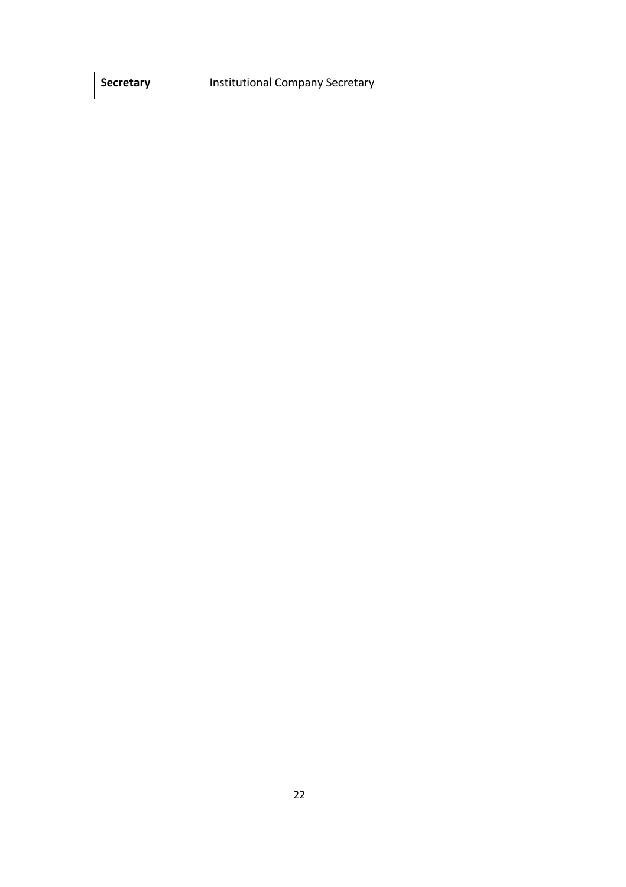| | |
|---|---|
| **Secretary** | Institutional Company Secretary |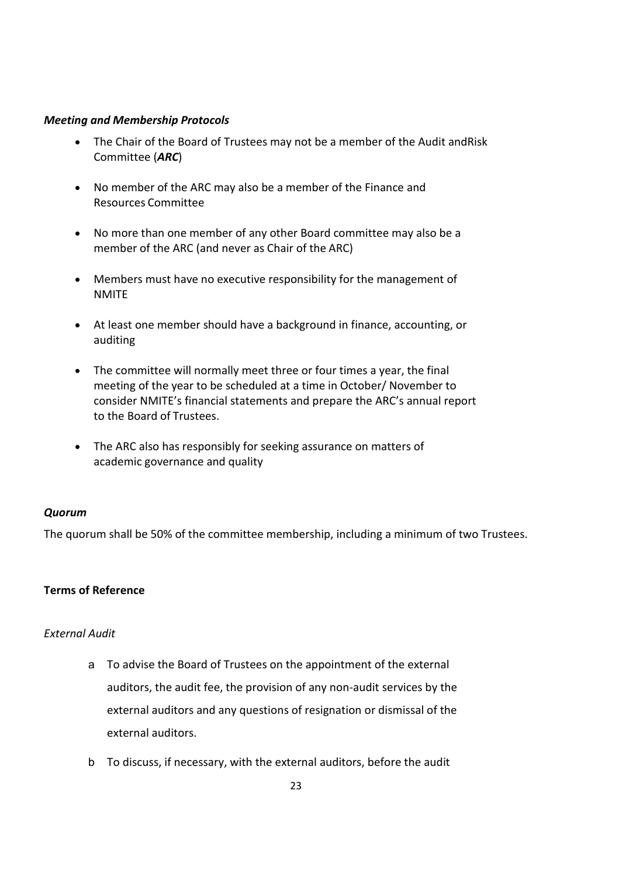*Meeting and Membership Protocols*

- The Chair of the Board of Trustees may not be a member of the Audit andRisk Committee (***ARC***)
- No member of the ARC may also be a member of the Finance and Resources Committee
- No more than one member of any other Board committee may also be a member of the ARC (and never as Chair of the ARC)
- Members must have no executive responsibility for the management of NMITE
- At least one member should have a background in finance, accounting, or auditing
- The committee will normally meet three or four times a year, the final meeting of the year to be scheduled at a time in October/ November to consider NMITE's financial statements and prepare the ARC's annual report to the Board of Trustees.
- The ARC also has responsibly for seeking assurance on matters of academic governance and quality

*Quorum*

The quorum shall be 50% of the committee membership, including a minimum of two Trustees.

**Terms of Reference**

*External Audit*

a To advise the Board of Trustees on the appointment of the external auditors, the audit fee, the provision of any non-audit services by the external auditors and any questions of resignation or dismissal of the external auditors.

b To discuss, if necessary, with the external auditors, before the audit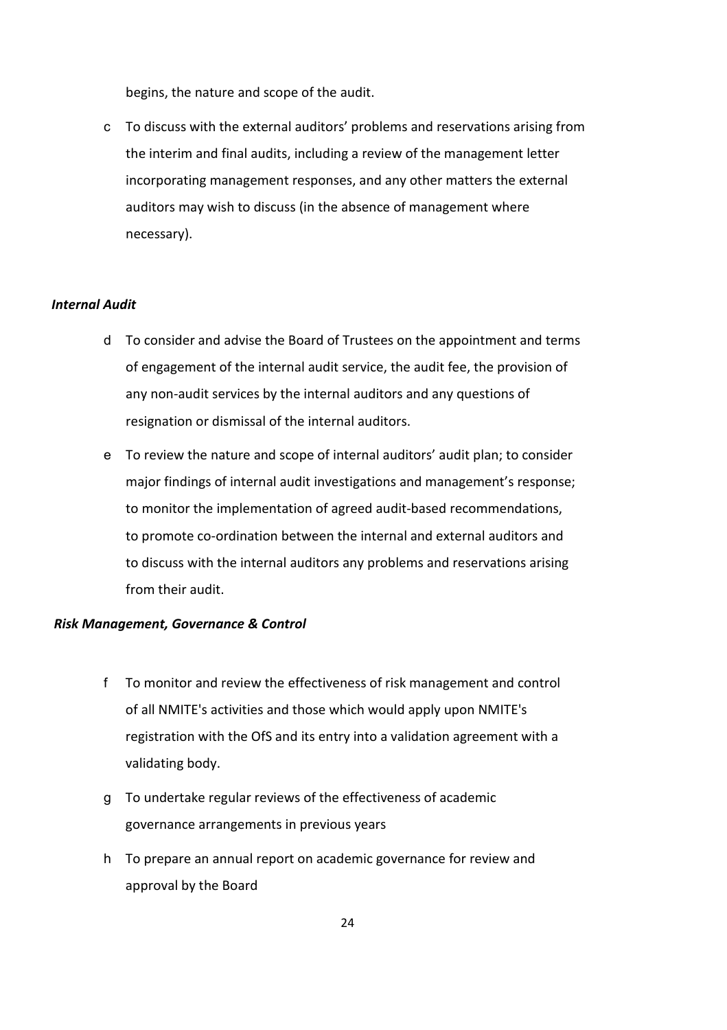begins, the nature and scope of the audit.

c To discuss with the external auditors' problems and reservations arising from the interim and final audits, including a review of the management letter incorporating management responses, and any other matters the external auditors may wish to discuss (in the absence of management where necessary).

***Internal Audit***

d To consider and advise the Board of Trustees on the appointment and terms of engagement of the internal audit service, the audit fee, the provision of any non-audit services by the internal auditors and any questions of resignation or dismissal of the internal auditors.

e To review the nature and scope of internal auditors' audit plan; to consider major findings of internal audit investigations and management's response; to monitor the implementation of agreed audit-based recommendations, to promote co-ordination between the internal and external auditors and to discuss with the internal auditors any problems and reservations arising from their audit.

***Risk Management, Governance & Control***

f To monitor and review the effectiveness of risk management and control of all NMITE's activities and those which would apply upon NMITE's registration with the OfS and its entry into a validation agreement with a validating body.

g To undertake regular reviews of the effectiveness of academic governance arrangements in previous years

h To prepare an annual report on academic governance for review and approval by the Board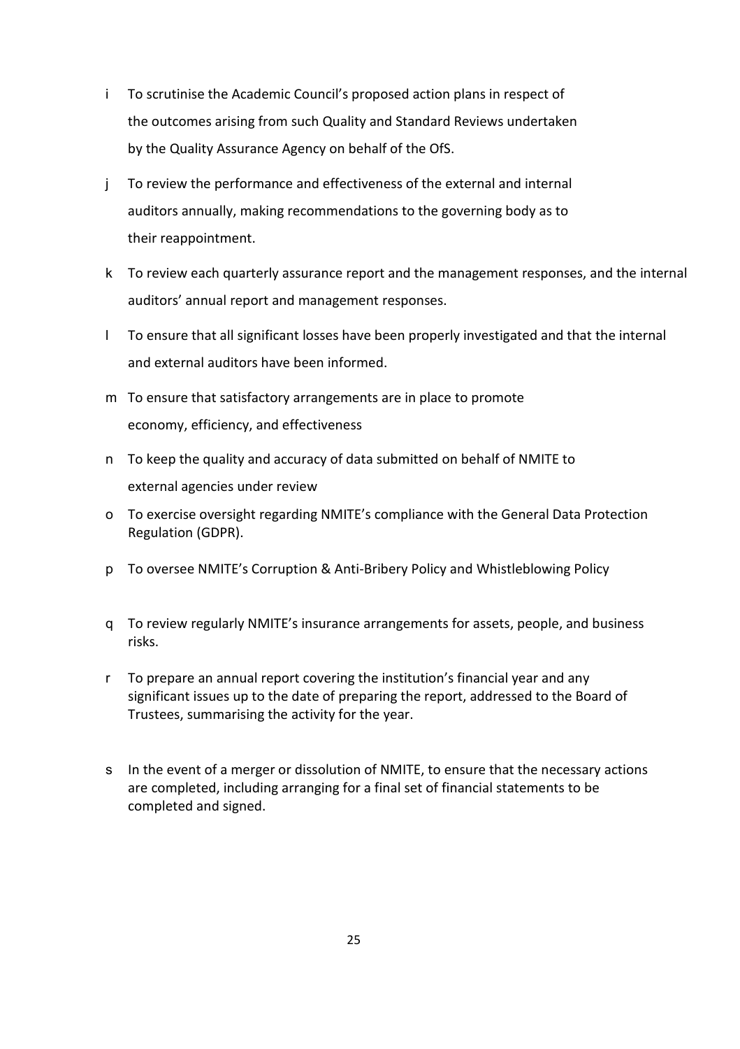i To scrutinise the Academic Council's proposed action plans in respect of the outcomes arising from such Quality and Standard Reviews undertaken by the Quality Assurance Agency on behalf of the OfS.

j To review the performance and effectiveness of the external and internal auditors annually, making recommendations to the governing body as to their reappointment.

k To review each quarterly assurance report and the management responses, and the internal auditors' annual report and management responses.

l To ensure that all significant losses have been properly investigated and that the internal and external auditors have been informed.

m To ensure that satisfactory arrangements are in place to promote economy, efficiency, and effectiveness

n To keep the quality and accuracy of data submitted on behalf of NMITE to external agencies under review

o To exercise oversight regarding NMITE's compliance with the General Data Protection Regulation (GDPR).

p To oversee NMITE's Corruption & Anti-Bribery Policy and Whistleblowing Policy

q To review regularly NMITE's insurance arrangements for assets, people, and business risks.

r To prepare an annual report covering the institution's financial year and any significant issues up to the date of preparing the report, addressed to the Board of Trustees, summarising the activity for the year.

s In the event of a merger or dissolution of NMITE, to ensure that the necessary actions are completed, including arranging for a final set of financial statements to be completed and signed.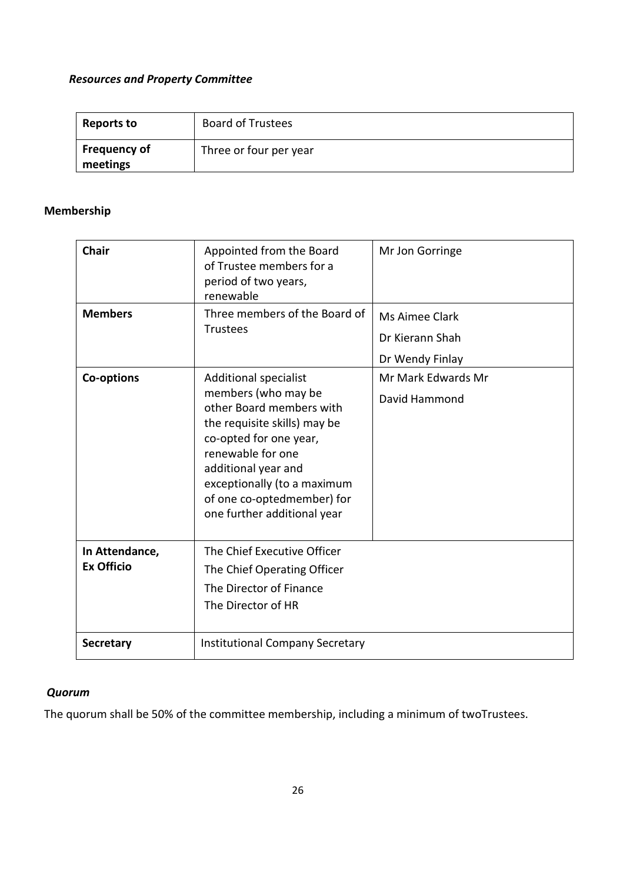### *Resources and Property Committee*

| | |
|---|---|
| **Reports to** | Board of Trustees |
| **Frequency of meetings** | Three or four per year |

**Membership**

| | | |
|---|---|---|
| **Chair** | Appointed from the Board of Trustee members for a period of two years, renewable | Mr Jon Gorringe |
| **Members** | Three members of the Board of Trustees | Ms Aimee Clark<br>Dr Kierann Shah<br>Dr Wendy Finlay |
| **Co-options** | Additional specialist members (who may be other Board members with the requisite skills) may be co-opted for one year, renewable for one additional year and exceptionally (to a maximum of one co-optedmember) for one further additional year | Mr Mark Edwards Mr David Hammond |
| **In Attendance, Ex Officio** | The Chief Executive Officer<br>The Chief Operating Officer<br>The Director of Finance<br>The Director of HR | |
| **Secretary** | Institutional Company Secretary | |

***Quorum***

The quorum shall be 50% of the committee membership, including a minimum of twoTrustees.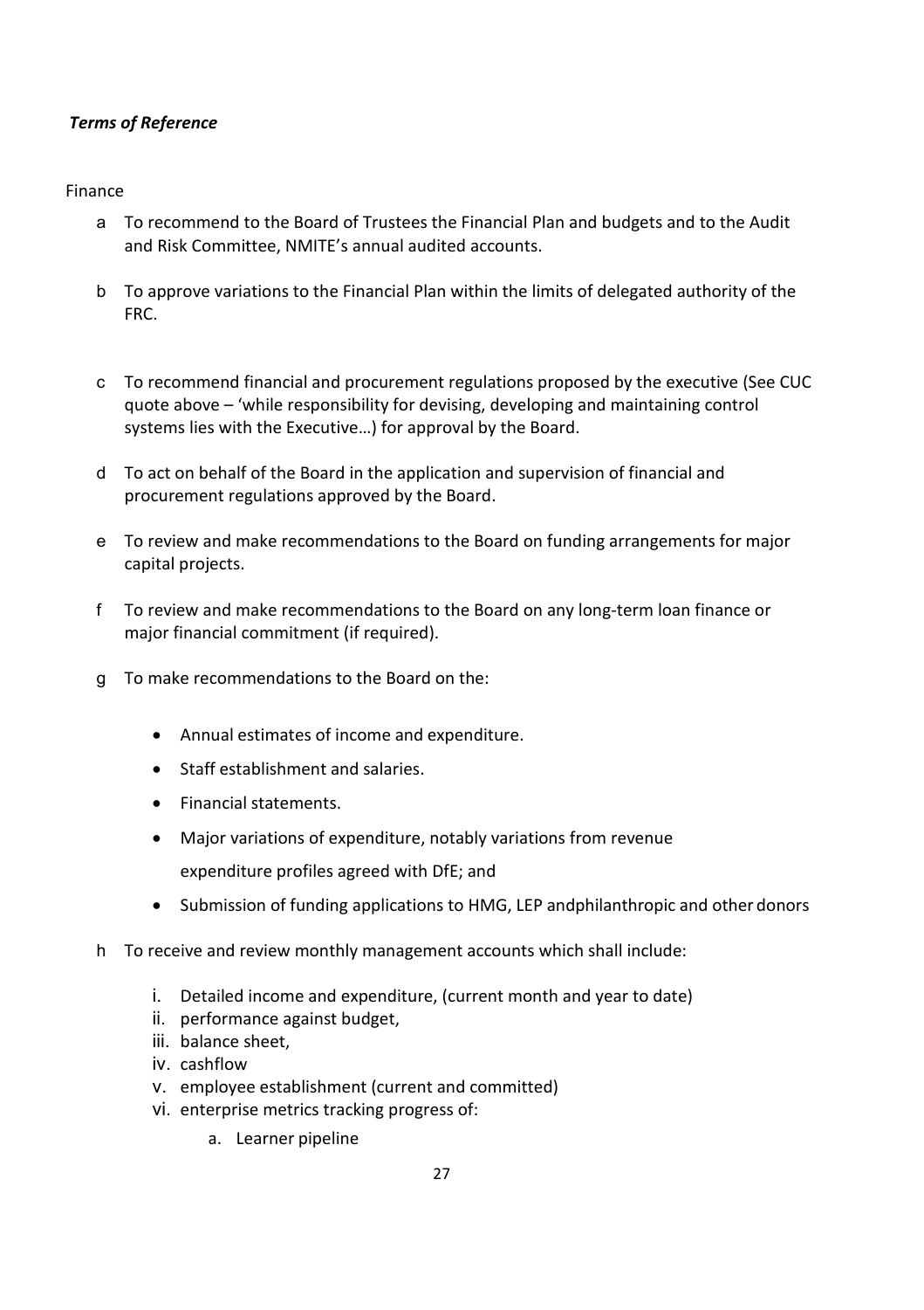***Terms of Reference***

Finance

a To recommend to the Board of Trustees the Financial Plan and budgets and to the Audit and Risk Committee, NMITE's annual audited accounts.

b To approve variations to the Financial Plan within the limits of delegated authority of the FRC.

c To recommend financial and procurement regulations proposed by the executive (See CUC quote above – 'while responsibility for devising, developing and maintaining control systems lies with the Executive…) for approval by the Board.

d To act on behalf of the Board in the application and supervision of financial and procurement regulations approved by the Board.

e To review and make recommendations to the Board on funding arrangements for major capital projects.

f To review and make recommendations to the Board on any long-term loan finance or major financial commitment (if required).

g To make recommendations to the Board on the:

- Annual estimates of income and expenditure.
- Staff establishment and salaries.
- Financial statements.
- Major variations of expenditure, notably variations from revenue expenditure profiles agreed with DfE; and
- Submission of funding applications to HMG, LEP andphilanthropic and other donors

h To receive and review monthly management accounts which shall include:

i. Detailed income and expenditure, (current month and year to date)
ii. performance against budget,
iii. balance sheet,
iv. cashflow
v. employee establishment (current and committed)
vi. enterprise metrics tracking progress of:
    a. Learner pipeline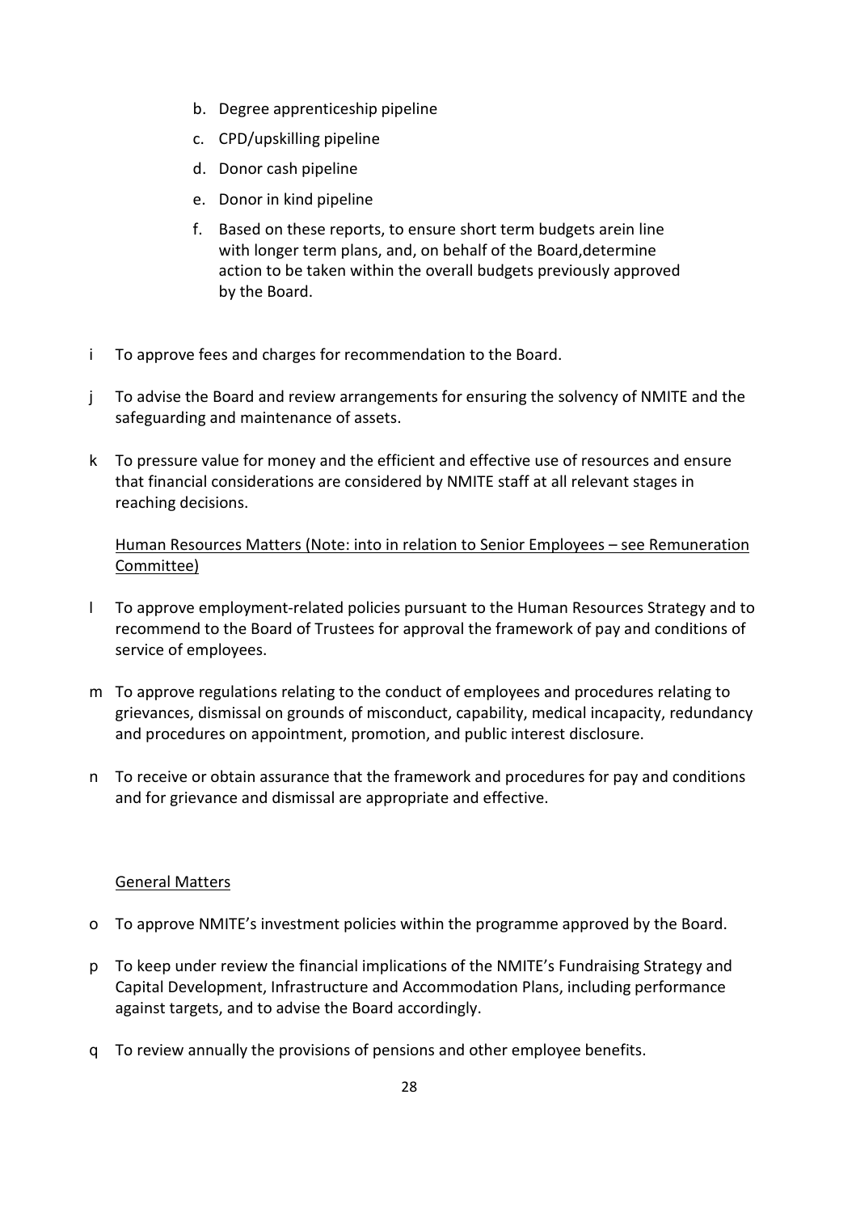b. Degree apprenticeship pipeline
c. CPD/upskilling pipeline
d. Donor cash pipeline
e. Donor in kind pipeline
f. Based on these reports, to ensure short term budgets arein line with longer term plans, and, on behalf of the Board,determine action to be taken within the overall budgets previously approved by the Board.

i To approve fees and charges for recommendation to the Board.

j To advise the Board and review arrangements for ensuring the solvency of NMITE and the safeguarding and maintenance of assets.

k To pressure value for money and the efficient and effective use of resources and ensure that financial considerations are considered by NMITE staff at all relevant stages in reaching decisions.

<u>Human Resources Matters (Note: into in relation to Senior Employees – see Remuneration Committee)</u>

l To approve employment-related policies pursuant to the Human Resources Strategy and to recommend to the Board of Trustees for approval the framework of pay and conditions of service of employees.

m To approve regulations relating to the conduct of employees and procedures relating to grievances, dismissal on grounds of misconduct, capability, medical incapacity, redundancy and procedures on appointment, promotion, and public interest disclosure.

n To receive or obtain assurance that the framework and procedures for pay and conditions and for grievance and dismissal are appropriate and effective.

<u>General Matters</u>

o To approve NMITE's investment policies within the programme approved by the Board.

p To keep under review the financial implications of the NMITE's Fundraising Strategy and Capital Development, Infrastructure and Accommodation Plans, including performance against targets, and to advise the Board accordingly.

q To review annually the provisions of pensions and other employee benefits.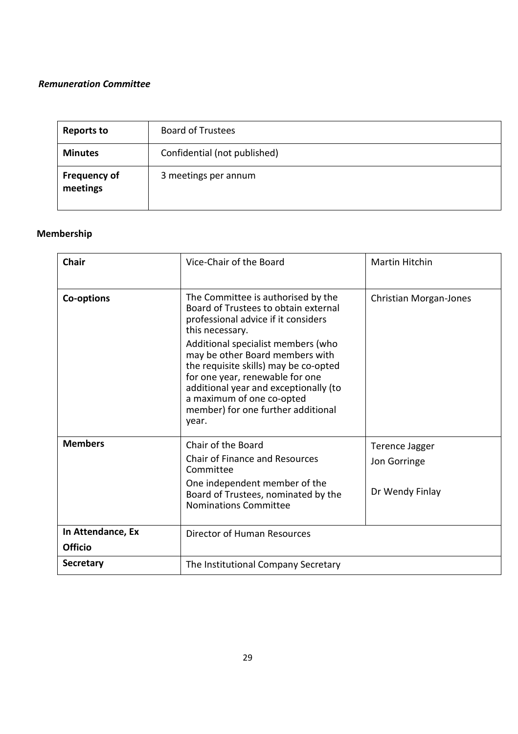***Remuneration Committee***

| | |
|---|---|
| **Reports to** | Board of Trustees |
| **Minutes** | Confidential (not published) |
| **Frequency of meetings** | 3 meetings per annum |

**Membership**

| | | |
|---|---|---|
| **Chair** | Vice-Chair of the Board | Martin Hitchin |
| **Co-options** | The Committee is authorised by the Board of Trustees to obtain external professional advice if it considers this necessary.<br>Additional specialist members (who may be other Board members with the requisite skills) may be co-opted for one year, renewable for one additional year and exceptionally (to a maximum of one co-opted member) for one further additional year. | Christian Morgan-Jones |
| **Members** | Chair of the Board<br>Chair of Finance and Resources Committee<br>One independent member of the Board of Trustees, nominated by the Nominations Committee | Terence Jagger<br>Jon Gorringe<br>Dr Wendy Finlay |
| **In Attendance, Ex Officio** | Director of Human Resources | |
| **Secretary** | The Institutional Company Secretary | |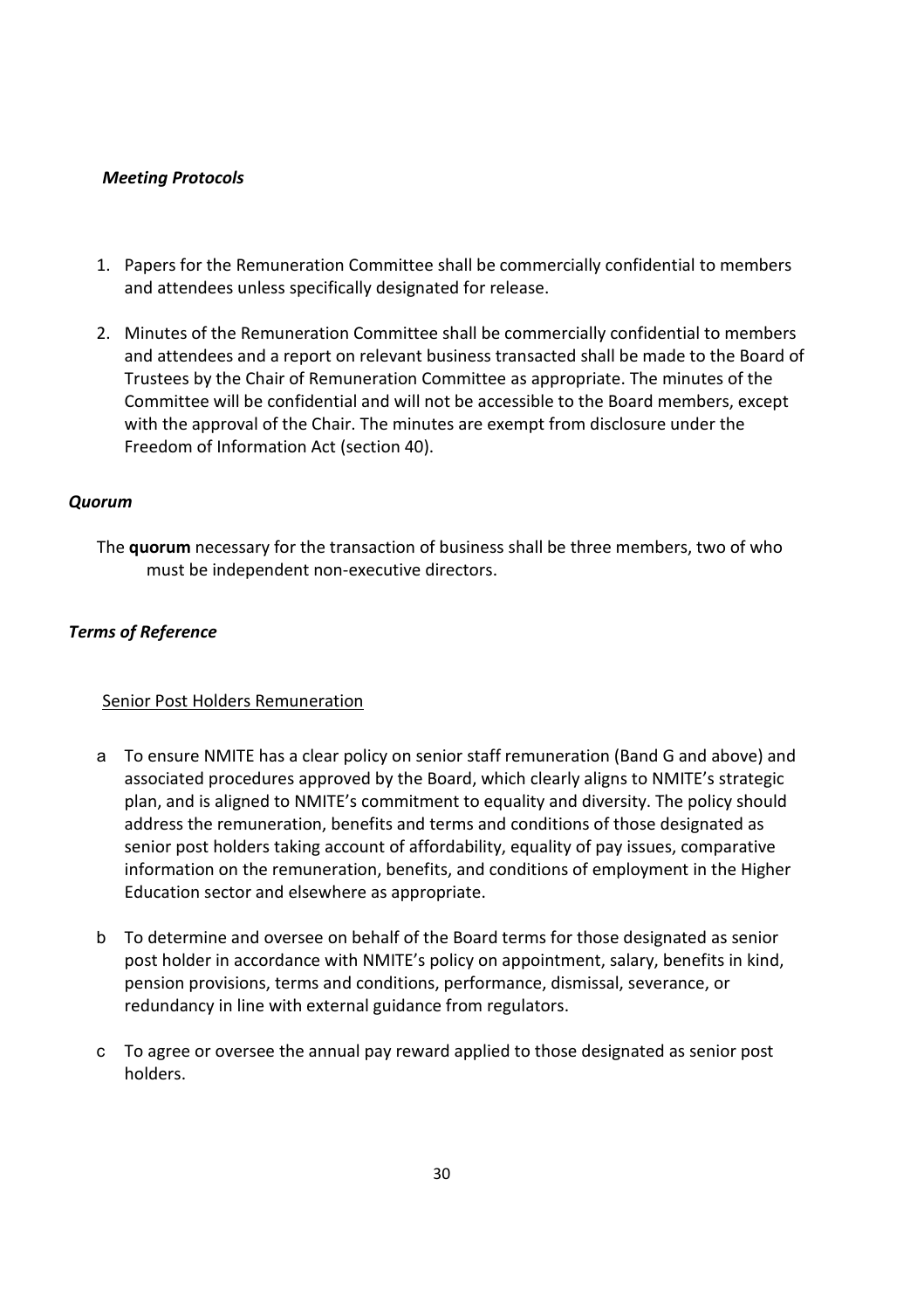***Meeting Protocols***

1. Papers for the Remuneration Committee shall be commercially confidential to members and attendees unless specifically designated for release.

2. Minutes of the Remuneration Committee shall be commercially confidential to members and attendees and a report on relevant business transacted shall be made to the Board of Trustees by the Chair of Remuneration Committee as appropriate. The minutes of the Committee will be confidential and will not be accessible to the Board members, except with the approval of the Chair. The minutes are exempt from disclosure under the Freedom of Information Act (section 40).

***Quorum***

The **quorum** necessary for the transaction of business shall be three members, two of who must be independent non-executive directors.

***Terms of Reference***

Senior Post Holders Remuneration

a To ensure NMITE has a clear policy on senior staff remuneration (Band G and above) and associated procedures approved by the Board, which clearly aligns to NMITE's strategic plan, and is aligned to NMITE's commitment to equality and diversity. The policy should address the remuneration, benefits and terms and conditions of those designated as senior post holders taking account of affordability, equality of pay issues, comparative information on the remuneration, benefits, and conditions of employment in the Higher Education sector and elsewhere as appropriate.

b To determine and oversee on behalf of the Board terms for those designated as senior post holder in accordance with NMITE's policy on appointment, salary, benefits in kind, pension provisions, terms and conditions, performance, dismissal, severance, or redundancy in line with external guidance from regulators.

c To agree or oversee the annual pay reward applied to those designated as senior post holders.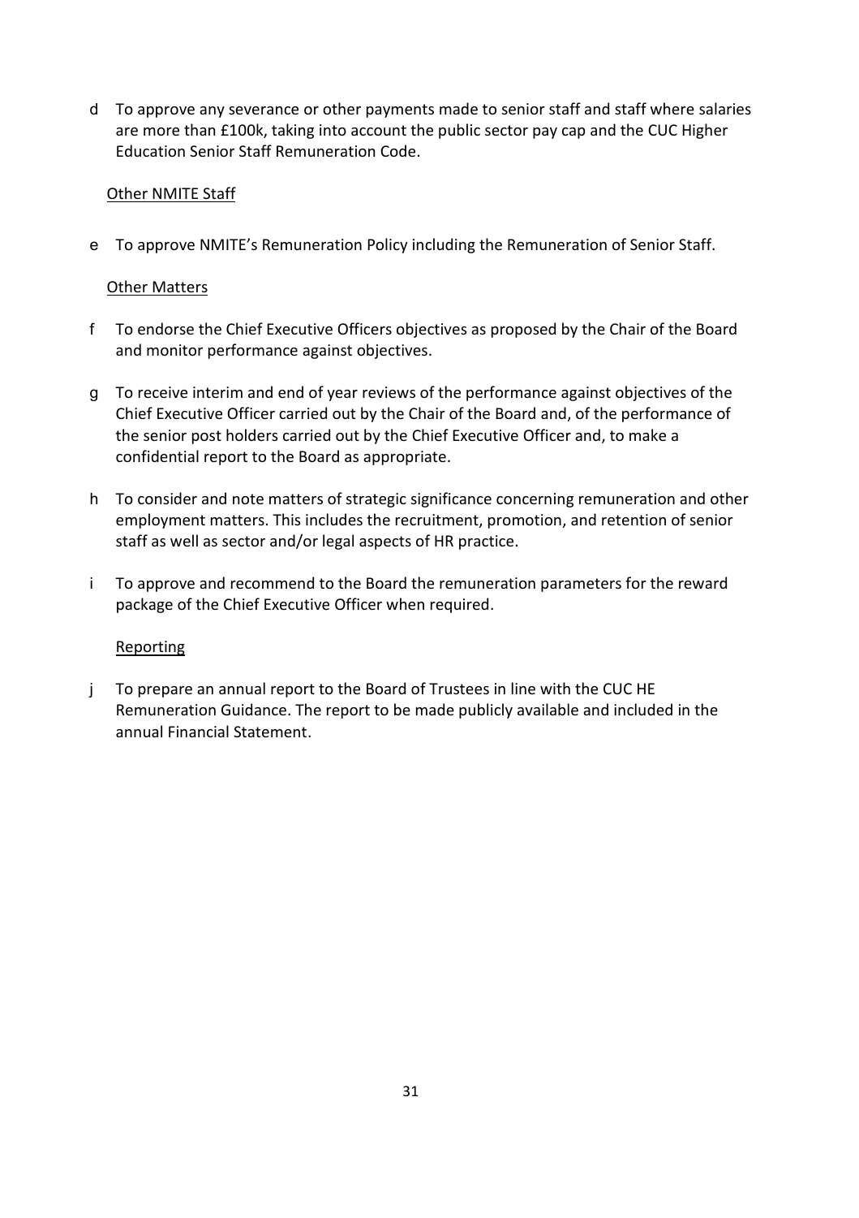d To approve any severance or other payments made to senior staff and staff where salaries are more than £100k, taking into account the public sector pay cap and the CUC Higher Education Senior Staff Remuneration Code.

Other NMITE Staff

e To approve NMITE's Remuneration Policy including the Remuneration of Senior Staff.

Other Matters

f To endorse the Chief Executive Officers objectives as proposed by the Chair of the Board and monitor performance against objectives.

g To receive interim and end of year reviews of the performance against objectives of the Chief Executive Officer carried out by the Chair of the Board and, of the performance of the senior post holders carried out by the Chief Executive Officer and, to make a confidential report to the Board as appropriate.

h To consider and note matters of strategic significance concerning remuneration and other employment matters. This includes the recruitment, promotion, and retention of senior staff as well as sector and/or legal aspects of HR practice.

i To approve and recommend to the Board the remuneration parameters for the reward package of the Chief Executive Officer when required.

Reporting

j To prepare an annual report to the Board of Trustees in line with the CUC HE Remuneration Guidance. The report to be made publicly available and included in the annual Financial Statement.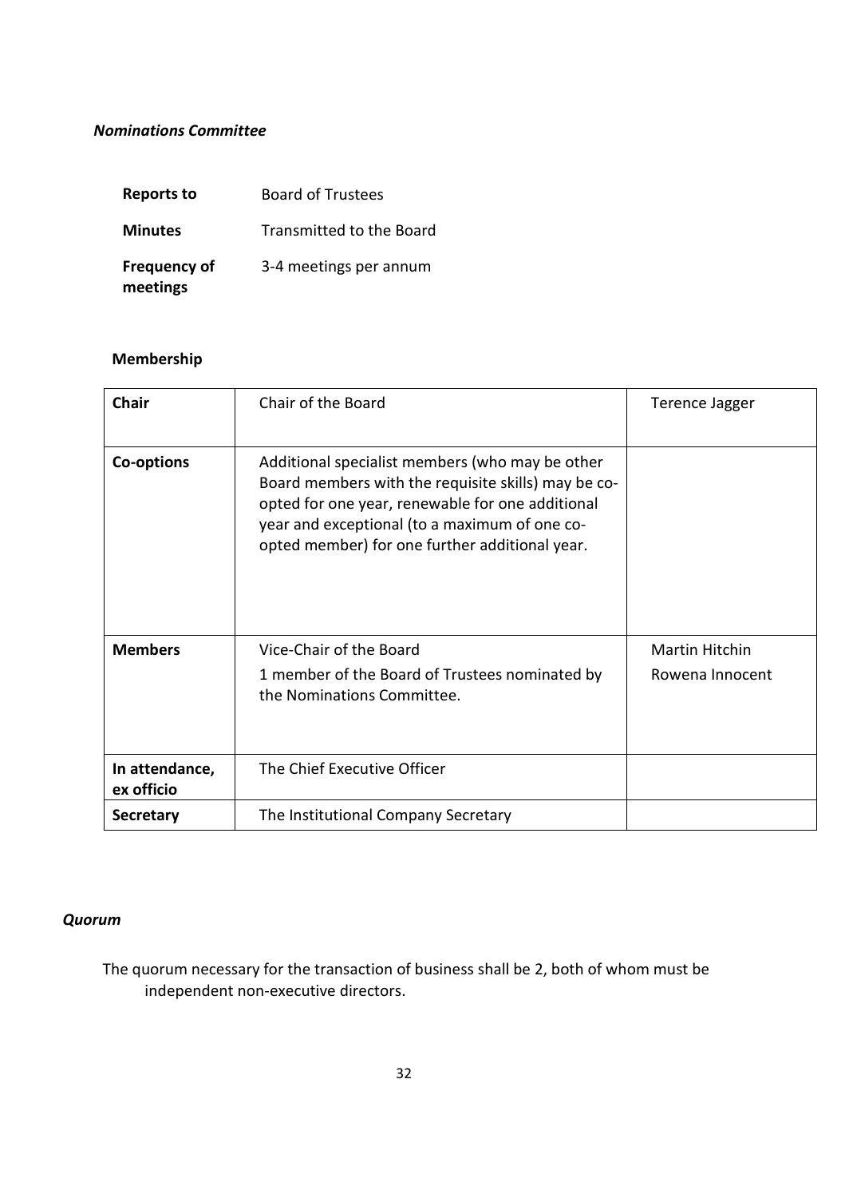### *Nominations Committee*

| | |
|---|---|
| **Reports to** | Board of Trustees |
| **Minutes** | Transmitted to the Board |
| **Frequency of meetings** | 3-4 meetings per annum |

**Membership**

| | | |
|---|---|---|
| **Chair** | Chair of the Board | Terence Jagger |
| **Co-options** | Additional specialist members (who may be other Board members with the requisite skills) may be co-opted for one year, renewable for one additional year and exceptional (to a maximum of one co-opted member) for one further additional year. | |
| **Members** | Vice-Chair of the Board<br>1 member of the Board of Trustees nominated by the Nominations Committee. | Martin Hitchin<br>Rowena Innocent |
| **In attendance, ex officio** | The Chief Executive Officer | |
| **Secretary** | The Institutional Company Secretary | |

### *Quorum*

The quorum necessary for the transaction of business shall be 2, both of whom must be independent non-executive directors.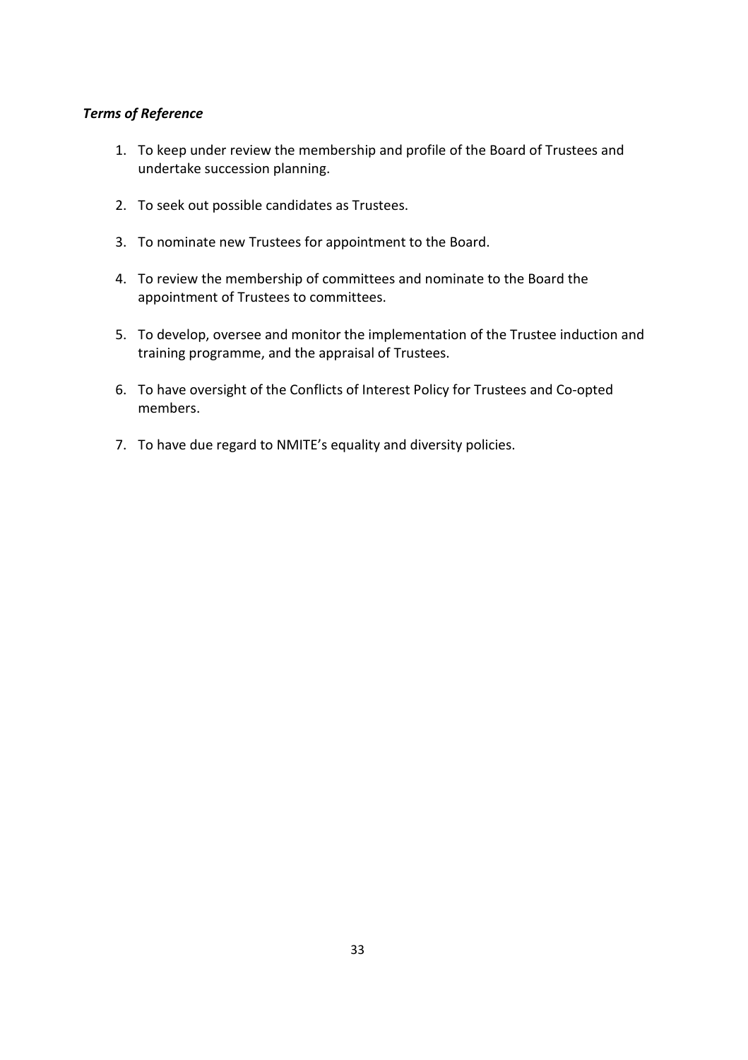***Terms of Reference***

1. To keep under review the membership and profile of the Board of Trustees and undertake succession planning.

2. To seek out possible candidates as Trustees.

3. To nominate new Trustees for appointment to the Board.

4. To review the membership of committees and nominate to the Board the appointment of Trustees to committees.

5. To develop, oversee and monitor the implementation of the Trustee induction and training programme, and the appraisal of Trustees.

6. To have oversight of the Conflicts of Interest Policy for Trustees and Co-opted members.

7. To have due regard to NMITE's equality and diversity policies.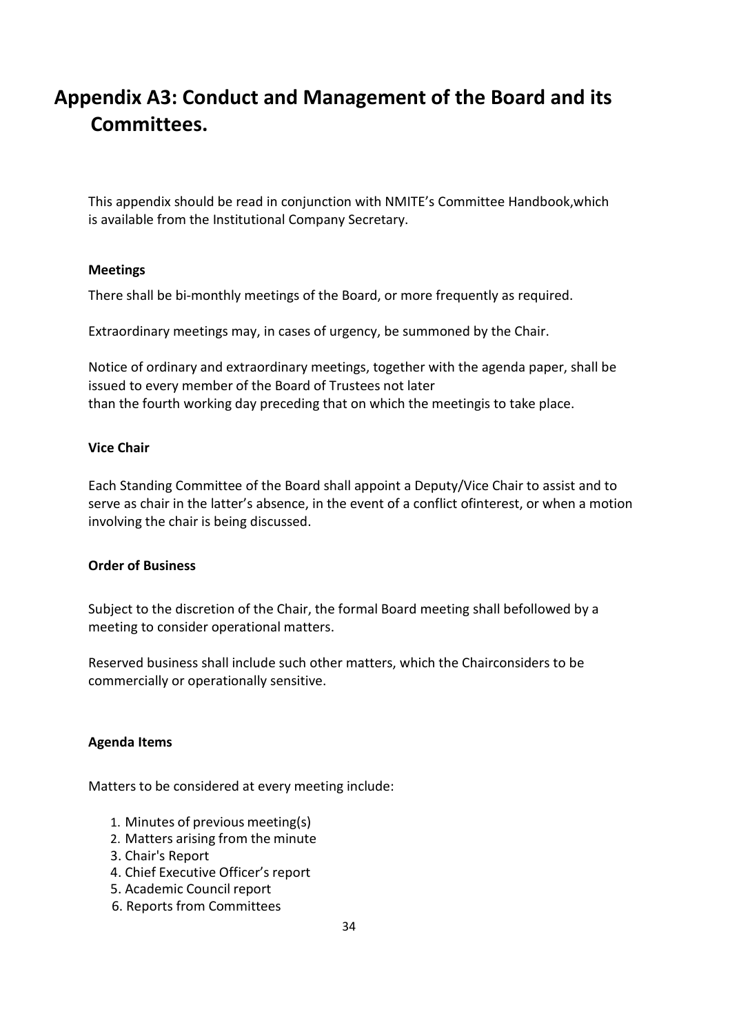# Appendix A3: Conduct and Management of the Board and its Committees.

This appendix should be read in conjunction with NMITE's Committee Handbook,which is available from the Institutional Company Secretary.

**Meetings**

There shall be bi-monthly meetings of the Board, or more frequently as required.

Extraordinary meetings may, in cases of urgency, be summoned by the Chair.

Notice of ordinary and extraordinary meetings, together with the agenda paper, shall be issued to every member of the Board of Trustees not later than the fourth working day preceding that on which the meetingis to take place.

**Vice Chair**

Each Standing Committee of the Board shall appoint a Deputy/Vice Chair to assist and to serve as chair in the latter's absence, in the event of a conflict ofinterest, or when a motion involving the chair is being discussed.

**Order of Business**

Subject to the discretion of the Chair, the formal Board meeting shall befollowed by a meeting to consider operational matters.

Reserved business shall include such other matters, which the Chairconsiders to be commercially or operationally sensitive.

**Agenda Items**

Matters to be considered at every meeting include:

1. Minutes of previous meeting(s)
2. Matters arising from the minute
3. Chair's Report
4. Chief Executive Officer's report
5. Academic Council report
6. Reports from Committees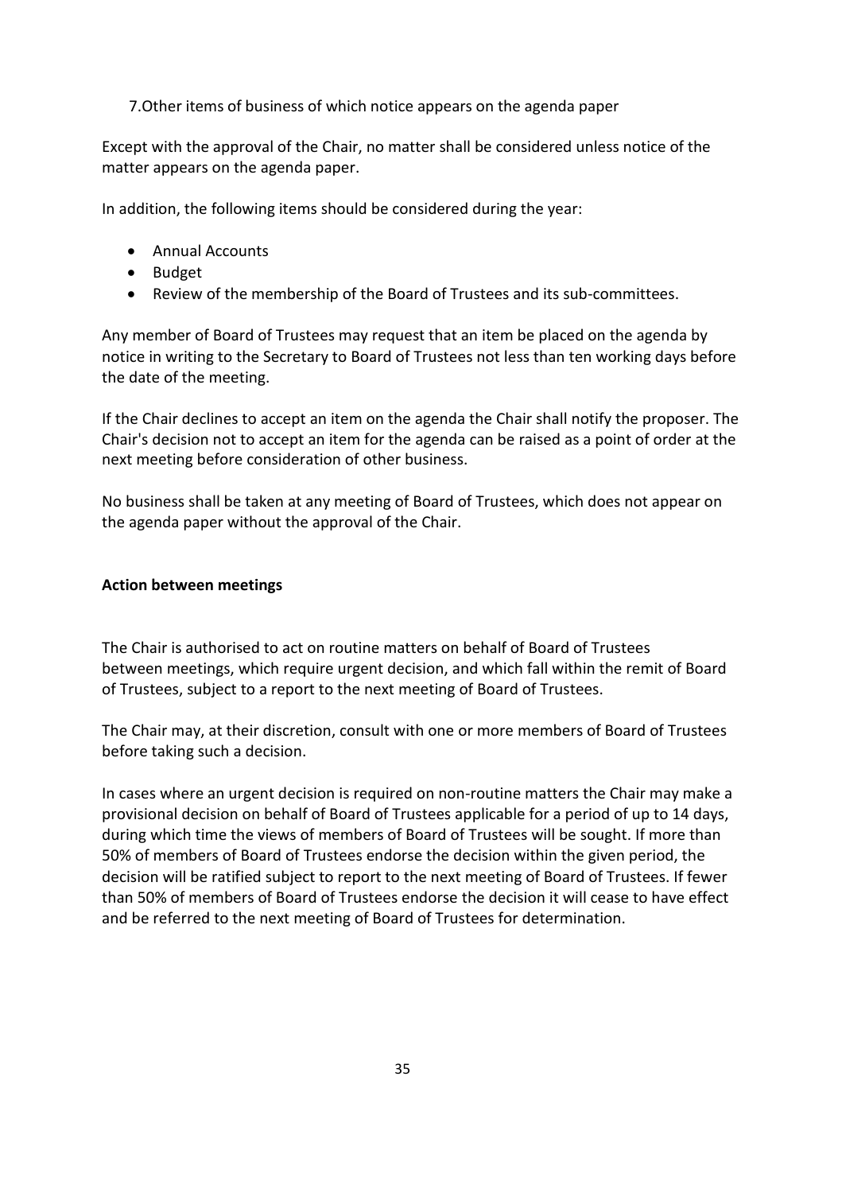7.Other items of business of which notice appears on the agenda paper

Except with the approval of the Chair, no matter shall be considered unless notice of the matter appears on the agenda paper.

In addition, the following items should be considered during the year:

- Annual Accounts
- Budget
- Review of the membership of the Board of Trustees and its sub-committees.

Any member of Board of Trustees may request that an item be placed on the agenda by notice in writing to the Secretary to Board of Trustees not less than ten working days before the date of the meeting.

If the Chair declines to accept an item on the agenda the Chair shall notify the proposer. The Chair's decision not to accept an item for the agenda can be raised as a point of order at the next meeting before consideration of other business.

No business shall be taken at any meeting of Board of Trustees, which does not appear on the agenda paper without the approval of the Chair.

**Action between meetings**

The Chair is authorised to act on routine matters on behalf of Board of Trustees between meetings, which require urgent decision, and which fall within the remit of Board of Trustees, subject to a report to the next meeting of Board of Trustees.

The Chair may, at their discretion, consult with one or more members of Board of Trustees before taking such a decision.

In cases where an urgent decision is required on non-routine matters the Chair may make a provisional decision on behalf of Board of Trustees applicable for a period of up to 14 days, during which time the views of members of Board of Trustees will be sought. If more than 50% of members of Board of Trustees endorse the decision within the given period, the decision will be ratified subject to report to the next meeting of Board of Trustees. If fewer than 50% of members of Board of Trustees endorse the decision it will cease to have effect and be referred to the next meeting of Board of Trustees for determination.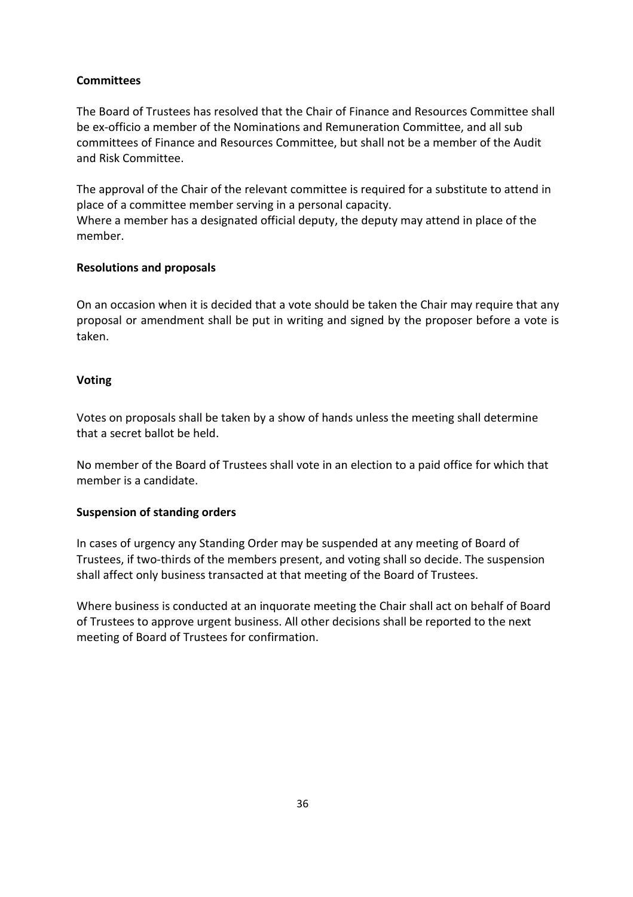**Committees**

The Board of Trustees has resolved that the Chair of Finance and Resources Committee shall be ex-officio a member of the Nominations and Remuneration Committee, and all sub committees of Finance and Resources Committee, but shall not be a member of the Audit and Risk Committee.

The approval of the Chair of the relevant committee is required for a substitute to attend in place of a committee member serving in a personal capacity.
Where a member has a designated official deputy, the deputy may attend in place of the member.

**Resolutions and proposals**

On an occasion when it is decided that a vote should be taken the Chair may require that any proposal or amendment shall be put in writing and signed by the proposer before a vote is taken.

**Voting**

Votes on proposals shall be taken by a show of hands unless the meeting shall determine that a secret ballot be held.

No member of the Board of Trustees shall vote in an election to a paid office for which that member is a candidate.

**Suspension of standing orders**

In cases of urgency any Standing Order may be suspended at any meeting of Board of Trustees, if two-thirds of the members present, and voting shall so decide. The suspension shall affect only business transacted at that meeting of the Board of Trustees.

Where business is conducted at an inquorate meeting the Chair shall act on behalf of Board of Trustees to approve urgent business. All other decisions shall be reported to the next meeting of Board of Trustees for confirmation.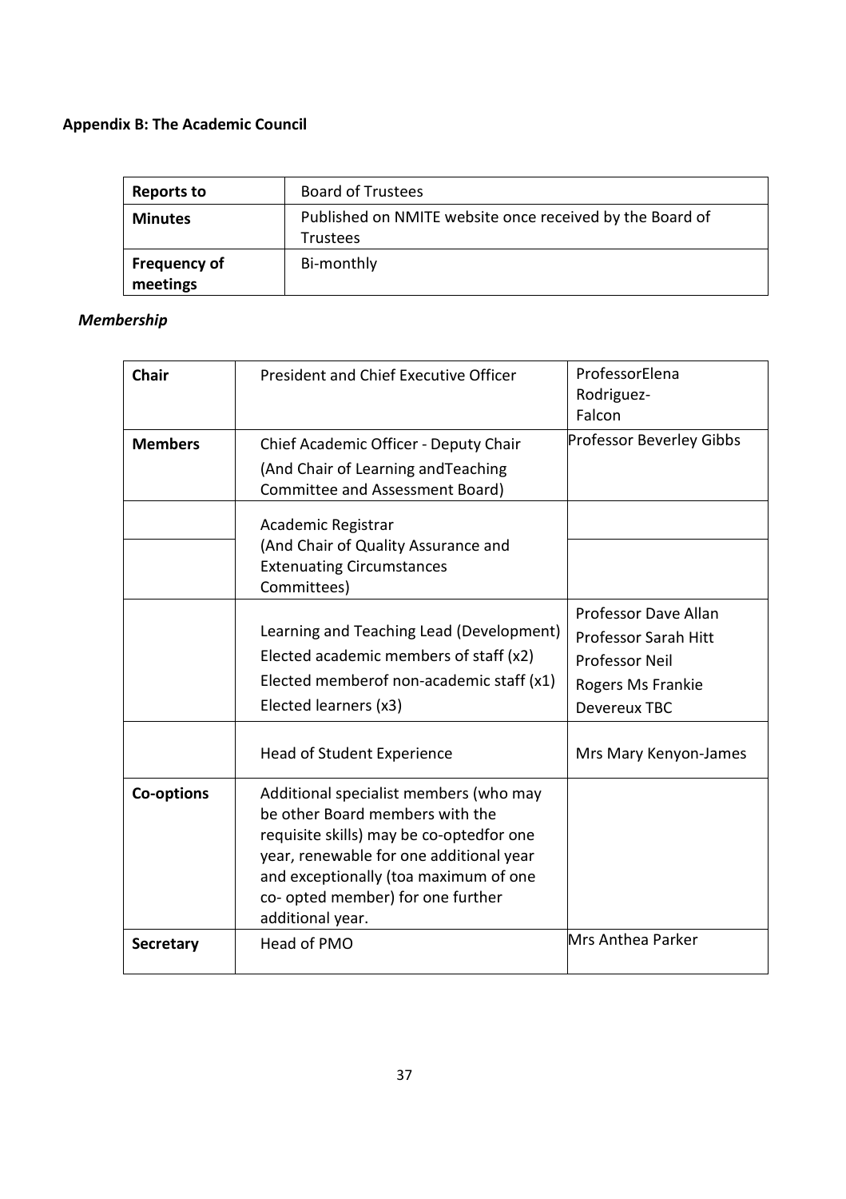**Appendix B: The Academic Council**

| | |
|---|---|
| **Reports to** | Board of Trustees |
| **Minutes** | Published on NMITE website once received by the Board of Trustees |
| **Frequency of meetings** | Bi-monthly |

***Membership***

| | | |
|---|---|---|
| **Chair** | President and Chief Executive Officer | ProfessorElena Rodriguez-Falcon |
| **Members** | Chief Academic Officer - Deputy Chair (And Chair of Learning andTeaching Committee and Assessment Board) | Professor Beverley Gibbs |
| | Academic Registrar (And Chair of Quality Assurance and Extenuating Circumstances Committees) | |
| | | |
| | Learning and Teaching Lead (Development) Elected academic members of staff (x2) Elected memberof non-academic staff (x1) Elected learners (x3) | Professor Dave Allan Professor Sarah Hitt Professor Neil Rogers Ms Frankie Devereux TBC |
| | Head of Student Experience | Mrs Mary Kenyon-James |
| **Co-options** | Additional specialist members (who may be other Board members with the requisite skills) may be co-optedfor one year, renewable for one additional year and exceptionally (toa maximum of one co- opted member) for one further additional year. | |
| **Secretary** | Head of PMO | Mrs Anthea Parker |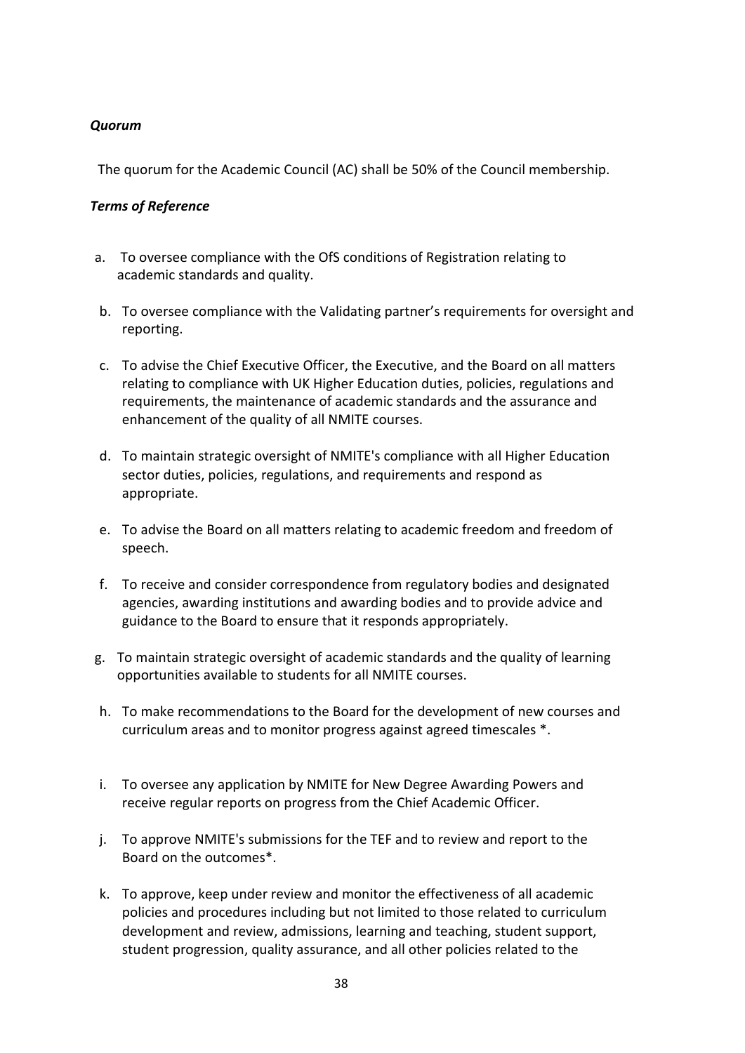***Quorum***

The quorum for the Academic Council (AC) shall be 50% of the Council membership.

***Terms of Reference***

a. To oversee compliance with the OfS conditions of Registration relating to academic standards and quality.

b. To oversee compliance with the Validating partner's requirements for oversight and reporting.

c. To advise the Chief Executive Officer, the Executive, and the Board on all matters relating to compliance with UK Higher Education duties, policies, regulations and requirements, the maintenance of academic standards and the assurance and enhancement of the quality of all NMITE courses.

d. To maintain strategic oversight of NMITE's compliance with all Higher Education sector duties, policies, regulations, and requirements and respond as appropriate.

e. To advise the Board on all matters relating to academic freedom and freedom of speech.

f. To receive and consider correspondence from regulatory bodies and designated agencies, awarding institutions and awarding bodies and to provide advice and guidance to the Board to ensure that it responds appropriately.

g. To maintain strategic oversight of academic standards and the quality of learning opportunities available to students for all NMITE courses.

h. To make recommendations to the Board for the development of new courses and curriculum areas and to monitor progress against agreed timescales *.

i. To oversee any application by NMITE for New Degree Awarding Powers and receive regular reports on progress from the Chief Academic Officer.

j. To approve NMITE's submissions for the TEF and to review and report to the Board on the outcomes*.

k. To approve, keep under review and monitor the effectiveness of all academic policies and procedures including but not limited to those related to curriculum development and review, admissions, learning and teaching, student support, student progression, quality assurance, and all other policies related to the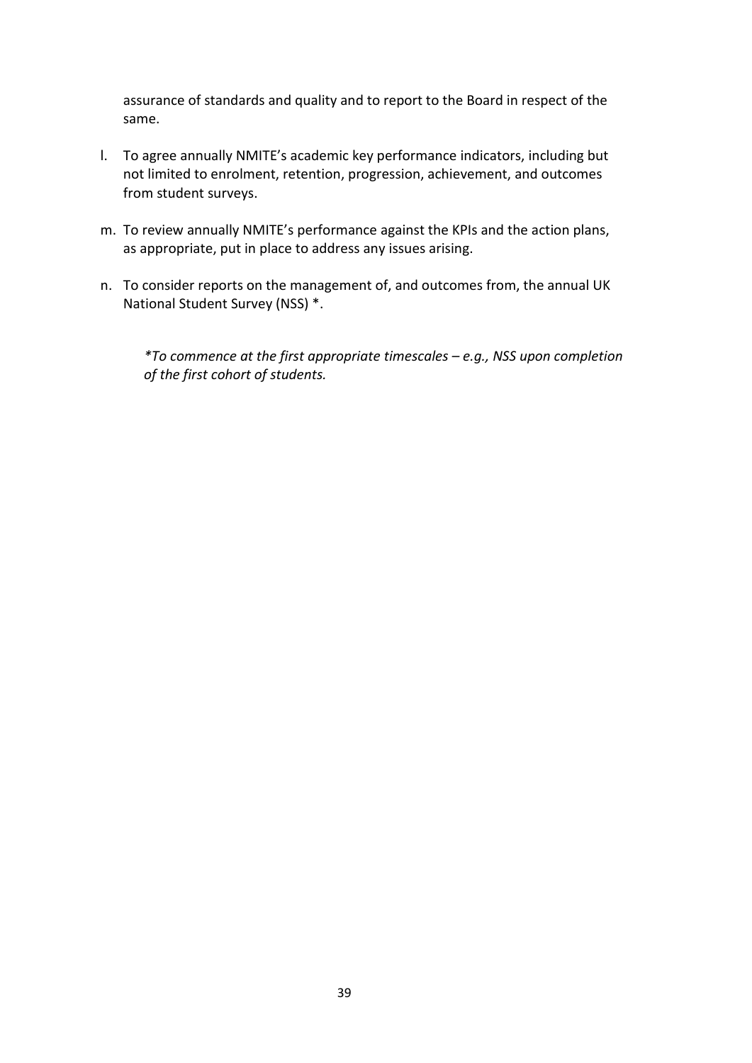assurance of standards and quality and to report to the Board in respect of the same.

l. To agree annually NMITE's academic key performance indicators, including but not limited to enrolment, retention, progression, achievement, and outcomes from student surveys.

m. To review annually NMITE's performance against the KPIs and the action plans, as appropriate, put in place to address any issues arising.

n. To consider reports on the management of, and outcomes from, the annual UK National Student Survey (NSS) *.

*\*To commence at the first appropriate timescales – e.g., NSS upon completion of the first cohort of students.*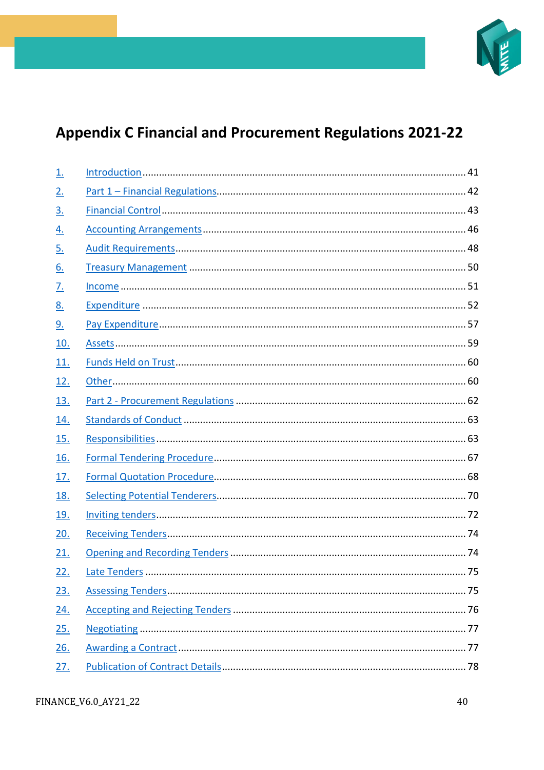# Appendix C Financial and Procurement Regulations 2021-22

1. Introduction ........ 41
2. Part 1 – Financial Regulations ........ 42
3. Financial Control ........ 43
4. Accounting Arrangements ........ 46
5. Audit Requirements ........ 48
6. Treasury Management ........ 50
7. Income ........ 51
8. Expenditure ........ 52
9. Pay Expenditure ........ 57
10. Assets ........ 59
11. Funds Held on Trust ........ 60
12. Other ........ 60
13. Part 2 - Procurement Regulations ........ 62
14. Standards of Conduct ........ 63
15. Responsibilities ........ 63
16. Formal Tendering Procedure ........ 67
17. Formal Quotation Procedure ........ 68
18. Selecting Potential Tenderers ........ 70
19. Inviting tenders ........ 72
20. Receiving Tenders ........ 74
21. Opening and Recording Tenders ........ 74
22. Late Tenders ........ 75
23. Assessing Tenders ........ 75
24. Accepting and Rejecting Tenders ........ 76
25. Negotiating ........ 77
26. Awarding a Contract ........ 77
27. Publication of Contract Details ........ 78

FINANCE_V6.0_AY21_22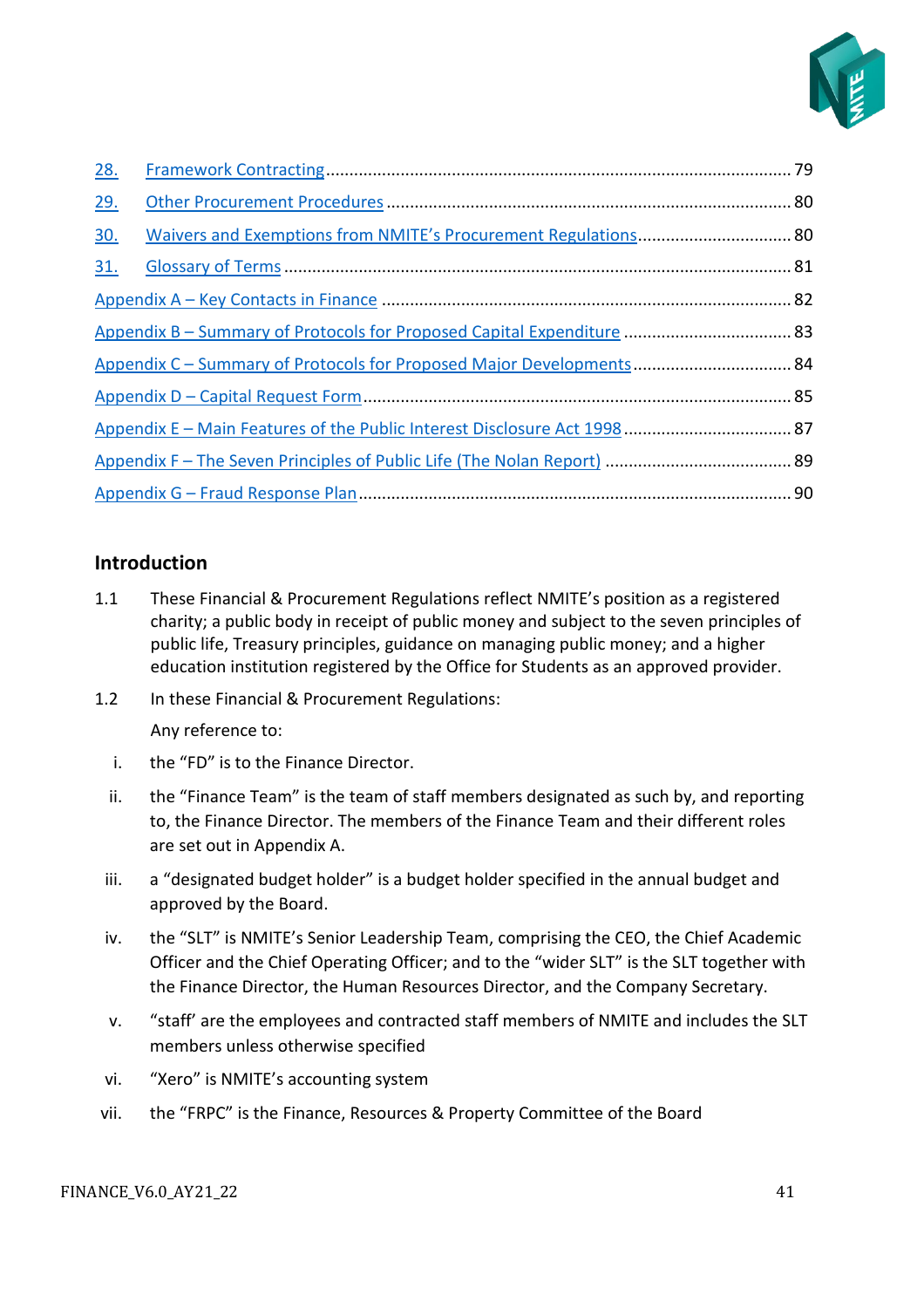| | | |
|---|---|---|
| 28. | Framework Contracting | 79 |
| 29. | Other Procurement Procedures | 80 |
| 30. | Waivers and Exemptions from NMITE's Procurement Regulations | 80 |
| 31. | Glossary of Terms | 81 |
| Appendix A – Key Contacts in Finance | | 82 |
| Appendix B – Summary of Protocols for Proposed Capital Expenditure | | 83 |
| Appendix C – Summary of Protocols for Proposed Major Developments | | 84 |
| Appendix D – Capital Request Form | | 85 |
| Appendix E – Main Features of the Public Interest Disclosure Act 1998 | | 87 |
| Appendix F – The Seven Principles of Public Life (The Nolan Report) | | 89 |
| Appendix G – Fraud Response Plan | | 90 |

## Introduction

1.1 These Financial & Procurement Regulations reflect NMITE's position as a registered charity; a public body in receipt of public money and subject to the seven principles of public life, Treasury principles, guidance on managing public money; and a higher education institution registered by the Office for Students as an approved provider.

1.2 In these Financial & Procurement Regulations:

Any reference to:

i. the "FD" is to the Finance Director.

ii. the "Finance Team" is the team of staff members designated as such by, and reporting to, the Finance Director. The members of the Finance Team and their different roles are set out in Appendix A.

iii. a "designated budget holder" is a budget holder specified in the annual budget and approved by the Board.

iv. the "SLT" is NMITE's Senior Leadership Team, comprising the CEO, the Chief Academic Officer and the Chief Operating Officer; and to the "wider SLT" is the SLT together with the Finance Director, the Human Resources Director, and the Company Secretary.

v. "staff' are the employees and contracted staff members of NMITE and includes the SLT members unless otherwise specified

vi. "Xero" is NMITE's accounting system

vii. the "FRPC" is the Finance, Resources & Property Committee of the Board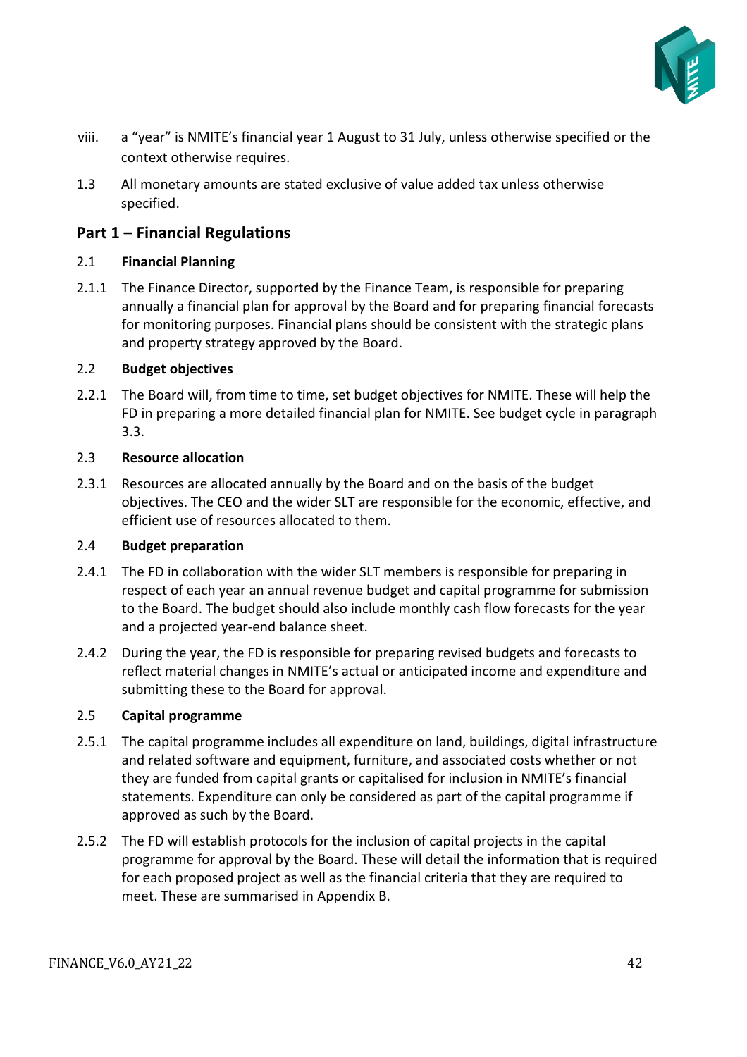viii. a "year" is NMITE's financial year 1 August to 31 July, unless otherwise specified or the context otherwise requires.

1.3 All monetary amounts are stated exclusive of value added tax unless otherwise specified.

## Part 1 – Financial Regulations

### 2.1 Financial Planning

2.1.1 The Finance Director, supported by the Finance Team, is responsible for preparing annually a financial plan for approval by the Board and for preparing financial forecasts for monitoring purposes. Financial plans should be consistent with the strategic plans and property strategy approved by the Board.

### 2.2 Budget objectives

2.2.1 The Board will, from time to time, set budget objectives for NMITE. These will help the FD in preparing a more detailed financial plan for NMITE. See budget cycle in paragraph 3.3.

### 2.3 Resource allocation

2.3.1 Resources are allocated annually by the Board and on the basis of the budget objectives. The CEO and the wider SLT are responsible for the economic, effective, and efficient use of resources allocated to them.

### 2.4 Budget preparation

2.4.1 The FD in collaboration with the wider SLT members is responsible for preparing in respect of each year an annual revenue budget and capital programme for submission to the Board. The budget should also include monthly cash flow forecasts for the year and a projected year-end balance sheet.

2.4.2 During the year, the FD is responsible for preparing revised budgets and forecasts to reflect material changes in NMITE's actual or anticipated income and expenditure and submitting these to the Board for approval.

### 2.5 Capital programme

2.5.1 The capital programme includes all expenditure on land, buildings, digital infrastructure and related software and equipment, furniture, and associated costs whether or not they are funded from capital grants or capitalised for inclusion in NMITE's financial statements. Expenditure can only be considered as part of the capital programme if approved as such by the Board.

2.5.2 The FD will establish protocols for the inclusion of capital projects in the capital programme for approval by the Board. These will detail the information that is required for each proposed project as well as the financial criteria that they are required to meet. These are summarised in Appendix B.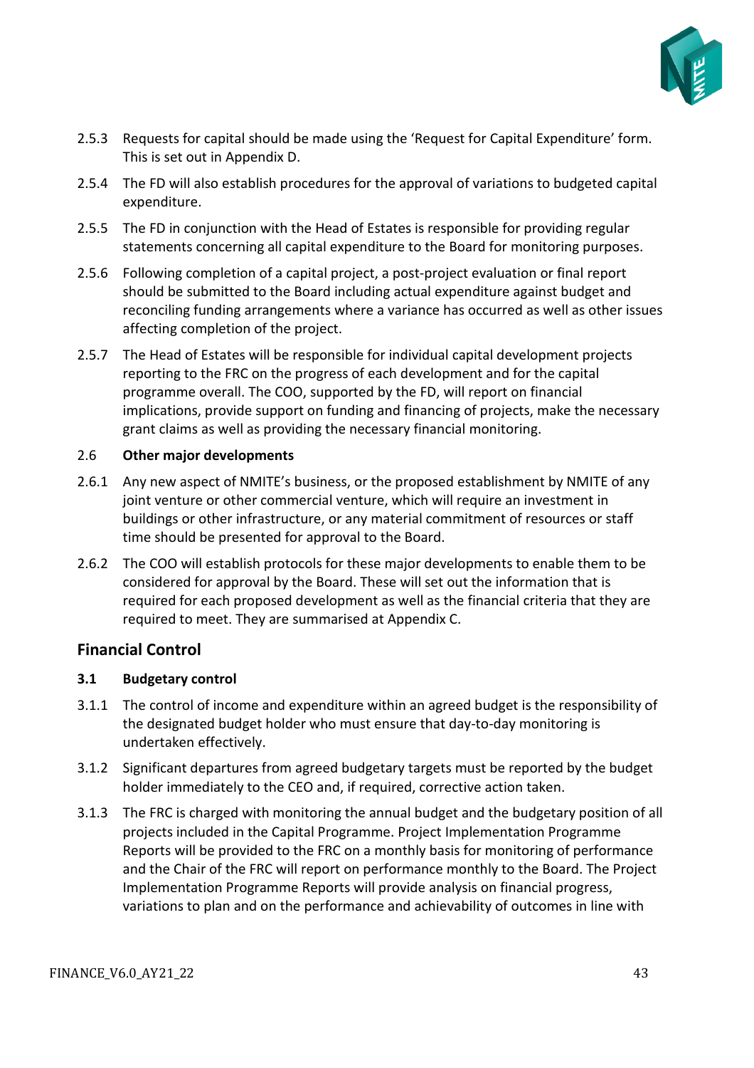2.5.3 Requests for capital should be made using the 'Request for Capital Expenditure' form. This is set out in Appendix D.

2.5.4 The FD will also establish procedures for the approval of variations to budgeted capital expenditure.

2.5.5 The FD in conjunction with the Head of Estates is responsible for providing regular statements concerning all capital expenditure to the Board for monitoring purposes.

2.5.6 Following completion of a capital project, a post-project evaluation or final report should be submitted to the Board including actual expenditure against budget and reconciling funding arrangements where a variance has occurred as well as other issues affecting completion of the project.

2.5.7 The Head of Estates will be responsible for individual capital development projects reporting to the FRC on the progress of each development and for the capital programme overall. The COO, supported by the FD, will report on financial implications, provide support on funding and financing of projects, make the necessary grant claims as well as providing the necessary financial monitoring.

2.6 **Other major developments**

2.6.1 Any new aspect of NMITE's business, or the proposed establishment by NMITE of any joint venture or other commercial venture, which will require an investment in buildings or other infrastructure, or any material commitment of resources or staff time should be presented for approval to the Board.

2.6.2 The COO will establish protocols for these major developments to enable them to be considered for approval by the Board. These will set out the information that is required for each proposed development as well as the financial criteria that they are required to meet. They are summarised at Appendix C.

## Financial Control

### 3.1 Budgetary control

3.1.1 The control of income and expenditure within an agreed budget is the responsibility of the designated budget holder who must ensure that day-to-day monitoring is undertaken effectively.

3.1.2 Significant departures from agreed budgetary targets must be reported by the budget holder immediately to the CEO and, if required, corrective action taken.

3.1.3 The FRC is charged with monitoring the annual budget and the budgetary position of all projects included in the Capital Programme. Project Implementation Programme Reports will be provided to the FRC on a monthly basis for monitoring of performance and the Chair of the FRC will report on performance monthly to the Board. The Project Implementation Programme Reports will provide analysis on financial progress, variations to plan and on the performance and achievability of outcomes in line with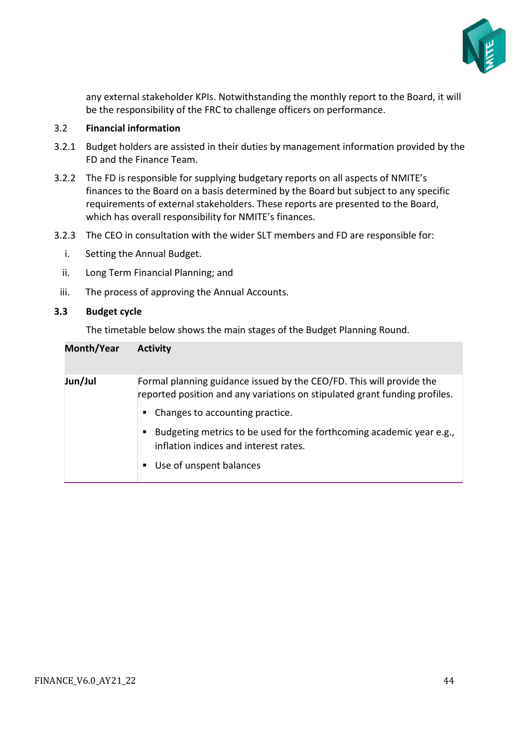any external stakeholder KPIs. Notwithstanding the monthly report to the Board, it will be the responsibility of the FRC to challenge officers on performance.

### 3.2 Financial information

3.2.1 Budget holders are assisted in their duties by management information provided by the FD and the Finance Team.

3.2.2 The FD is responsible for supplying budgetary reports on all aspects of NMITE's finances to the Board on a basis determined by the Board but subject to any specific requirements of external stakeholders. These reports are presented to the Board, which has overall responsibility for NMITE's finances.

3.2.3 The CEO in consultation with the wider SLT members and FD are responsible for:

i. Setting the Annual Budget.

ii. Long Term Financial Planning; and

iii. The process of approving the Annual Accounts.

### 3.3 Budget cycle

The timetable below shows the main stages of the Budget Planning Round.

| Month/Year | Activity |
|---|---|
| Jun/Jul | Formal planning guidance issued by the CEO/FD. This will provide the reported position and any variations on stipulated grant funding profiles.<br>▪ Changes to accounting practice.<br>▪ Budgeting metrics to be used for the forthcoming academic year e.g., inflation indices and interest rates.<br>▪ Use of unspent balances |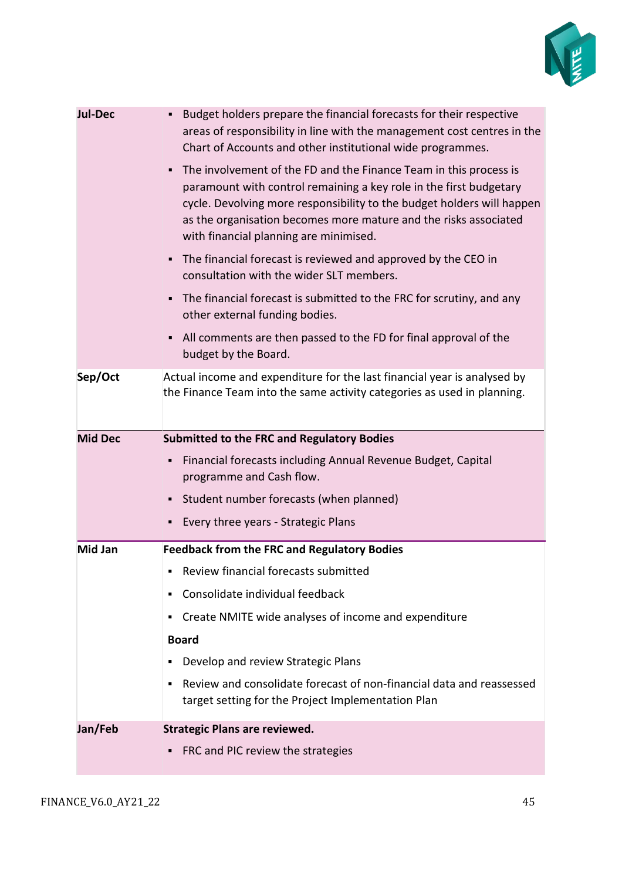| | |
|---|---|
| **Jul-Dec** | ▪ Budget holders prepare the financial forecasts for their respective areas of responsibility in line with the management cost centres in the Chart of Accounts and other institutional wide programmes.<br>▪ The involvement of the FD and the Finance Team in this process is paramount with control remaining a key role in the first budgetary cycle. Devolving more responsibility to the budget holders will happen as the organisation becomes more mature and the risks associated with financial planning are minimised.<br>▪ The financial forecast is reviewed and approved by the CEO in consultation with the wider SLT members.<br>▪ The financial forecast is submitted to the FRC for scrutiny, and any other external funding bodies.<br>▪ All comments are then passed to the FD for final approval of the budget by the Board. |
| **Sep/Oct** | Actual income and expenditure for the last financial year is analysed by the Finance Team into the same activity categories as used in planning. |
| **Mid Dec** | **Submitted to the FRC and Regulatory Bodies**<br>▪ Financial forecasts including Annual Revenue Budget, Capital programme and Cash flow.<br>▪ Student number forecasts (when planned)<br>▪ Every three years - Strategic Plans |
| **Mid Jan** | **Feedback from the FRC and Regulatory Bodies**<br>▪ Review financial forecasts submitted<br>▪ Consolidate individual feedback<br>▪ Create NMITE wide analyses of income and expenditure<br>**Board**<br>▪ Develop and review Strategic Plans<br>▪ Review and consolidate forecast of non-financial data and reassessed target setting for the Project Implementation Plan |
| **Jan/Feb** | **Strategic Plans are reviewed.**<br>▪ FRC and PIC review the strategies |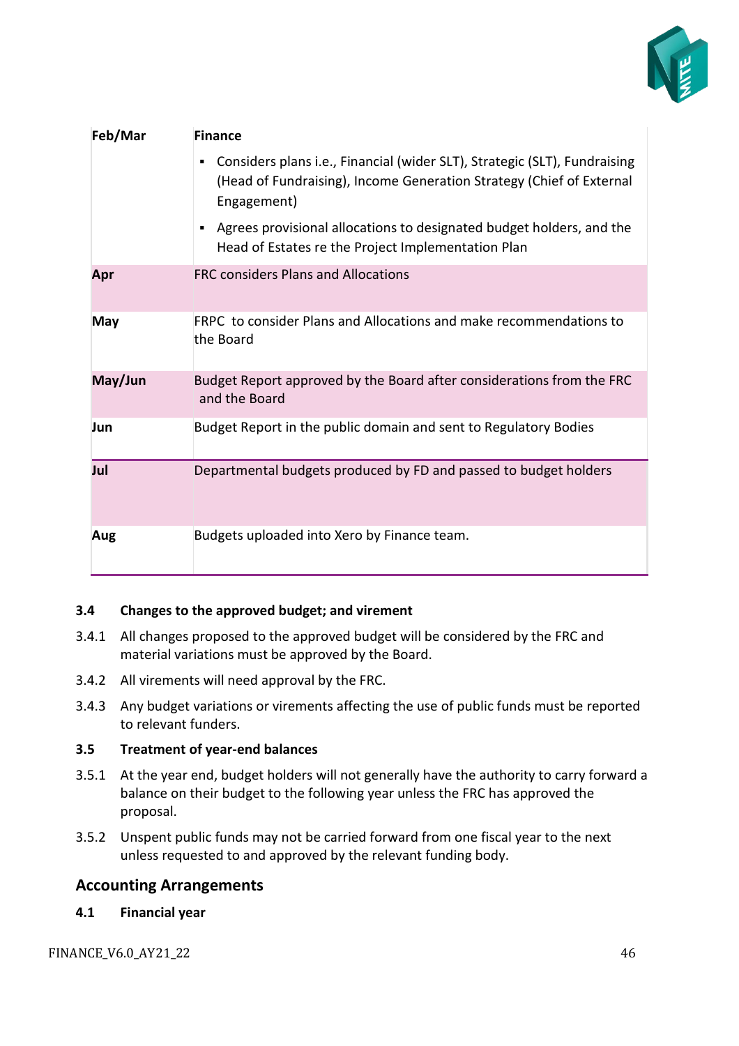| | | |
|---|---|---|
| **Feb/Mar** | **Finance**<br>▪ Considers plans i.e., Financial (wider SLT), Strategic (SLT), Fundraising (Head of Fundraising), Income Generation Strategy (Chief of External Engagement)<br>▪ Agrees provisional allocations to designated budget holders, and the Head of Estates re the Project Implementation Plan |
| **Apr** | FRC considers Plans and Allocations |
| **May** | FRPC to consider Plans and Allocations and make recommendations to the Board |
| **May/Jun** | Budget Report approved by the Board after considerations from the FRC and the Board |
| **Jun** | Budget Report in the public domain and sent to Regulatory Bodies |
| **Jul** | Departmental budgets produced by FD and passed to budget holders |
| **Aug** | Budgets uploaded into Xero by Finance team. |

### 3.4 Changes to the approved budget; and virement

3.4.1 All changes proposed to the approved budget will be considered by the FRC and material variations must be approved by the Board.

3.4.2 All virements will need approval by the FRC.

3.4.3 Any budget variations or virements affecting the use of public funds must be reported to relevant funders.

### 3.5 Treatment of year-end balances

3.5.1 At the year end, budget holders will not generally have the authority to carry forward a balance on their budget to the following year unless the FRC has approved the proposal.

3.5.2 Unspent public funds may not be carried forward from one fiscal year to the next unless requested to and approved by the relevant funding body.

## Accounting Arrangements

### 4.1 Financial year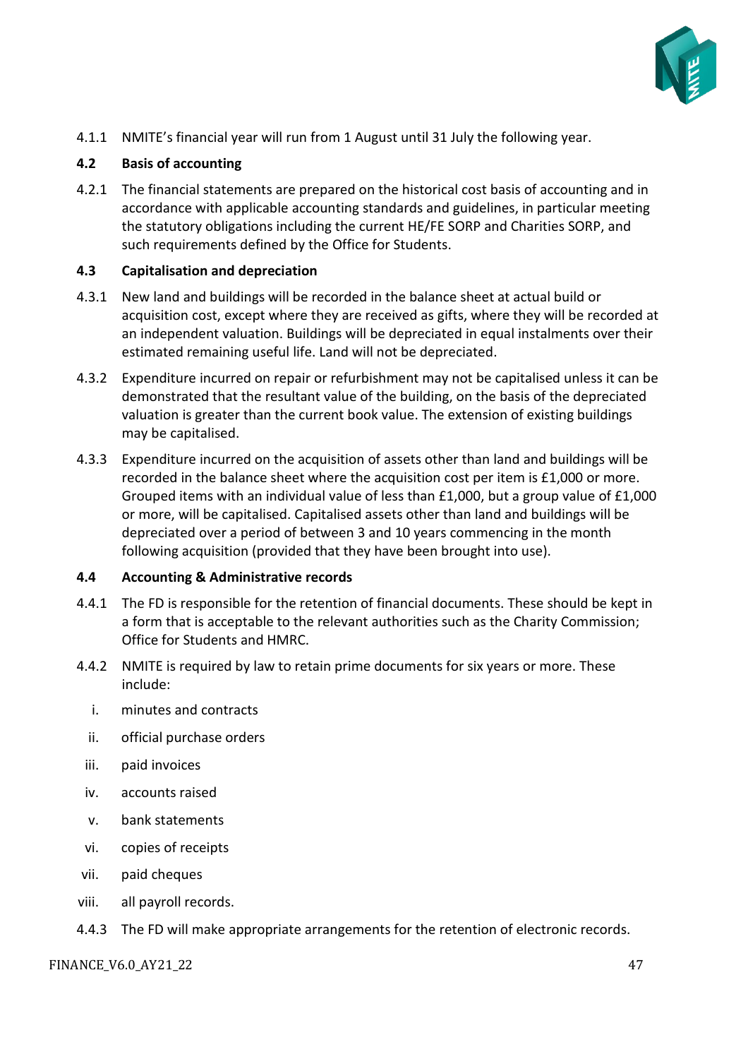4.1.1 NMITE's financial year will run from 1 August until 31 July the following year.

### 4.2 Basis of accounting

4.2.1 The financial statements are prepared on the historical cost basis of accounting and in accordance with applicable accounting standards and guidelines, in particular meeting the statutory obligations including the current HE/FE SORP and Charities SORP, and such requirements defined by the Office for Students.

### 4.3 Capitalisation and depreciation

4.3.1 New land and buildings will be recorded in the balance sheet at actual build or acquisition cost, except where they are received as gifts, where they will be recorded at an independent valuation. Buildings will be depreciated in equal instalments over their estimated remaining useful life. Land will not be depreciated.

4.3.2 Expenditure incurred on repair or refurbishment may not be capitalised unless it can be demonstrated that the resultant value of the building, on the basis of the depreciated valuation is greater than the current book value. The extension of existing buildings may be capitalised.

4.3.3 Expenditure incurred on the acquisition of assets other than land and buildings will be recorded in the balance sheet where the acquisition cost per item is £1,000 or more. Grouped items with an individual value of less than £1,000, but a group value of £1,000 or more, will be capitalised. Capitalised assets other than land and buildings will be depreciated over a period of between 3 and 10 years commencing in the month following acquisition (provided that they have been brought into use).

### 4.4 Accounting & Administrative records

4.4.1 The FD is responsible for the retention of financial documents. These should be kept in a form that is acceptable to the relevant authorities such as the Charity Commission; Office for Students and HMRC.

4.4.2 NMITE is required by law to retain prime documents for six years or more. These include:

i. minutes and contracts

ii. official purchase orders

iii. paid invoices

iv. accounts raised

v. bank statements

vi. copies of receipts

vii. paid cheques

viii. all payroll records.

4.4.3 The FD will make appropriate arrangements for the retention of electronic records.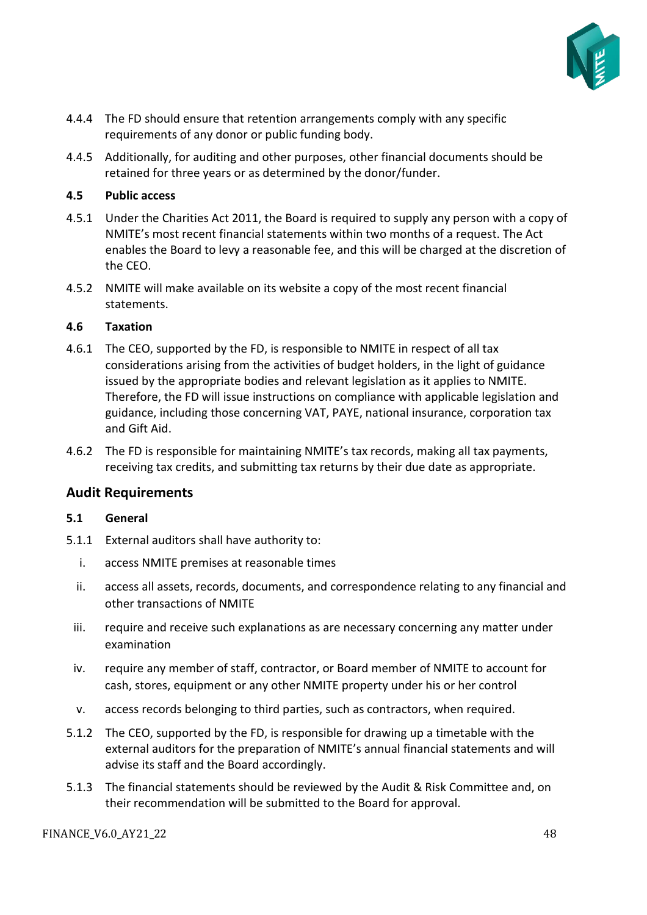4.4.4 The FD should ensure that retention arrangements comply with any specific requirements of any donor or public funding body.

4.4.5 Additionally, for auditing and other purposes, other financial documents should be retained for three years or as determined by the donor/funder.

**4.5 Public access**

4.5.1 Under the Charities Act 2011, the Board is required to supply any person with a copy of NMITE's most recent financial statements within two months of a request. The Act enables the Board to levy a reasonable fee, and this will be charged at the discretion of the CEO.

4.5.2 NMITE will make available on its website a copy of the most recent financial statements.

**4.6 Taxation**

4.6.1 The CEO, supported by the FD, is responsible to NMITE in respect of all tax considerations arising from the activities of budget holders, in the light of guidance issued by the appropriate bodies and relevant legislation as it applies to NMITE. Therefore, the FD will issue instructions on compliance with applicable legislation and guidance, including those concerning VAT, PAYE, national insurance, corporation tax and Gift Aid.

4.6.2 The FD is responsible for maintaining NMITE's tax records, making all tax payments, receiving tax credits, and submitting tax returns by their due date as appropriate.

## Audit Requirements

**5.1 General**

5.1.1 External auditors shall have authority to:

i. access NMITE premises at reasonable times

ii. access all assets, records, documents, and correspondence relating to any financial and other transactions of NMITE

iii. require and receive such explanations as are necessary concerning any matter under examination

iv. require any member of staff, contractor, or Board member of NMITE to account for cash, stores, equipment or any other NMITE property under his or her control

v. access records belonging to third parties, such as contractors, when required.

5.1.2 The CEO, supported by the FD, is responsible for drawing up a timetable with the external auditors for the preparation of NMITE's annual financial statements and will advise its staff and the Board accordingly.

5.1.3 The financial statements should be reviewed by the Audit & Risk Committee and, on their recommendation will be submitted to the Board for approval.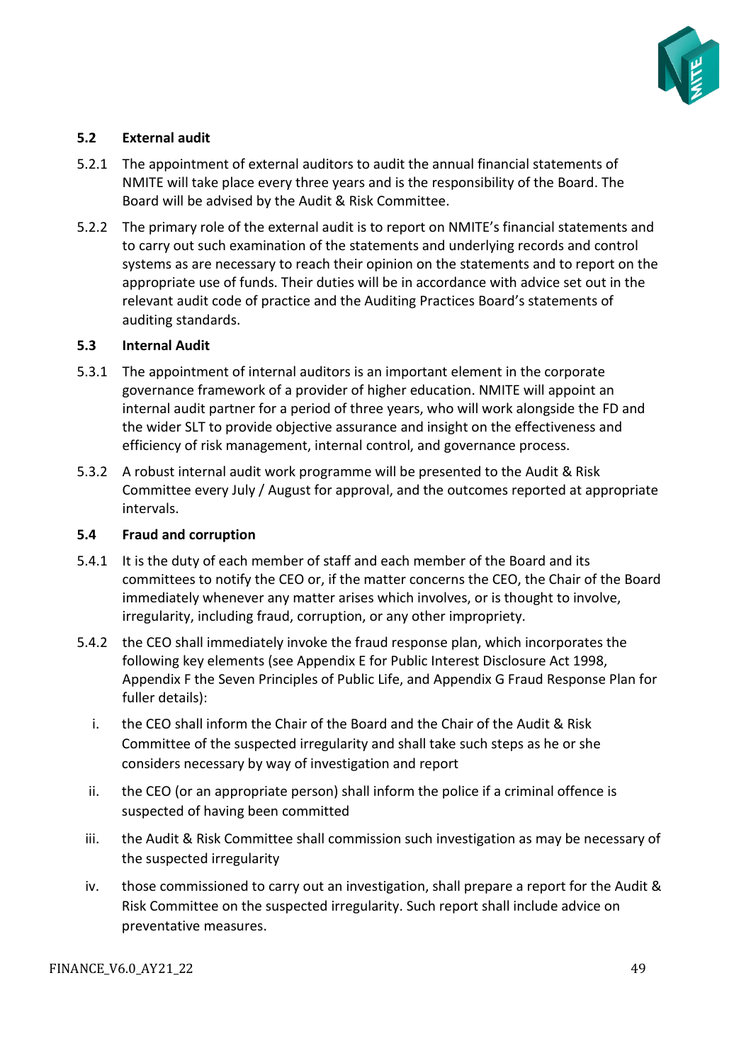### 5.2 External audit

5.2.1 The appointment of external auditors to audit the annual financial statements of NMITE will take place every three years and is the responsibility of the Board. The Board will be advised by the Audit & Risk Committee.

5.2.2 The primary role of the external audit is to report on NMITE's financial statements and to carry out such examination of the statements and underlying records and control systems as are necessary to reach their opinion on the statements and to report on the appropriate use of funds. Their duties will be in accordance with advice set out in the relevant audit code of practice and the Auditing Practices Board's statements of auditing standards.

### 5.3 Internal Audit

5.3.1 The appointment of internal auditors is an important element in the corporate governance framework of a provider of higher education. NMITE will appoint an internal audit partner for a period of three years, who will work alongside the FD and the wider SLT to provide objective assurance and insight on the effectiveness and efficiency of risk management, internal control, and governance process.

5.3.2 A robust internal audit work programme will be presented to the Audit & Risk Committee every July / August for approval, and the outcomes reported at appropriate intervals.

### 5.4 Fraud and corruption

5.4.1 It is the duty of each member of staff and each member of the Board and its committees to notify the CEO or, if the matter concerns the CEO, the Chair of the Board immediately whenever any matter arises which involves, or is thought to involve, irregularity, including fraud, corruption, or any other impropriety.

5.4.2 the CEO shall immediately invoke the fraud response plan, which incorporates the following key elements (see Appendix E for Public Interest Disclosure Act 1998, Appendix F the Seven Principles of Public Life, and Appendix G Fraud Response Plan for fuller details):

i. the CEO shall inform the Chair of the Board and the Chair of the Audit & Risk Committee of the suspected irregularity and shall take such steps as he or she considers necessary by way of investigation and report

ii. the CEO (or an appropriate person) shall inform the police if a criminal offence is suspected of having been committed

iii. the Audit & Risk Committee shall commission such investigation as may be necessary of the suspected irregularity

iv. those commissioned to carry out an investigation, shall prepare a report for the Audit & Risk Committee on the suspected irregularity. Such report shall include advice on preventative measures.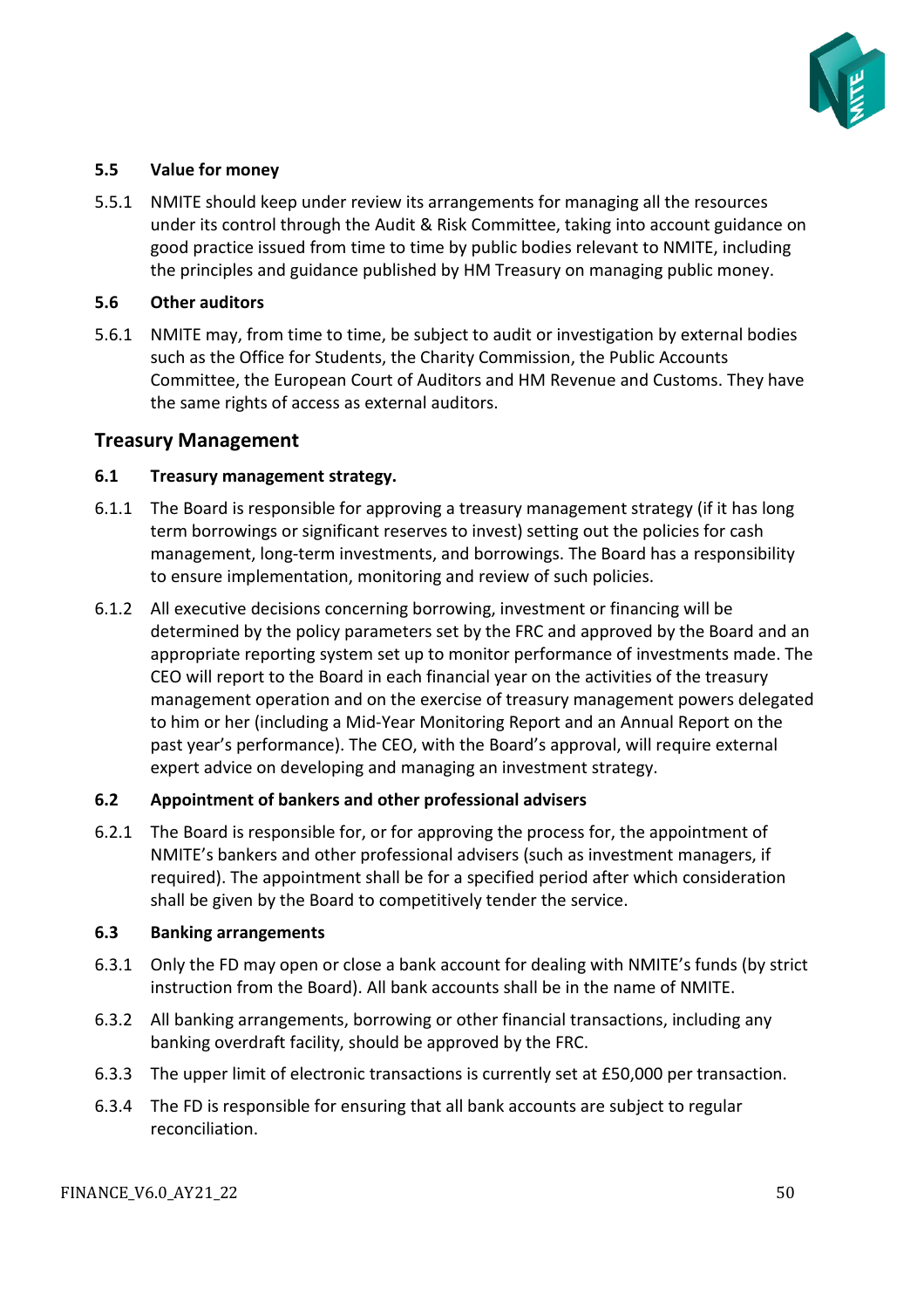#### 5.5 Value for money

5.5.1 NMITE should keep under review its arrangements for managing all the resources under its control through the Audit & Risk Committee, taking into account guidance on good practice issued from time to time by public bodies relevant to NMITE, including the principles and guidance published by HM Treasury on managing public money.

#### 5.6 Other auditors

5.6.1 NMITE may, from time to time, be subject to audit or investigation by external bodies such as the Office for Students, the Charity Commission, the Public Accounts Committee, the European Court of Auditors and HM Revenue and Customs. They have the same rights of access as external auditors.

### Treasury Management

#### 6.1 Treasury management strategy.

6.1.1 The Board is responsible for approving a treasury management strategy (if it has long term borrowings or significant reserves to invest) setting out the policies for cash management, long-term investments, and borrowings. The Board has a responsibility to ensure implementation, monitoring and review of such policies.

6.1.2 All executive decisions concerning borrowing, investment or financing will be determined by the policy parameters set by the FRC and approved by the Board and an appropriate reporting system set up to monitor performance of investments made. The CEO will report to the Board in each financial year on the activities of the treasury management operation and on the exercise of treasury management powers delegated to him or her (including a Mid-Year Monitoring Report and an Annual Report on the past year's performance). The CEO, with the Board's approval, will require external expert advice on developing and managing an investment strategy.

#### 6.2 Appointment of bankers and other professional advisers

6.2.1 The Board is responsible for, or for approving the process for, the appointment of NMITE's bankers and other professional advisers (such as investment managers, if required). The appointment shall be for a specified period after which consideration shall be given by the Board to competitively tender the service.

#### 6.3 Banking arrangements

6.3.1 Only the FD may open or close a bank account for dealing with NMITE's funds (by strict instruction from the Board). All bank accounts shall be in the name of NMITE.

6.3.2 All banking arrangements, borrowing or other financial transactions, including any banking overdraft facility, should be approved by the FRC.

6.3.3 The upper limit of electronic transactions is currently set at £50,000 per transaction.

6.3.4 The FD is responsible for ensuring that all bank accounts are subject to regular reconciliation.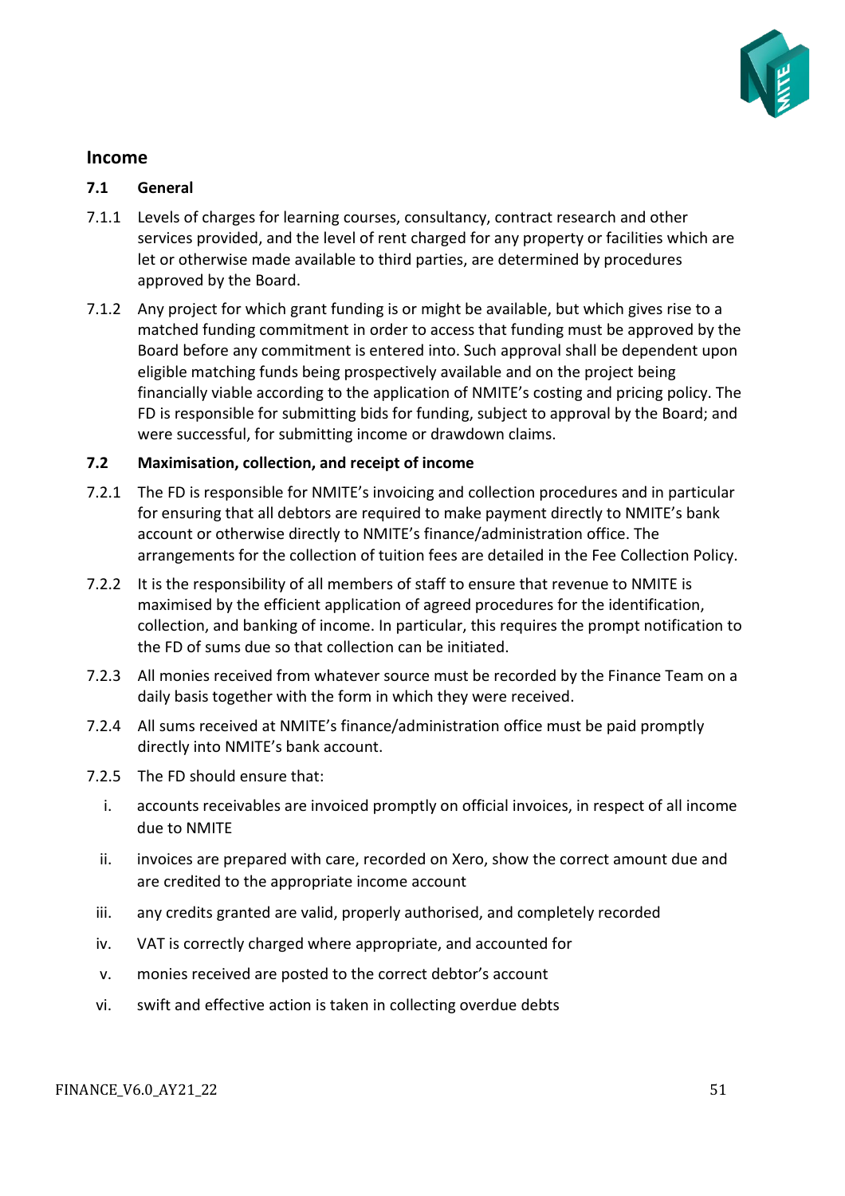## Income

### 7.1 General

7.1.1 Levels of charges for learning courses, consultancy, contract research and other services provided, and the level of rent charged for any property or facilities which are let or otherwise made available to third parties, are determined by procedures approved by the Board.

7.1.2 Any project for which grant funding is or might be available, but which gives rise to a matched funding commitment in order to access that funding must be approved by the Board before any commitment is entered into. Such approval shall be dependent upon eligible matching funds being prospectively available and on the project being financially viable according to the application of NMITE's costing and pricing policy. The FD is responsible for submitting bids for funding, subject to approval by the Board; and were successful, for submitting income or drawdown claims.

### 7.2 Maximisation, collection, and receipt of income

7.2.1 The FD is responsible for NMITE's invoicing and collection procedures and in particular for ensuring that all debtors are required to make payment directly to NMITE's bank account or otherwise directly to NMITE's finance/administration office. The arrangements for the collection of tuition fees are detailed in the Fee Collection Policy.

7.2.2 It is the responsibility of all members of staff to ensure that revenue to NMITE is maximised by the efficient application of agreed procedures for the identification, collection, and banking of income. In particular, this requires the prompt notification to the FD of sums due so that collection can be initiated.

7.2.3 All monies received from whatever source must be recorded by the Finance Team on a daily basis together with the form in which they were received.

7.2.4 All sums received at NMITE's finance/administration office must be paid promptly directly into NMITE's bank account.

7.2.5 The FD should ensure that:

i. accounts receivables are invoiced promptly on official invoices, in respect of all income due to NMITE

ii. invoices are prepared with care, recorded on Xero, show the correct amount due and are credited to the appropriate income account

iii. any credits granted are valid, properly authorised, and completely recorded

iv. VAT is correctly charged where appropriate, and accounted for

v. monies received are posted to the correct debtor's account

vi. swift and effective action is taken in collecting overdue debts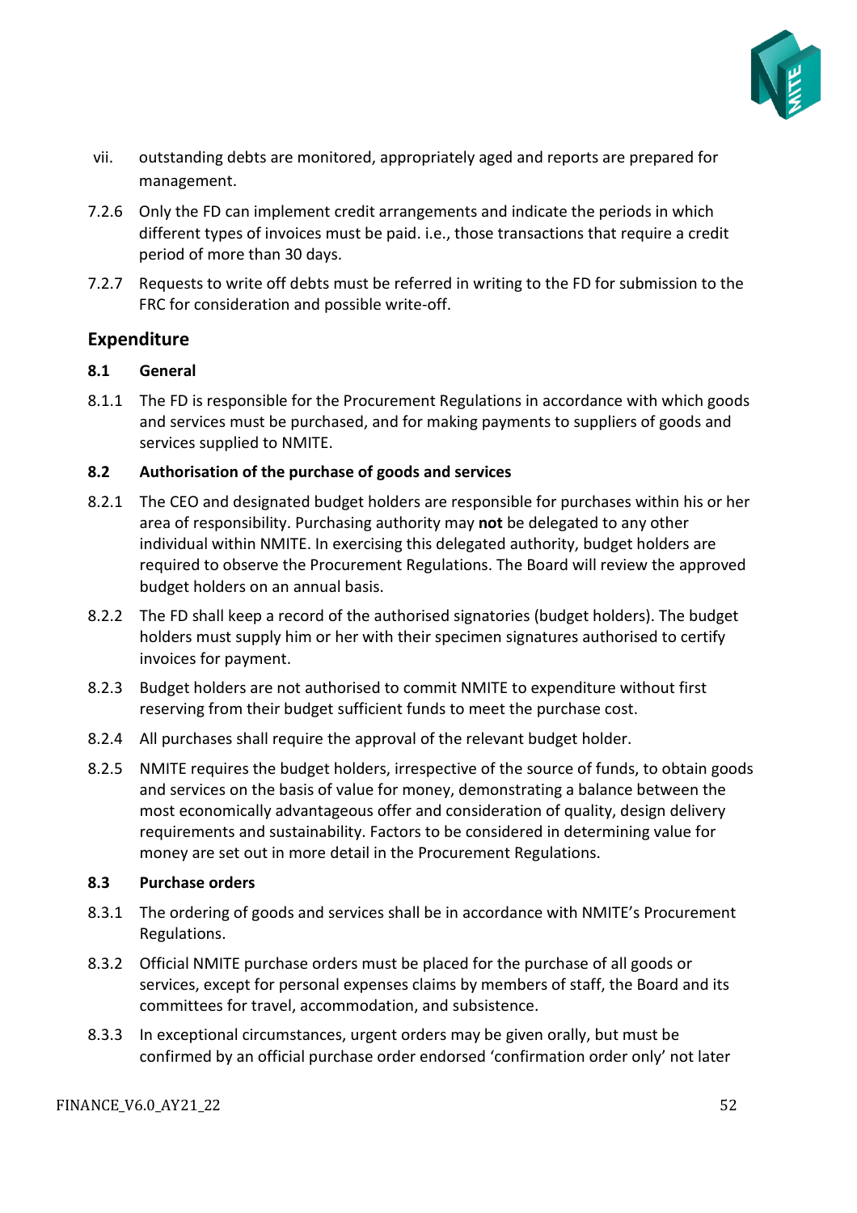vii. outstanding debts are monitored, appropriately aged and reports are prepared for management.

7.2.6 Only the FD can implement credit arrangements and indicate the periods in which different types of invoices must be paid. i.e., those transactions that require a credit period of more than 30 days.

7.2.7 Requests to write off debts must be referred in writing to the FD for submission to the FRC for consideration and possible write-off.

## Expenditure

### 8.1 General

8.1.1 The FD is responsible for the Procurement Regulations in accordance with which goods and services must be purchased, and for making payments to suppliers of goods and services supplied to NMITE.

### 8.2 Authorisation of the purchase of goods and services

8.2.1 The CEO and designated budget holders are responsible for purchases within his or her area of responsibility. Purchasing authority may **not** be delegated to any other individual within NMITE. In exercising this delegated authority, budget holders are required to observe the Procurement Regulations. The Board will review the approved budget holders on an annual basis.

8.2.2 The FD shall keep a record of the authorised signatories (budget holders). The budget holders must supply him or her with their specimen signatures authorised to certify invoices for payment.

8.2.3 Budget holders are not authorised to commit NMITE to expenditure without first reserving from their budget sufficient funds to meet the purchase cost.

8.2.4 All purchases shall require the approval of the relevant budget holder.

8.2.5 NMITE requires the budget holders, irrespective of the source of funds, to obtain goods and services on the basis of value for money, demonstrating a balance between the most economically advantageous offer and consideration of quality, design delivery requirements and sustainability. Factors to be considered in determining value for money are set out in more detail in the Procurement Regulations.

### 8.3 Purchase orders

8.3.1 The ordering of goods and services shall be in accordance with NMITE's Procurement Regulations.

8.3.2 Official NMITE purchase orders must be placed for the purchase of all goods or services, except for personal expenses claims by members of staff, the Board and its committees for travel, accommodation, and subsistence.

8.3.3 In exceptional circumstances, urgent orders may be given orally, but must be confirmed by an official purchase order endorsed 'confirmation order only' not later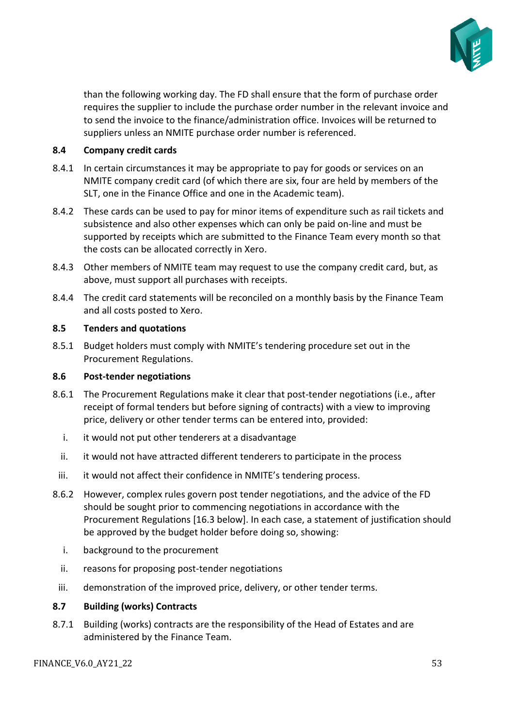than the following working day. The FD shall ensure that the form of purchase order requires the supplier to include the purchase order number in the relevant invoice and to send the invoice to the finance/administration office. Invoices will be returned to suppliers unless an NMITE purchase order number is referenced.

### 8.4 Company credit cards

8.4.1 In certain circumstances it may be appropriate to pay for goods or services on an NMITE company credit card (of which there are six, four are held by members of the SLT, one in the Finance Office and one in the Academic team).

8.4.2 These cards can be used to pay for minor items of expenditure such as rail tickets and subsistence and also other expenses which can only be paid on-line and must be supported by receipts which are submitted to the Finance Team every month so that the costs can be allocated correctly in Xero.

8.4.3 Other members of NMITE team may request to use the company credit card, but, as above, must support all purchases with receipts.

8.4.4 The credit card statements will be reconciled on a monthly basis by the Finance Team and all costs posted to Xero.

### 8.5 Tenders and quotations

8.5.1 Budget holders must comply with NMITE's tendering procedure set out in the Procurement Regulations.

### 8.6 Post-tender negotiations

8.6.1 The Procurement Regulations make it clear that post-tender negotiations (i.e., after receipt of formal tenders but before signing of contracts) with a view to improving price, delivery or other tender terms can be entered into, provided:

i. it would not put other tenderers at a disadvantage

ii. it would not have attracted different tenderers to participate in the process

iii. it would not affect their confidence in NMITE's tendering process.

8.6.2 However, complex rules govern post tender negotiations, and the advice of the FD should be sought prior to commencing negotiations in accordance with the Procurement Regulations [16.3 below]. In each case, a statement of justification should be approved by the budget holder before doing so, showing:

i. background to the procurement

ii. reasons for proposing post-tender negotiations

iii. demonstration of the improved price, delivery, or other tender terms.

### 8.7 Building (works) Contracts

8.7.1 Building (works) contracts are the responsibility of the Head of Estates and are administered by the Finance Team.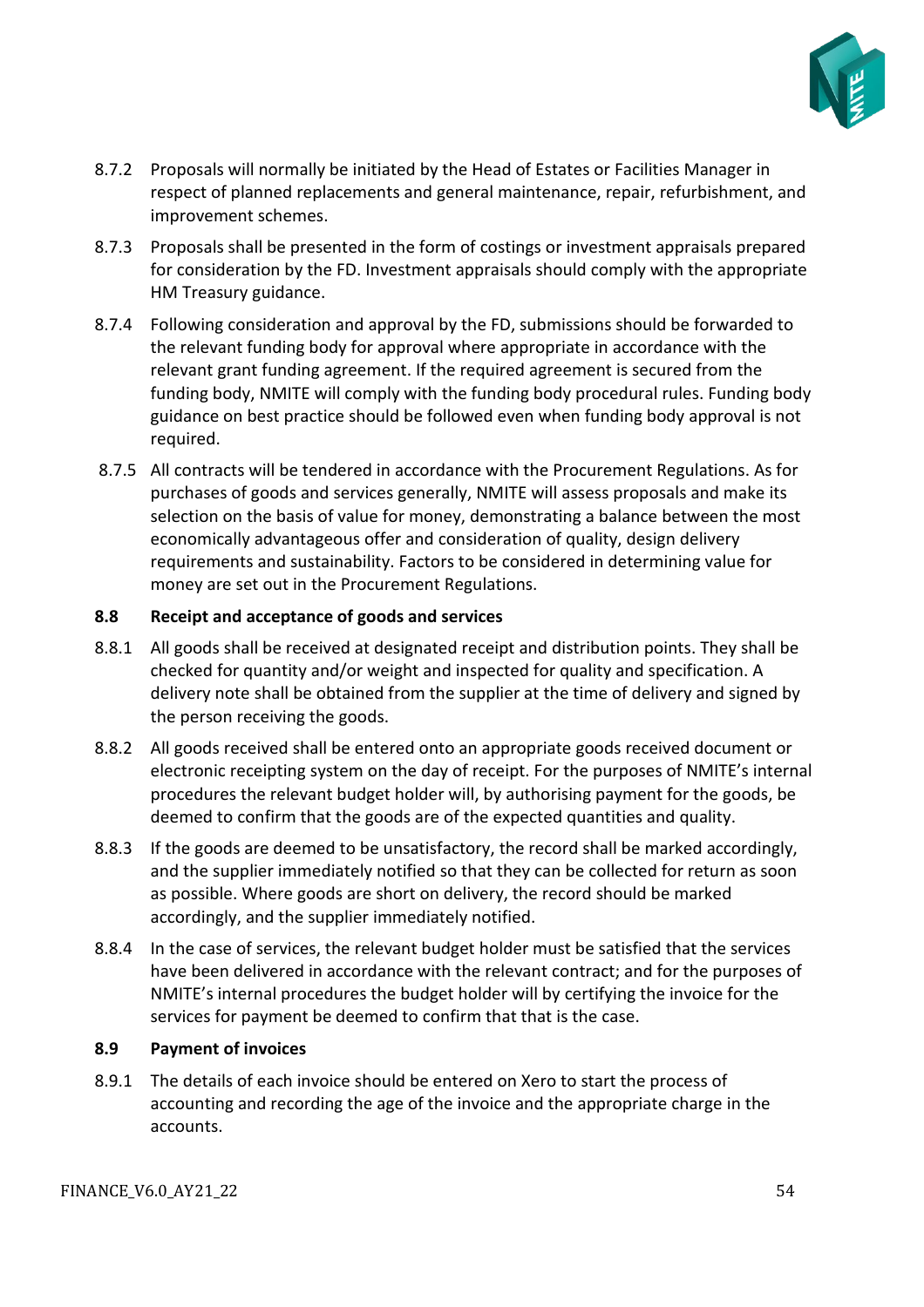8.7.2 Proposals will normally be initiated by the Head of Estates or Facilities Manager in respect of planned replacements and general maintenance, repair, refurbishment, and improvement schemes.

8.7.3 Proposals shall be presented in the form of costings or investment appraisals prepared for consideration by the FD. Investment appraisals should comply with the appropriate HM Treasury guidance.

8.7.4 Following consideration and approval by the FD, submissions should be forwarded to the relevant funding body for approval where appropriate in accordance with the relevant grant funding agreement. If the required agreement is secured from the funding body, NMITE will comply with the funding body procedural rules. Funding body guidance on best practice should be followed even when funding body approval is not required.

8.7.5 All contracts will be tendered in accordance with the Procurement Regulations. As for purchases of goods and services generally, NMITE will assess proposals and make its selection on the basis of value for money, demonstrating a balance between the most economically advantageous offer and consideration of quality, design delivery requirements and sustainability. Factors to be considered in determining value for money are set out in the Procurement Regulations.

### 8.8 Receipt and acceptance of goods and services

8.8.1 All goods shall be received at designated receipt and distribution points. They shall be checked for quantity and/or weight and inspected for quality and specification. A delivery note shall be obtained from the supplier at the time of delivery and signed by the person receiving the goods.

8.8.2 All goods received shall be entered onto an appropriate goods received document or electronic receipting system on the day of receipt. For the purposes of NMITE's internal procedures the relevant budget holder will, by authorising payment for the goods, be deemed to confirm that the goods are of the expected quantities and quality.

8.8.3 If the goods are deemed to be unsatisfactory, the record shall be marked accordingly, and the supplier immediately notified so that they can be collected for return as soon as possible. Where goods are short on delivery, the record should be marked accordingly, and the supplier immediately notified.

8.8.4 In the case of services, the relevant budget holder must be satisfied that the services have been delivered in accordance with the relevant contract; and for the purposes of NMITE's internal procedures the budget holder will by certifying the invoice for the services for payment be deemed to confirm that that is the case.

### 8.9 Payment of invoices

8.9.1 The details of each invoice should be entered on Xero to start the process of accounting and recording the age of the invoice and the appropriate charge in the accounts.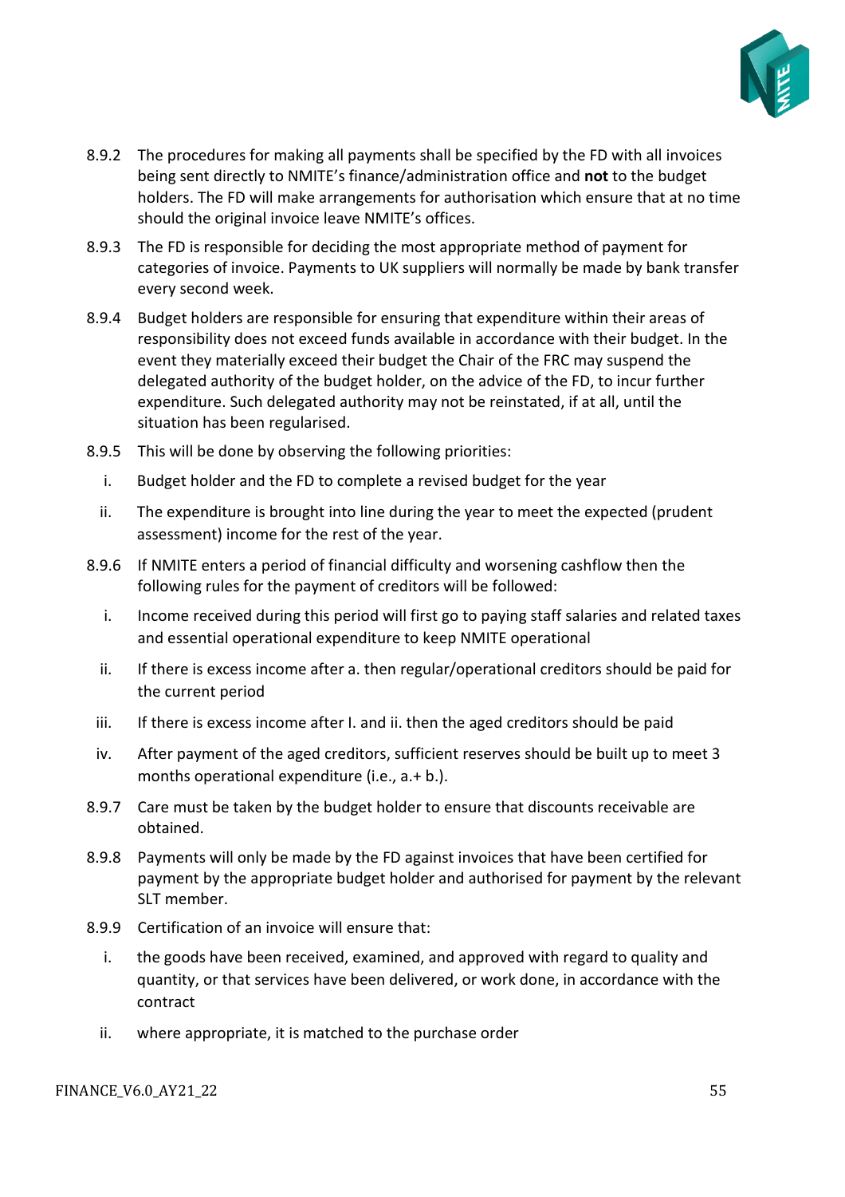8.9.2 The procedures for making all payments shall be specified by the FD with all invoices being sent directly to NMITE's finance/administration office and **not** to the budget holders. The FD will make arrangements for authorisation which ensure that at no time should the original invoice leave NMITE's offices.

8.9.3 The FD is responsible for deciding the most appropriate method of payment for categories of invoice. Payments to UK suppliers will normally be made by bank transfer every second week.

8.9.4 Budget holders are responsible for ensuring that expenditure within their areas of responsibility does not exceed funds available in accordance with their budget. In the event they materially exceed their budget the Chair of the FRC may suspend the delegated authority of the budget holder, on the advice of the FD, to incur further expenditure. Such delegated authority may not be reinstated, if at all, until the situation has been regularised.

8.9.5 This will be done by observing the following priorities:

i. Budget holder and the FD to complete a revised budget for the year

ii. The expenditure is brought into line during the year to meet the expected (prudent assessment) income for the rest of the year.

8.9.6 If NMITE enters a period of financial difficulty and worsening cashflow then the following rules for the payment of creditors will be followed:

i. Income received during this period will first go to paying staff salaries and related taxes and essential operational expenditure to keep NMITE operational

ii. If there is excess income after a. then regular/operational creditors should be paid for the current period

iii. If there is excess income after I. and ii. then the aged creditors should be paid

iv. After payment of the aged creditors, sufficient reserves should be built up to meet 3 months operational expenditure (i.e., a.+ b.).

8.9.7 Care must be taken by the budget holder to ensure that discounts receivable are obtained.

8.9.8 Payments will only be made by the FD against invoices that have been certified for payment by the appropriate budget holder and authorised for payment by the relevant SLT member.

8.9.9 Certification of an invoice will ensure that:

i. the goods have been received, examined, and approved with regard to quality and quantity, or that services have been delivered, or work done, in accordance with the contract

ii. where appropriate, it is matched to the purchase order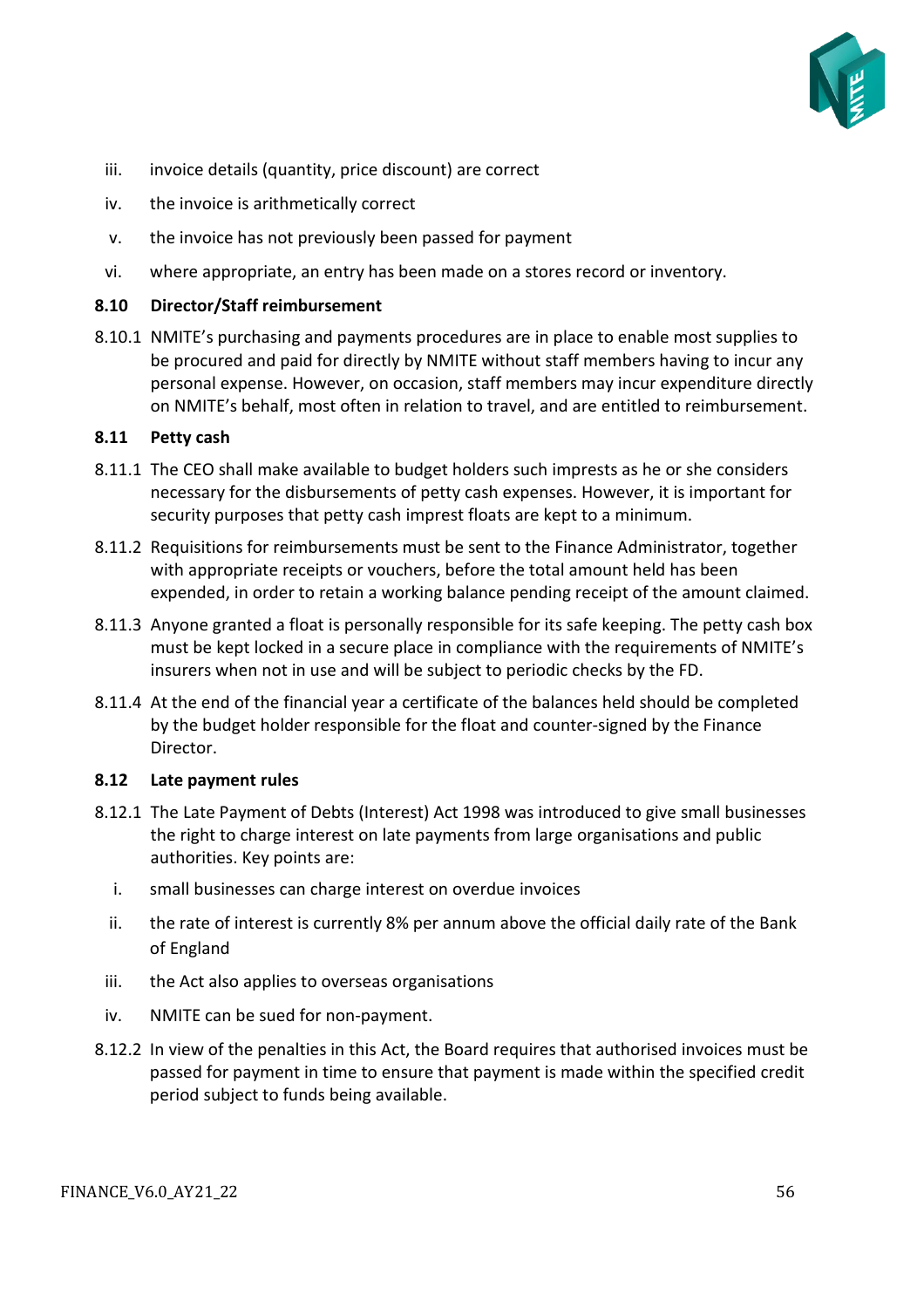iii. invoice details (quantity, price discount) are correct

iv. the invoice is arithmetically correct

v. the invoice has not previously been passed for payment

vi. where appropriate, an entry has been made on a stores record or inventory.

### 8.10 Director/Staff reimbursement

8.10.1 NMITE's purchasing and payments procedures are in place to enable most supplies to be procured and paid for directly by NMITE without staff members having to incur any personal expense. However, on occasion, staff members may incur expenditure directly on NMITE's behalf, most often in relation to travel, and are entitled to reimbursement.

### 8.11 Petty cash

8.11.1 The CEO shall make available to budget holders such imprests as he or she considers necessary for the disbursements of petty cash expenses. However, it is important for security purposes that petty cash imprest floats are kept to a minimum.

8.11.2 Requisitions for reimbursements must be sent to the Finance Administrator, together with appropriate receipts or vouchers, before the total amount held has been expended, in order to retain a working balance pending receipt of the amount claimed.

8.11.3 Anyone granted a float is personally responsible for its safe keeping. The petty cash box must be kept locked in a secure place in compliance with the requirements of NMITE's insurers when not in use and will be subject to periodic checks by the FD.

8.11.4 At the end of the financial year a certificate of the balances held should be completed by the budget holder responsible for the float and counter-signed by the Finance Director.

### 8.12 Late payment rules

8.12.1 The Late Payment of Debts (Interest) Act 1998 was introduced to give small businesses the right to charge interest on late payments from large organisations and public authorities. Key points are:

i. small businesses can charge interest on overdue invoices

ii. the rate of interest is currently 8% per annum above the official daily rate of the Bank of England

iii. the Act also applies to overseas organisations

iv. NMITE can be sued for non-payment.

8.12.2 In view of the penalties in this Act, the Board requires that authorised invoices must be passed for payment in time to ensure that payment is made within the specified credit period subject to funds being available.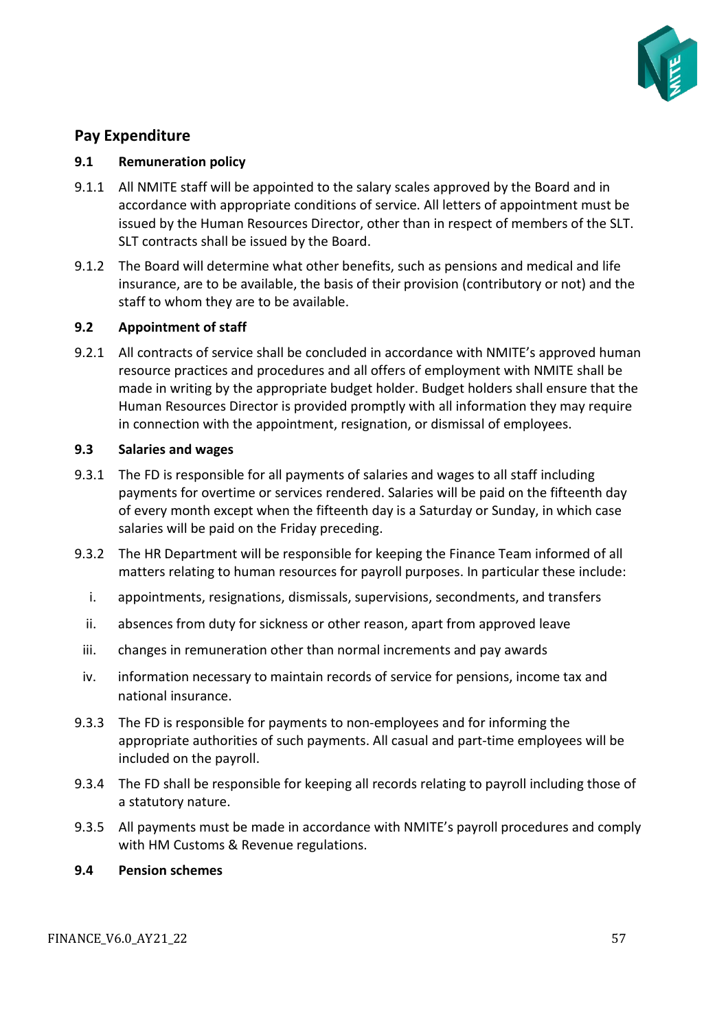## Pay Expenditure

### 9.1 Remuneration policy

9.1.1 All NMITE staff will be appointed to the salary scales approved by the Board and in accordance with appropriate conditions of service. All letters of appointment must be issued by the Human Resources Director, other than in respect of members of the SLT. SLT contracts shall be issued by the Board.

9.1.2 The Board will determine what other benefits, such as pensions and medical and life insurance, are to be available, the basis of their provision (contributory or not) and the staff to whom they are to be available.

### 9.2 Appointment of staff

9.2.1 All contracts of service shall be concluded in accordance with NMITE's approved human resource practices and procedures and all offers of employment with NMITE shall be made in writing by the appropriate budget holder. Budget holders shall ensure that the Human Resources Director is provided promptly with all information they may require in connection with the appointment, resignation, or dismissal of employees.

### 9.3 Salaries and wages

9.3.1 The FD is responsible for all payments of salaries and wages to all staff including payments for overtime or services rendered. Salaries will be paid on the fifteenth day of every month except when the fifteenth day is a Saturday or Sunday, in which case salaries will be paid on the Friday preceding.

9.3.2 The HR Department will be responsible for keeping the Finance Team informed of all matters relating to human resources for payroll purposes. In particular these include:

i. appointments, resignations, dismissals, supervisions, secondments, and transfers

ii. absences from duty for sickness or other reason, apart from approved leave

iii. changes in remuneration other than normal increments and pay awards

iv. information necessary to maintain records of service for pensions, income tax and national insurance.

9.3.3 The FD is responsible for payments to non-employees and for informing the appropriate authorities of such payments. All casual and part-time employees will be included on the payroll.

9.3.4 The FD shall be responsible for keeping all records relating to payroll including those of a statutory nature.

9.3.5 All payments must be made in accordance with NMITE's payroll procedures and comply with HM Customs & Revenue regulations.

### 9.4 Pension schemes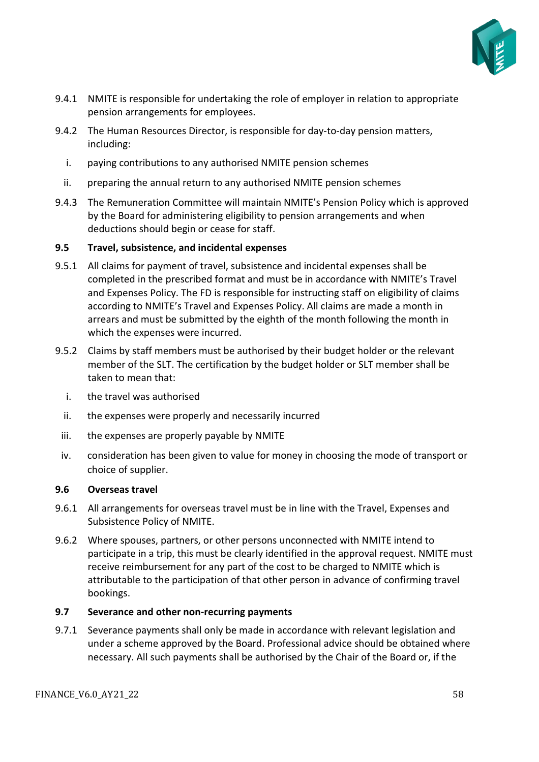9.4.1 NMITE is responsible for undertaking the role of employer in relation to appropriate pension arrangements for employees.

9.4.2 The Human Resources Director, is responsible for day-to-day pension matters, including:

i. paying contributions to any authorised NMITE pension schemes

ii. preparing the annual return to any authorised NMITE pension schemes

9.4.3 The Remuneration Committee will maintain NMITE's Pension Policy which is approved by the Board for administering eligibility to pension arrangements and when deductions should begin or cease for staff.

**9.5 Travel, subsistence, and incidental expenses**

9.5.1 All claims for payment of travel, subsistence and incidental expenses shall be completed in the prescribed format and must be in accordance with NMITE's Travel and Expenses Policy. The FD is responsible for instructing staff on eligibility of claims according to NMITE's Travel and Expenses Policy. All claims are made a month in arrears and must be submitted by the eighth of the month following the month in which the expenses were incurred.

9.5.2 Claims by staff members must be authorised by their budget holder or the relevant member of the SLT. The certification by the budget holder or SLT member shall be taken to mean that:

i. the travel was authorised

ii. the expenses were properly and necessarily incurred

iii. the expenses are properly payable by NMITE

iv. consideration has been given to value for money in choosing the mode of transport or choice of supplier.

**9.6 Overseas travel**

9.6.1 All arrangements for overseas travel must be in line with the Travel, Expenses and Subsistence Policy of NMITE.

9.6.2 Where spouses, partners, or other persons unconnected with NMITE intend to participate in a trip, this must be clearly identified in the approval request. NMITE must receive reimbursement for any part of the cost to be charged to NMITE which is attributable to the participation of that other person in advance of confirming travel bookings.

**9.7 Severance and other non-recurring payments**

9.7.1 Severance payments shall only be made in accordance with relevant legislation and under a scheme approved by the Board. Professional advice should be obtained where necessary. All such payments shall be authorised by the Chair of the Board or, if the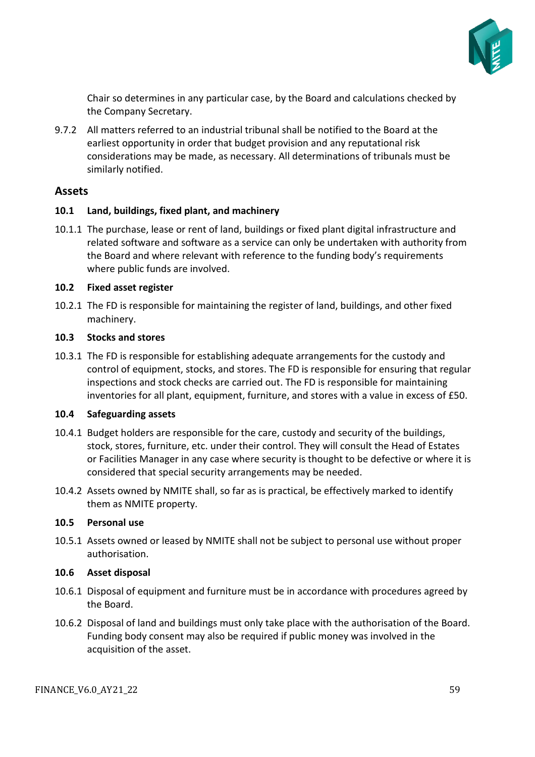Chair so determines in any particular case, by the Board and calculations checked by the Company Secretary.

9.7.2 All matters referred to an industrial tribunal shall be notified to the Board at the earliest opportunity in order that budget provision and any reputational risk considerations may be made, as necessary. All determinations of tribunals must be similarly notified.

## Assets

### 10.1 Land, buildings, fixed plant, and machinery

10.1.1 The purchase, lease or rent of land, buildings or fixed plant digital infrastructure and related software and software as a service can only be undertaken with authority from the Board and where relevant with reference to the funding body's requirements where public funds are involved.

### 10.2 Fixed asset register

10.2.1 The FD is responsible for maintaining the register of land, buildings, and other fixed machinery.

### 10.3 Stocks and stores

10.3.1 The FD is responsible for establishing adequate arrangements for the custody and control of equipment, stocks, and stores. The FD is responsible for ensuring that regular inspections and stock checks are carried out. The FD is responsible for maintaining inventories for all plant, equipment, furniture, and stores with a value in excess of £50.

### 10.4 Safeguarding assets

10.4.1 Budget holders are responsible for the care, custody and security of the buildings, stock, stores, furniture, etc. under their control. They will consult the Head of Estates or Facilities Manager in any case where security is thought to be defective or where it is considered that special security arrangements may be needed.

10.4.2 Assets owned by NMITE shall, so far as is practical, be effectively marked to identify them as NMITE property.

### 10.5 Personal use

10.5.1 Assets owned or leased by NMITE shall not be subject to personal use without proper authorisation.

### 10.6 Asset disposal

10.6.1 Disposal of equipment and furniture must be in accordance with procedures agreed by the Board.

10.6.2 Disposal of land and buildings must only take place with the authorisation of the Board. Funding body consent may also be required if public money was involved in the acquisition of the asset.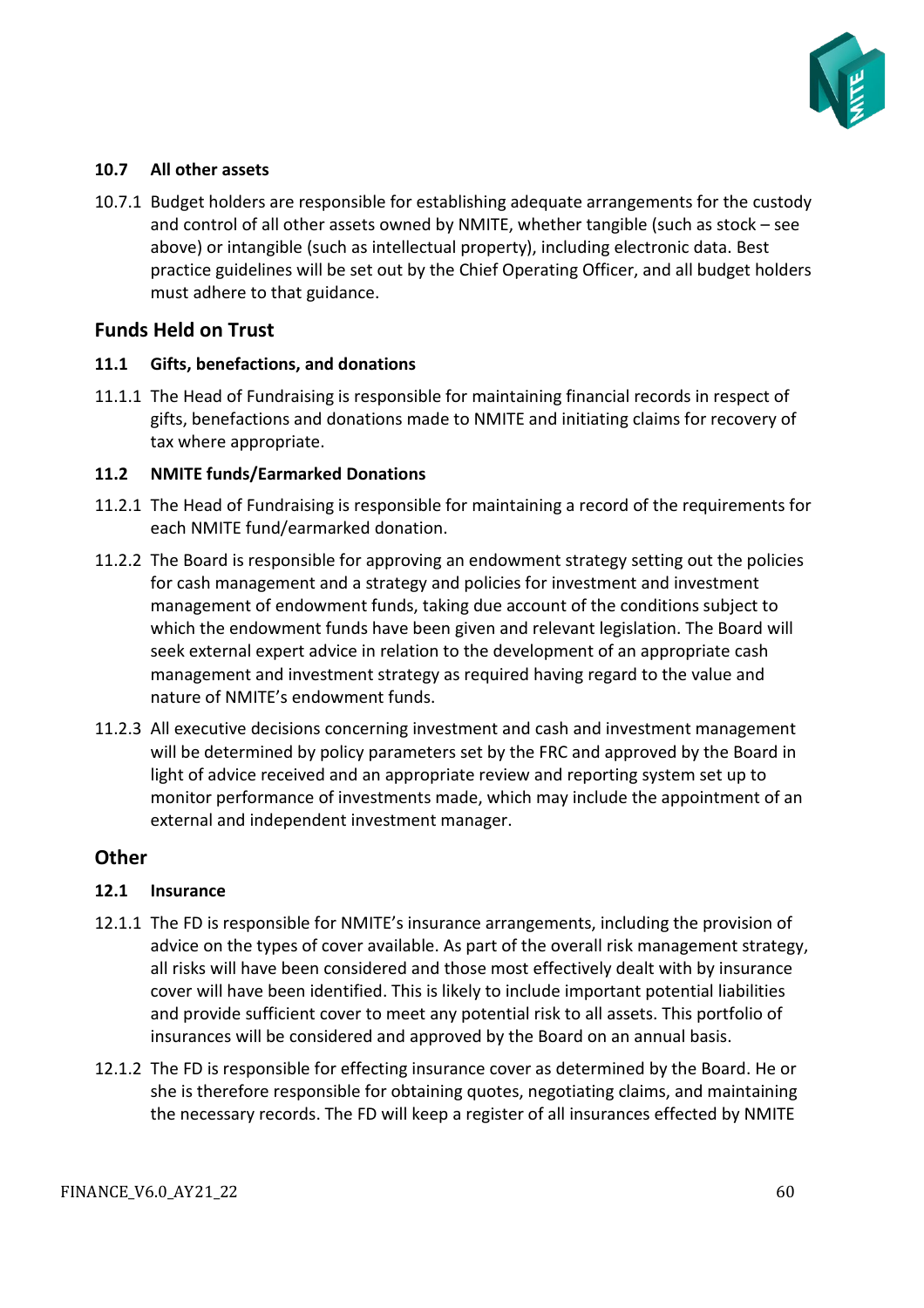### 10.7 All other assets

10.7.1 Budget holders are responsible for establishing adequate arrangements for the custody and control of all other assets owned by NMITE, whether tangible (such as stock – see above) or intangible (such as intellectual property), including electronic data. Best practice guidelines will be set out by the Chief Operating Officer, and all budget holders must adhere to that guidance.

## Funds Held on Trust

### 11.1 Gifts, benefactions, and donations

11.1.1 The Head of Fundraising is responsible for maintaining financial records in respect of gifts, benefactions and donations made to NMITE and initiating claims for recovery of tax where appropriate.

### 11.2 NMITE funds/Earmarked Donations

11.2.1 The Head of Fundraising is responsible for maintaining a record of the requirements for each NMITE fund/earmarked donation.

11.2.2 The Board is responsible for approving an endowment strategy setting out the policies for cash management and a strategy and policies for investment and investment management of endowment funds, taking due account of the conditions subject to which the endowment funds have been given and relevant legislation. The Board will seek external expert advice in relation to the development of an appropriate cash management and investment strategy as required having regard to the value and nature of NMITE's endowment funds.

11.2.3 All executive decisions concerning investment and cash and investment management will be determined by policy parameters set by the FRC and approved by the Board in light of advice received and an appropriate review and reporting system set up to monitor performance of investments made, which may include the appointment of an external and independent investment manager.

## Other

### 12.1 Insurance

12.1.1 The FD is responsible for NMITE's insurance arrangements, including the provision of advice on the types of cover available. As part of the overall risk management strategy, all risks will have been considered and those most effectively dealt with by insurance cover will have been identified. This is likely to include important potential liabilities and provide sufficient cover to meet any potential risk to all assets. This portfolio of insurances will be considered and approved by the Board on an annual basis.

12.1.2 The FD is responsible for effecting insurance cover as determined by the Board. He or she is therefore responsible for obtaining quotes, negotiating claims, and maintaining the necessary records. The FD will keep a register of all insurances effected by NMITE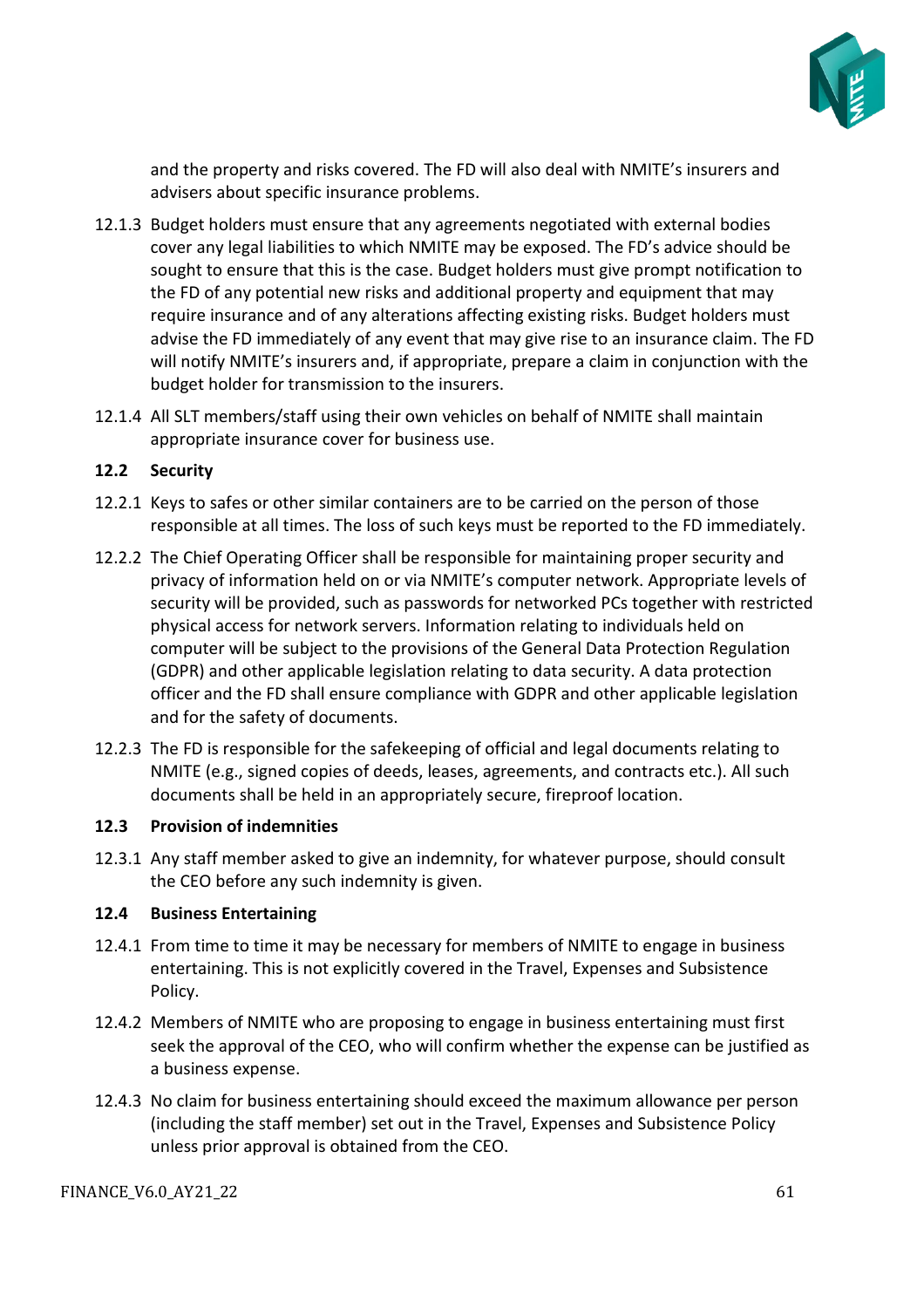and the property and risks covered. The FD will also deal with NMITE's insurers and advisers about specific insurance problems.

12.1.3 Budget holders must ensure that any agreements negotiated with external bodies cover any legal liabilities to which NMITE may be exposed. The FD's advice should be sought to ensure that this is the case. Budget holders must give prompt notification to the FD of any potential new risks and additional property and equipment that may require insurance and of any alterations affecting existing risks. Budget holders must advise the FD immediately of any event that may give rise to an insurance claim. The FD will notify NMITE's insurers and, if appropriate, prepare a claim in conjunction with the budget holder for transmission to the insurers.

12.1.4 All SLT members/staff using their own vehicles on behalf of NMITE shall maintain appropriate insurance cover for business use.

### 12.2 Security

12.2.1 Keys to safes or other similar containers are to be carried on the person of those responsible at all times. The loss of such keys must be reported to the FD immediately.

12.2.2 The Chief Operating Officer shall be responsible for maintaining proper security and privacy of information held on or via NMITE's computer network. Appropriate levels of security will be provided, such as passwords for networked PCs together with restricted physical access for network servers. Information relating to individuals held on computer will be subject to the provisions of the General Data Protection Regulation (GDPR) and other applicable legislation relating to data security. A data protection officer and the FD shall ensure compliance with GDPR and other applicable legislation and for the safety of documents.

12.2.3 The FD is responsible for the safekeeping of official and legal documents relating to NMITE (e.g., signed copies of deeds, leases, agreements, and contracts etc.). All such documents shall be held in an appropriately secure, fireproof location.

### 12.3 Provision of indemnities

12.3.1 Any staff member asked to give an indemnity, for whatever purpose, should consult the CEO before any such indemnity is given.

### 12.4 Business Entertaining

12.4.1 From time to time it may be necessary for members of NMITE to engage in business entertaining. This is not explicitly covered in the Travel, Expenses and Subsistence Policy.

12.4.2 Members of NMITE who are proposing to engage in business entertaining must first seek the approval of the CEO, who will confirm whether the expense can be justified as a business expense.

12.4.3 No claim for business entertaining should exceed the maximum allowance per person (including the staff member) set out in the Travel, Expenses and Subsistence Policy unless prior approval is obtained from the CEO.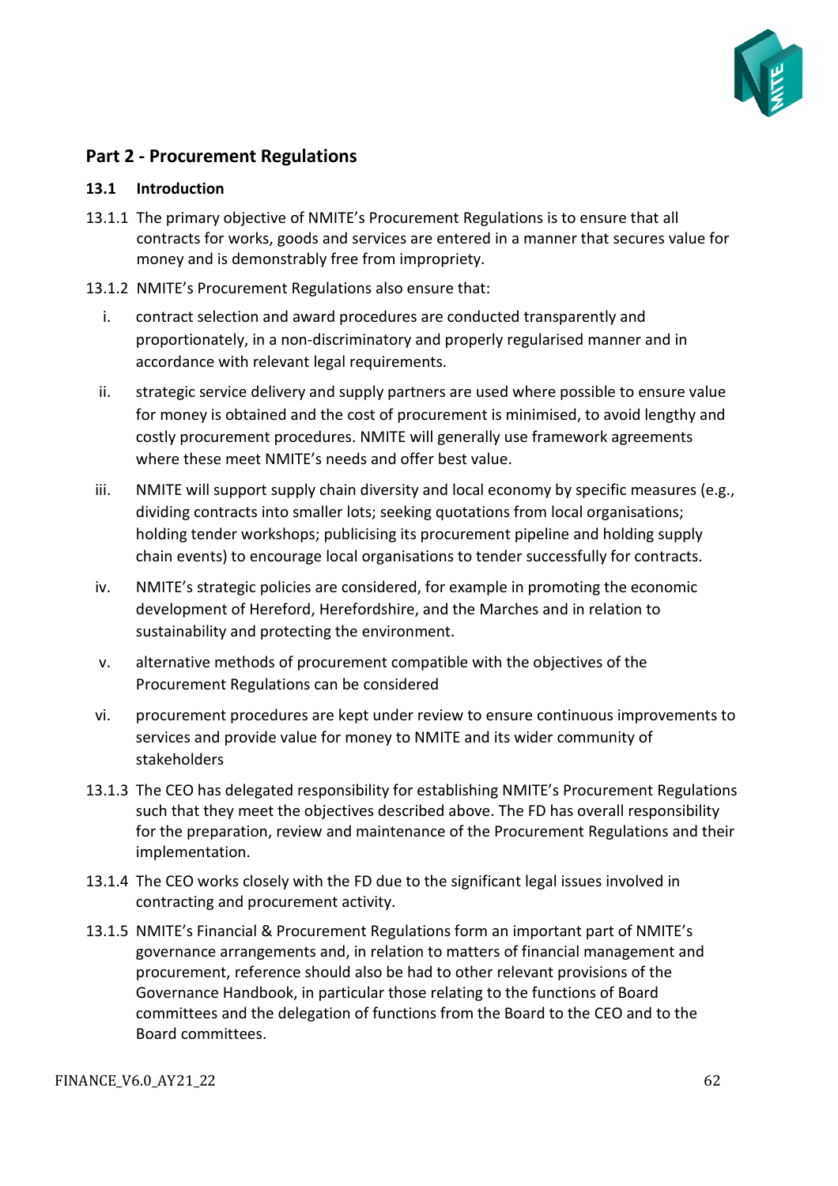## Part 2 - Procurement Regulations

### 13.1 Introduction

13.1.1 The primary objective of NMITE's Procurement Regulations is to ensure that all contracts for works, goods and services are entered in a manner that secures value for money and is demonstrably free from impropriety.

13.1.2 NMITE's Procurement Regulations also ensure that:

i. contract selection and award procedures are conducted transparently and proportionately, in a non-discriminatory and properly regularised manner and in accordance with relevant legal requirements.

ii. strategic service delivery and supply partners are used where possible to ensure value for money is obtained and the cost of procurement is minimised, to avoid lengthy and costly procurement procedures. NMITE will generally use framework agreements where these meet NMITE's needs and offer best value.

iii. NMITE will support supply chain diversity and local economy by specific measures (e.g., dividing contracts into smaller lots; seeking quotations from local organisations; holding tender workshops; publicising its procurement pipeline and holding supply chain events) to encourage local organisations to tender successfully for contracts.

iv. NMITE's strategic policies are considered, for example in promoting the economic development of Hereford, Herefordshire, and the Marches and in relation to sustainability and protecting the environment.

v. alternative methods of procurement compatible with the objectives of the Procurement Regulations can be considered

vi. procurement procedures are kept under review to ensure continuous improvements to services and provide value for money to NMITE and its wider community of stakeholders

13.1.3 The CEO has delegated responsibility for establishing NMITE's Procurement Regulations such that they meet the objectives described above. The FD has overall responsibility for the preparation, review and maintenance of the Procurement Regulations and their implementation.

13.1.4 The CEO works closely with the FD due to the significant legal issues involved in contracting and procurement activity.

13.1.5 NMITE's Financial & Procurement Regulations form an important part of NMITE's governance arrangements and, in relation to matters of financial management and procurement, reference should also be had to other relevant provisions of the Governance Handbook, in particular those relating to the functions of Board committees and the delegation of functions from the Board to the CEO and to the Board committees.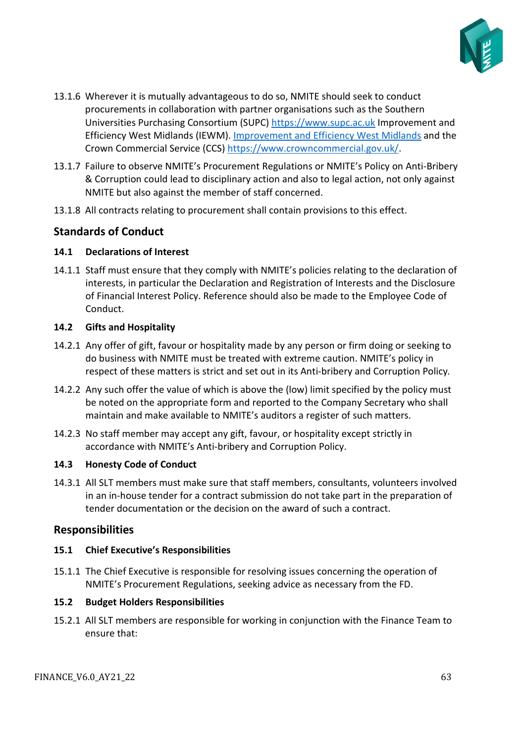13.1.6 Wherever it is mutually advantageous to do so, NMITE should seek to conduct procurements in collaboration with partner organisations such as the Southern Universities Purchasing Consortium (SUPC) [https://www.supc.ac.uk](https://www.supc.ac.uk) Improvement and Efficiency West Midlands (IEWM). Improvement and Efficiency West Midlands and the Crown Commercial Service (CCS) [https://www.crowncommercial.gov.uk/](https://www.crowncommercial.gov.uk/).

13.1.7 Failure to observe NMITE's Procurement Regulations or NMITE's Policy on Anti-Bribery & Corruption could lead to disciplinary action and also to legal action, not only against NMITE but also against the member of staff concerned.

13.1.8 All contracts relating to procurement shall contain provisions to this effect.

## Standards of Conduct

### 14.1 Declarations of Interest

14.1.1 Staff must ensure that they comply with NMITE's policies relating to the declaration of interests, in particular the Declaration and Registration of Interests and the Disclosure of Financial Interest Policy. Reference should also be made to the Employee Code of Conduct.

### 14.2 Gifts and Hospitality

14.2.1 Any offer of gift, favour or hospitality made by any person or firm doing or seeking to do business with NMITE must be treated with extreme caution. NMITE's policy in respect of these matters is strict and set out in its Anti-bribery and Corruption Policy.

14.2.2 Any such offer the value of which is above the (low) limit specified by the policy must be noted on the appropriate form and reported to the Company Secretary who shall maintain and make available to NMITE's auditors a register of such matters.

14.2.3 No staff member may accept any gift, favour, or hospitality except strictly in accordance with NMITE's Anti-bribery and Corruption Policy.

### 14.3 Honesty Code of Conduct

14.3.1 All SLT members must make sure that staff members, consultants, volunteers involved in an in-house tender for a contract submission do not take part in the preparation of tender documentation or the decision on the award of such a contract.

## Responsibilities

### 15.1 Chief Executive's Responsibilities

15.1.1 The Chief Executive is responsible for resolving issues concerning the operation of NMITE's Procurement Regulations, seeking advice as necessary from the FD.

### 15.2 Budget Holders Responsibilities

15.2.1 All SLT members are responsible for working in conjunction with the Finance Team to ensure that: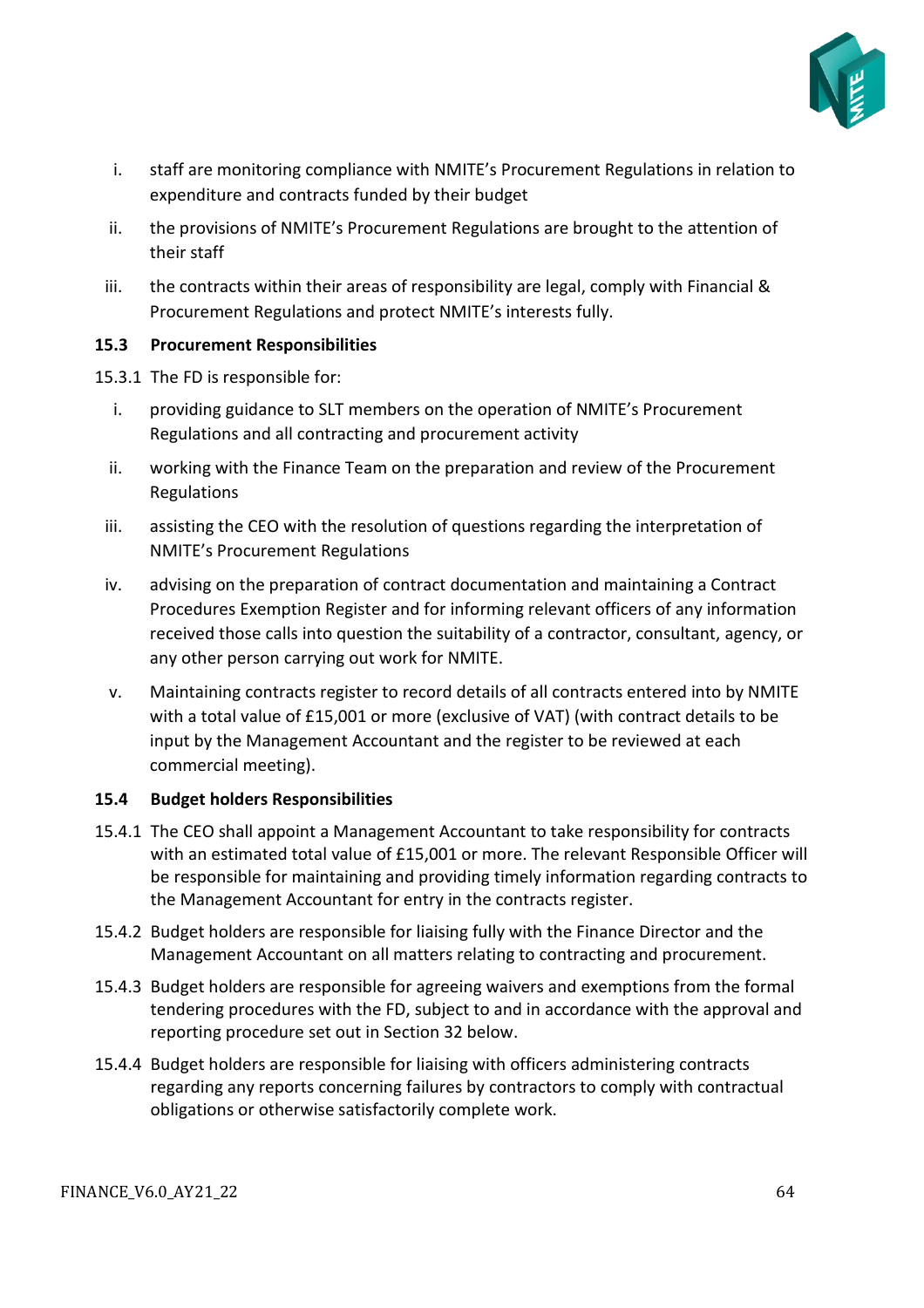i. staff are monitoring compliance with NMITE's Procurement Regulations in relation to expenditure and contracts funded by their budget

ii. the provisions of NMITE's Procurement Regulations are brought to the attention of their staff

iii. the contracts within their areas of responsibility are legal, comply with Financial & Procurement Regulations and protect NMITE's interests fully.

### 15.3 Procurement Responsibilities

15.3.1 The FD is responsible for:

i. providing guidance to SLT members on the operation of NMITE's Procurement Regulations and all contracting and procurement activity

ii. working with the Finance Team on the preparation and review of the Procurement Regulations

iii. assisting the CEO with the resolution of questions regarding the interpretation of NMITE's Procurement Regulations

iv. advising on the preparation of contract documentation and maintaining a Contract Procedures Exemption Register and for informing relevant officers of any information received those calls into question the suitability of a contractor, consultant, agency, or any other person carrying out work for NMITE.

v. Maintaining contracts register to record details of all contracts entered into by NMITE with a total value of £15,001 or more (exclusive of VAT) (with contract details to be input by the Management Accountant and the register to be reviewed at each commercial meeting).

### 15.4 Budget holders Responsibilities

15.4.1 The CEO shall appoint a Management Accountant to take responsibility for contracts with an estimated total value of £15,001 or more. The relevant Responsible Officer will be responsible for maintaining and providing timely information regarding contracts to the Management Accountant for entry in the contracts register.

15.4.2 Budget holders are responsible for liaising fully with the Finance Director and the Management Accountant on all matters relating to contracting and procurement.

15.4.3 Budget holders are responsible for agreeing waivers and exemptions from the formal tendering procedures with the FD, subject to and in accordance with the approval and reporting procedure set out in Section 32 below.

15.4.4 Budget holders are responsible for liaising with officers administering contracts regarding any reports concerning failures by contractors to comply with contractual obligations or otherwise satisfactorily complete work.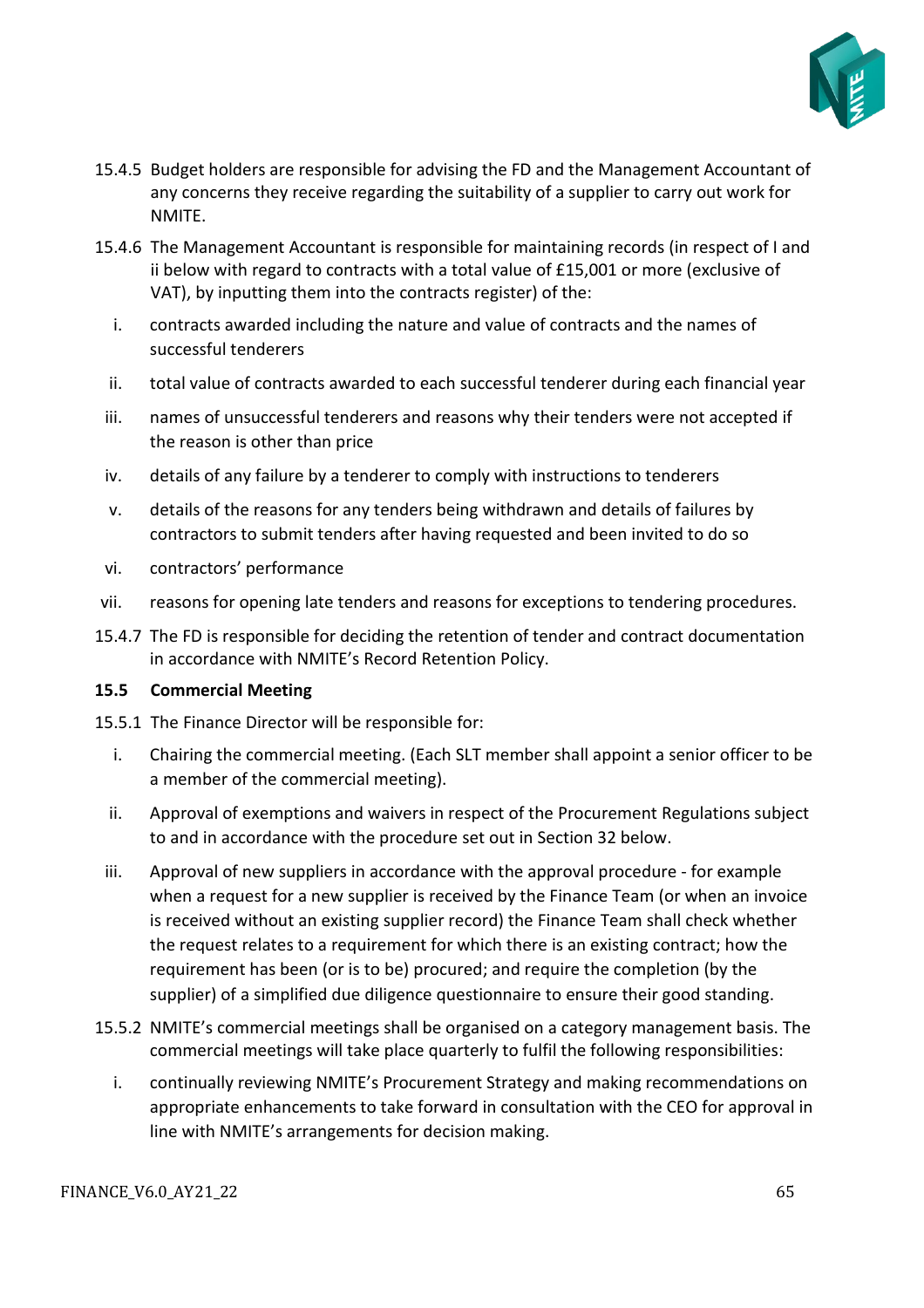15.4.5 Budget holders are responsible for advising the FD and the Management Accountant of any concerns they receive regarding the suitability of a supplier to carry out work for NMITE.

15.4.6 The Management Accountant is responsible for maintaining records (in respect of I and ii below with regard to contracts with a total value of £15,001 or more (exclusive of VAT), by inputting them into the contracts register) of the:

i. contracts awarded including the nature and value of contracts and the names of successful tenderers

ii. total value of contracts awarded to each successful tenderer during each financial year

iii. names of unsuccessful tenderers and reasons why their tenders were not accepted if the reason is other than price

iv. details of any failure by a tenderer to comply with instructions to tenderers

v. details of the reasons for any tenders being withdrawn and details of failures by contractors to submit tenders after having requested and been invited to do so

vi. contractors' performance

vii. reasons for opening late tenders and reasons for exceptions to tendering procedures.

15.4.7 The FD is responsible for deciding the retention of tender and contract documentation in accordance with NMITE's Record Retention Policy.

**15.5 Commercial Meeting**

15.5.1 The Finance Director will be responsible for:

i. Chairing the commercial meeting. (Each SLT member shall appoint a senior officer to be a member of the commercial meeting).

ii. Approval of exemptions and waivers in respect of the Procurement Regulations subject to and in accordance with the procedure set out in Section 32 below.

iii. Approval of new suppliers in accordance with the approval procedure - for example when a request for a new supplier is received by the Finance Team (or when an invoice is received without an existing supplier record) the Finance Team shall check whether the request relates to a requirement for which there is an existing contract; how the requirement has been (or is to be) procured; and require the completion (by the supplier) of a simplified due diligence questionnaire to ensure their good standing.

15.5.2 NMITE's commercial meetings shall be organised on a category management basis. The commercial meetings will take place quarterly to fulfil the following responsibilities:

i. continually reviewing NMITE's Procurement Strategy and making recommendations on appropriate enhancements to take forward in consultation with the CEO for approval in line with NMITE's arrangements for decision making.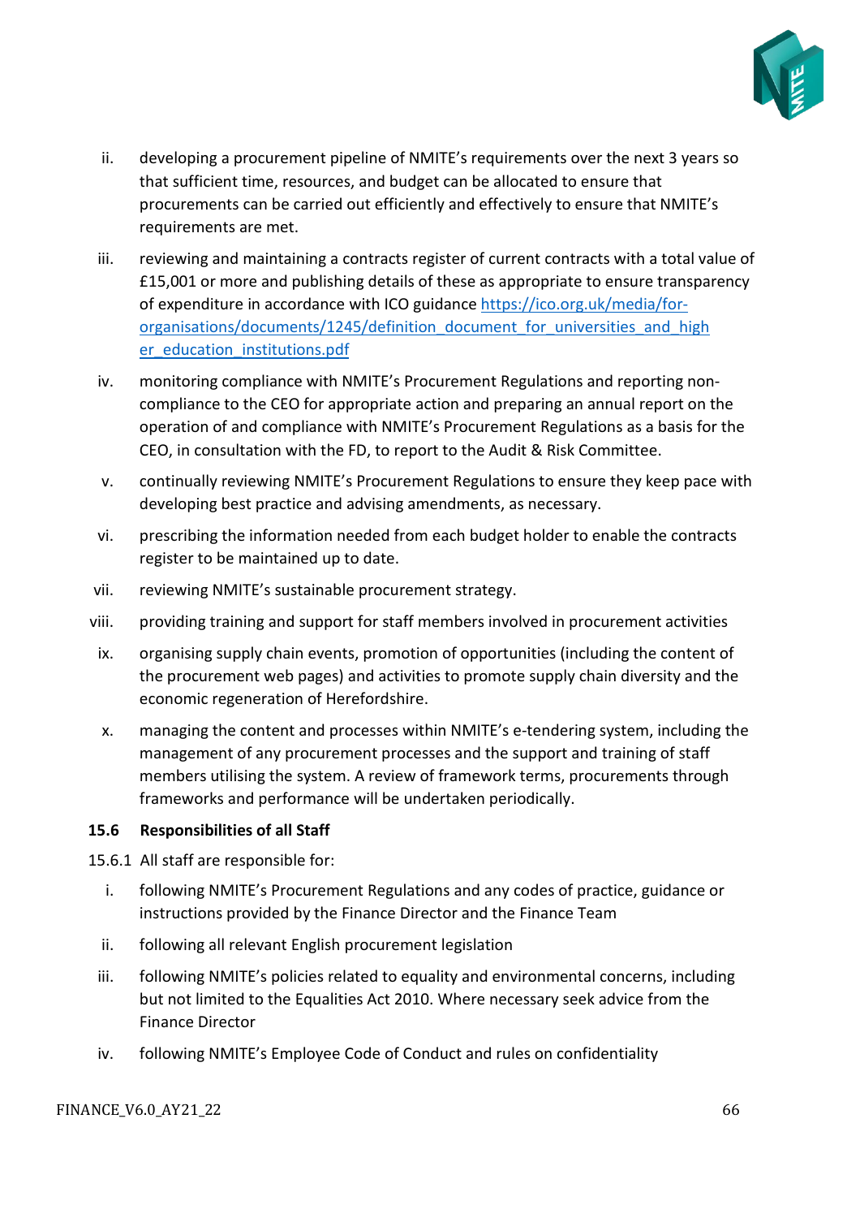ii. developing a procurement pipeline of NMITE's requirements over the next 3 years so that sufficient time, resources, and budget can be allocated to ensure that procurements can be carried out efficiently and effectively to ensure that NMITE's requirements are met.

iii. reviewing and maintaining a contracts register of current contracts with a total value of £15,001 or more and publishing details of these as appropriate to ensure transparency of expenditure in accordance with ICO guidance [https://ico.org.uk/media/for-organisations/documents/1245/definition_document_for_universities_and_higher_education_institutions.pdf](https://ico.org.uk/media/for-organisations/documents/1245/definition_document_for_universities_and_higher_education_institutions.pdf)

iv. monitoring compliance with NMITE's Procurement Regulations and reporting non-compliance to the CEO for appropriate action and preparing an annual report on the operation of and compliance with NMITE's Procurement Regulations as a basis for the CEO, in consultation with the FD, to report to the Audit & Risk Committee.

v. continually reviewing NMITE's Procurement Regulations to ensure they keep pace with developing best practice and advising amendments, as necessary.

vi. prescribing the information needed from each budget holder to enable the contracts register to be maintained up to date.

vii. reviewing NMITE's sustainable procurement strategy.

viii. providing training and support for staff members involved in procurement activities

ix. organising supply chain events, promotion of opportunities (including the content of the procurement web pages) and activities to promote supply chain diversity and the economic regeneration of Herefordshire.

x. managing the content and processes within NMITE's e-tendering system, including the management of any procurement processes and the support and training of staff members utilising the system. A review of framework terms, procurements through frameworks and performance will be undertaken periodically.

**15.6 Responsibilities of all Staff**

15.6.1 All staff are responsible for:

i. following NMITE's Procurement Regulations and any codes of practice, guidance or instructions provided by the Finance Director and the Finance Team

ii. following all relevant English procurement legislation

iii. following NMITE's policies related to equality and environmental concerns, including but not limited to the Equalities Act 2010. Where necessary seek advice from the Finance Director

iv. following NMITE's Employee Code of Conduct and rules on confidentiality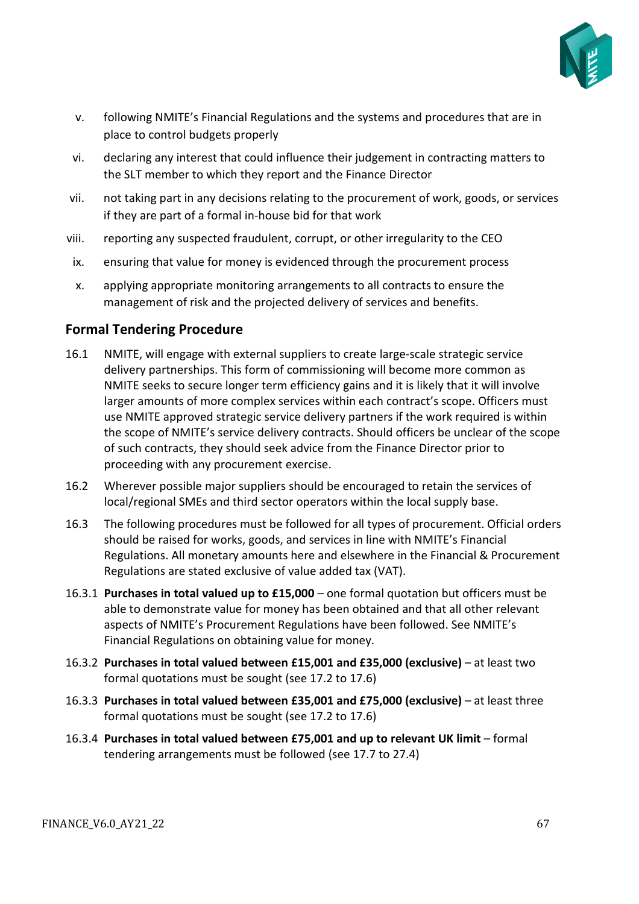v. following NMITE's Financial Regulations and the systems and procedures that are in place to control budgets properly

vi. declaring any interest that could influence their judgement in contracting matters to the SLT member to which they report and the Finance Director

vii. not taking part in any decisions relating to the procurement of work, goods, or services if they are part of a formal in-house bid for that work

viii. reporting any suspected fraudulent, corrupt, or other irregularity to the CEO

ix. ensuring that value for money is evidenced through the procurement process

x. applying appropriate monitoring arrangements to all contracts to ensure the management of risk and the projected delivery of services and benefits.

## Formal Tendering Procedure

16.1 NMITE, will engage with external suppliers to create large-scale strategic service delivery partnerships. This form of commissioning will become more common as NMITE seeks to secure longer term efficiency gains and it is likely that it will involve larger amounts of more complex services within each contract's scope. Officers must use NMITE approved strategic service delivery partners if the work required is within the scope of NMITE's service delivery contracts. Should officers be unclear of the scope of such contracts, they should seek advice from the Finance Director prior to proceeding with any procurement exercise.

16.2 Wherever possible major suppliers should be encouraged to retain the services of local/regional SMEs and third sector operators within the local supply base.

16.3 The following procedures must be followed for all types of procurement. Official orders should be raised for works, goods, and services in line with NMITE's Financial Regulations. All monetary amounts here and elsewhere in the Financial & Procurement Regulations are stated exclusive of value added tax (VAT).

16.3.1 **Purchases in total valued up to £15,000** – one formal quotation but officers must be able to demonstrate value for money has been obtained and that all other relevant aspects of NMITE's Procurement Regulations have been followed. See NMITE's Financial Regulations on obtaining value for money.

16.3.2 **Purchases in total valued between £15,001 and £35,000 (exclusive)** – at least two formal quotations must be sought (see 17.2 to 17.6)

16.3.3 **Purchases in total valued between £35,001 and £75,000 (exclusive)** – at least three formal quotations must be sought (see 17.2 to 17.6)

16.3.4 **Purchases in total valued between £75,001 and up to relevant UK limit** – formal tendering arrangements must be followed (see 17.7 to 27.4)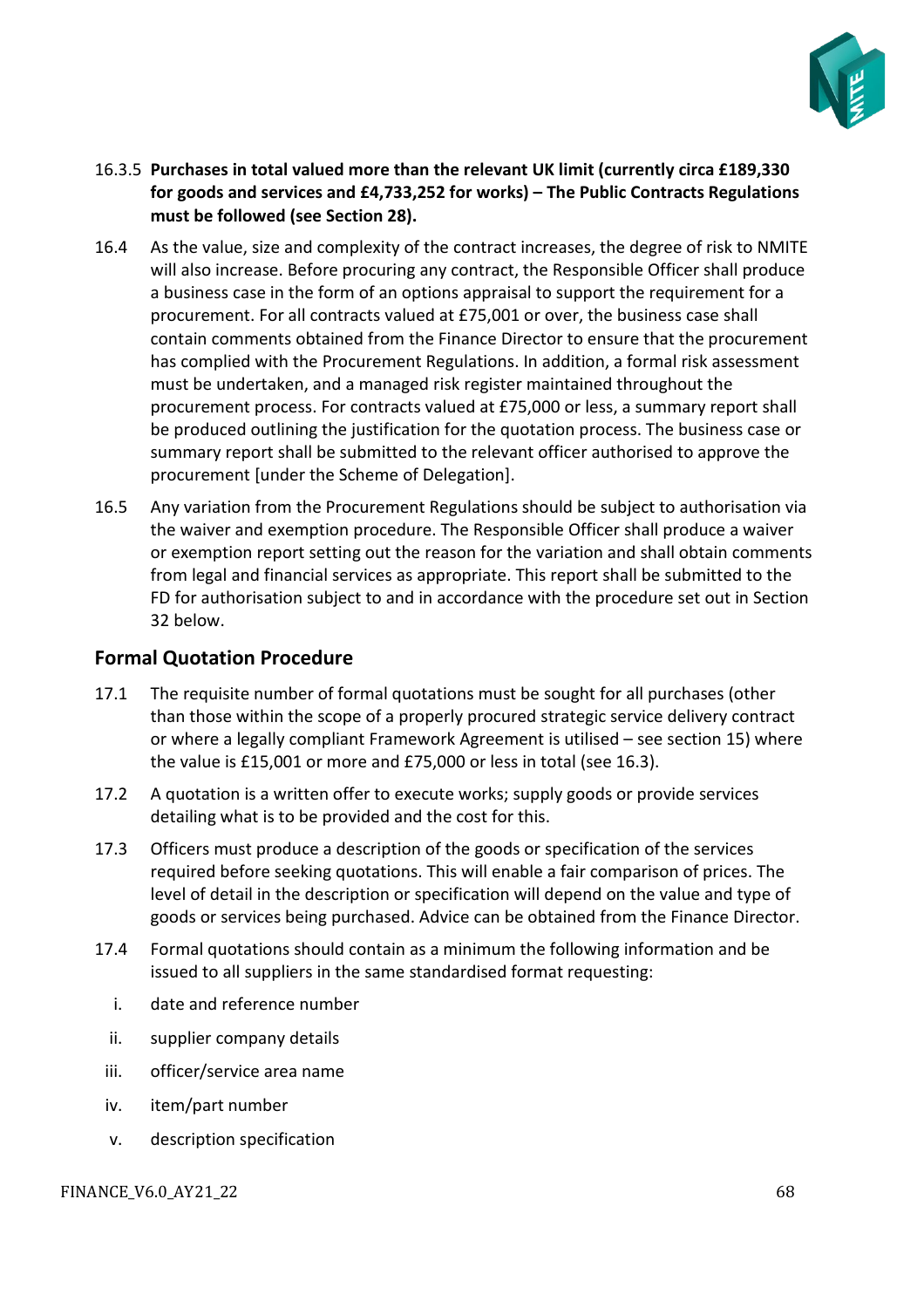16.3.5 **Purchases in total valued more than the relevant UK limit (currently circa £189,330 for goods and services and £4,733,252 for works) – The Public Contracts Regulations must be followed (see Section 28).**

16.4 As the value, size and complexity of the contract increases, the degree of risk to NMITE will also increase. Before procuring any contract, the Responsible Officer shall produce a business case in the form of an options appraisal to support the requirement for a procurement. For all contracts valued at £75,001 or over, the business case shall contain comments obtained from the Finance Director to ensure that the procurement has complied with the Procurement Regulations. In addition, a formal risk assessment must be undertaken, and a managed risk register maintained throughout the procurement process. For contracts valued at £75,000 or less, a summary report shall be produced outlining the justification for the quotation process. The business case or summary report shall be submitted to the relevant officer authorised to approve the procurement [under the Scheme of Delegation].

16.5 Any variation from the Procurement Regulations should be subject to authorisation via the waiver and exemption procedure. The Responsible Officer shall produce a waiver or exemption report setting out the reason for the variation and shall obtain comments from legal and financial services as appropriate. This report shall be submitted to the FD for authorisation subject to and in accordance with the procedure set out in Section 32 below.

## Formal Quotation Procedure

17.1 The requisite number of formal quotations must be sought for all purchases (other than those within the scope of a properly procured strategic service delivery contract or where a legally compliant Framework Agreement is utilised – see section 15) where the value is £15,001 or more and £75,000 or less in total (see 16.3).

17.2 A quotation is a written offer to execute works; supply goods or provide services detailing what is to be provided and the cost for this.

17.3 Officers must produce a description of the goods or specification of the services required before seeking quotations. This will enable a fair comparison of prices. The level of detail in the description or specification will depend on the value and type of goods or services being purchased. Advice can be obtained from the Finance Director.

17.4 Formal quotations should contain as a minimum the following information and be issued to all suppliers in the same standardised format requesting:

i. date and reference number

ii. supplier company details

iii. officer/service area name

iv. item/part number

v. description specification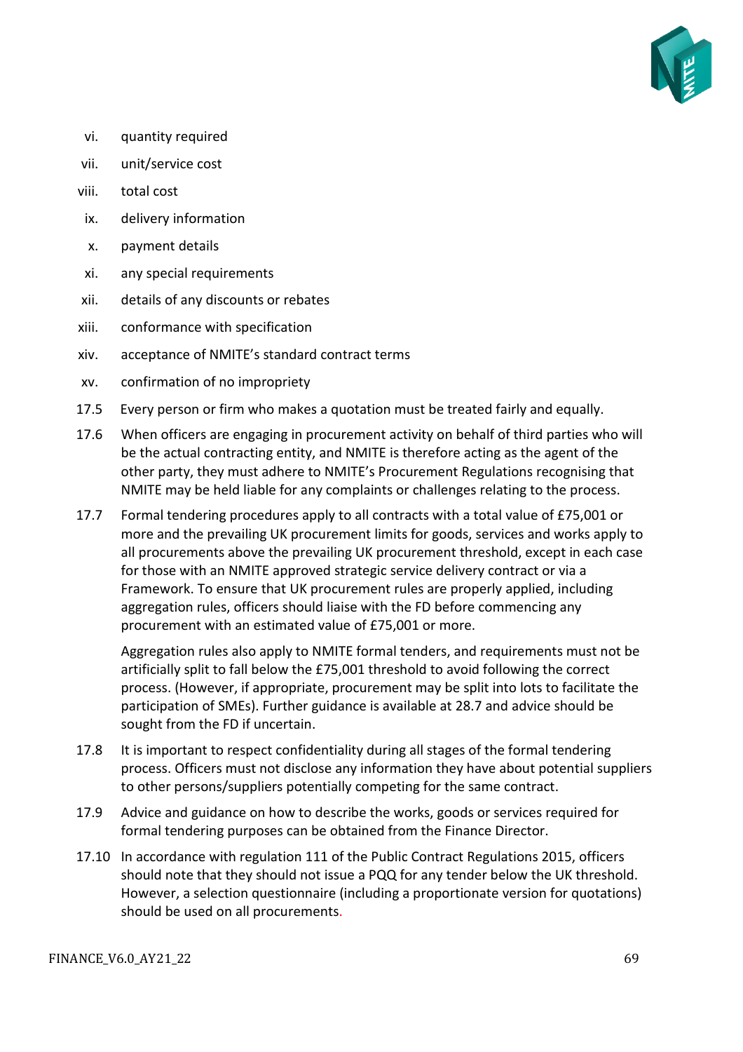vi. quantity required
vii. unit/service cost
viii. total cost
ix. delivery information
x. payment details
xi. any special requirements
xii. details of any discounts or rebates
xiii. conformance with specification
xiv. acceptance of NMITE's standard contract terms
xv. confirmation of no impropriety

17.5 Every person or firm who makes a quotation must be treated fairly and equally.

17.6 When officers are engaging in procurement activity on behalf of third parties who will be the actual contracting entity, and NMITE is therefore acting as the agent of the other party, they must adhere to NMITE's Procurement Regulations recognising that NMITE may be held liable for any complaints or challenges relating to the process.

17.7 Formal tendering procedures apply to all contracts with a total value of £75,001 or more and the prevailing UK procurement limits for goods, services and works apply to all procurements above the prevailing UK procurement threshold, except in each case for those with an NMITE approved strategic service delivery contract or via a Framework. To ensure that UK procurement rules are properly applied, including aggregation rules, officers should liaise with the FD before commencing any procurement with an estimated value of £75,001 or more.

Aggregation rules also apply to NMITE formal tenders, and requirements must not be artificially split to fall below the £75,001 threshold to avoid following the correct process. (However, if appropriate, procurement may be split into lots to facilitate the participation of SMEs). Further guidance is available at 28.7 and advice should be sought from the FD if uncertain.

17.8 It is important to respect confidentiality during all stages of the formal tendering process. Officers must not disclose any information they have about potential suppliers to other persons/suppliers potentially competing for the same contract.

17.9 Advice and guidance on how to describe the works, goods or services required for formal tendering purposes can be obtained from the Finance Director.

17.10 In accordance with regulation 111 of the Public Contract Regulations 2015, officers should note that they should not issue a PQQ for any tender below the UK threshold. However, a selection questionnaire (including a proportionate version for quotations) should be used on all procurements.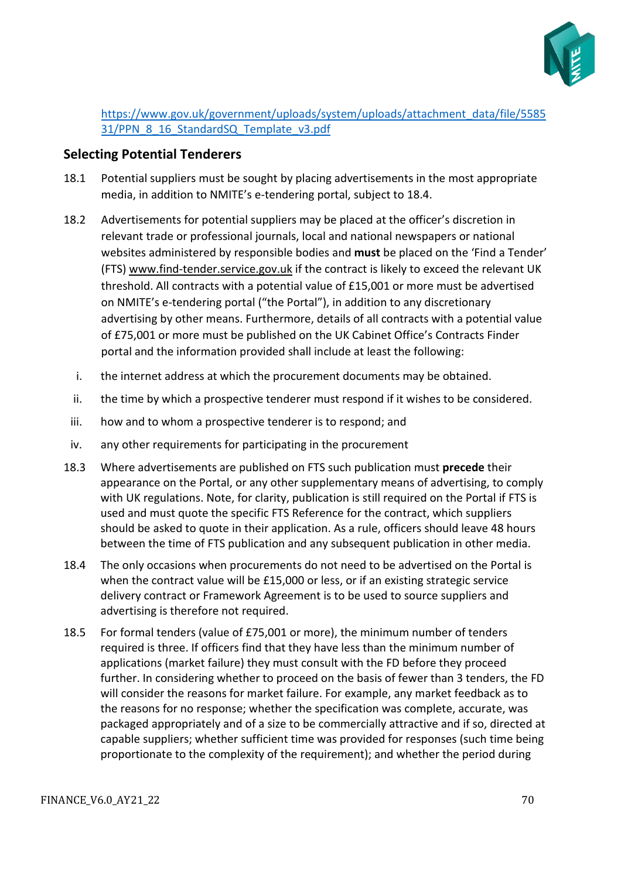https://www.gov.uk/government/uploads/system/uploads/attachment_data/file/558531/PPN_8_16_StandardSQ_Template_v3.pdf

## Selecting Potential Tenderers

18.1 Potential suppliers must be sought by placing advertisements in the most appropriate media, in addition to NMITE's e-tendering portal, subject to 18.4.

18.2 Advertisements for potential suppliers may be placed at the officer's discretion in relevant trade or professional journals, local and national newspapers or national websites administered by responsible bodies and **must** be placed on the 'Find a Tender' (FTS) www.find-tender.service.gov.uk if the contract is likely to exceed the relevant UK threshold. All contracts with a potential value of £15,001 or more must be advertised on NMITE's e-tendering portal ("the Portal"), in addition to any discretionary advertising by other means. Furthermore, details of all contracts with a potential value of £75,001 or more must be published on the UK Cabinet Office's Contracts Finder portal and the information provided shall include at least the following:

i. the internet address at which the procurement documents may be obtained.

ii. the time by which a prospective tenderer must respond if it wishes to be considered.

iii. how and to whom a prospective tenderer is to respond; and

iv. any other requirements for participating in the procurement

18.3 Where advertisements are published on FTS such publication must **precede** their appearance on the Portal, or any other supplementary means of advertising, to comply with UK regulations. Note, for clarity, publication is still required on the Portal if FTS is used and must quote the specific FTS Reference for the contract, which suppliers should be asked to quote in their application. As a rule, officers should leave 48 hours between the time of FTS publication and any subsequent publication in other media.

18.4 The only occasions when procurements do not need to be advertised on the Portal is when the contract value will be £15,000 or less, or if an existing strategic service delivery contract or Framework Agreement is to be used to source suppliers and advertising is therefore not required.

18.5 For formal tenders (value of £75,001 or more), the minimum number of tenders required is three. If officers find that they have less than the minimum number of applications (market failure) they must consult with the FD before they proceed further. In considering whether to proceed on the basis of fewer than 3 tenders, the FD will consider the reasons for market failure. For example, any market feedback as to the reasons for no response; whether the specification was complete, accurate, was packaged appropriately and of a size to be commercially attractive and if so, directed at capable suppliers; whether sufficient time was provided for responses (such time being proportionate to the complexity of the requirement); and whether the period during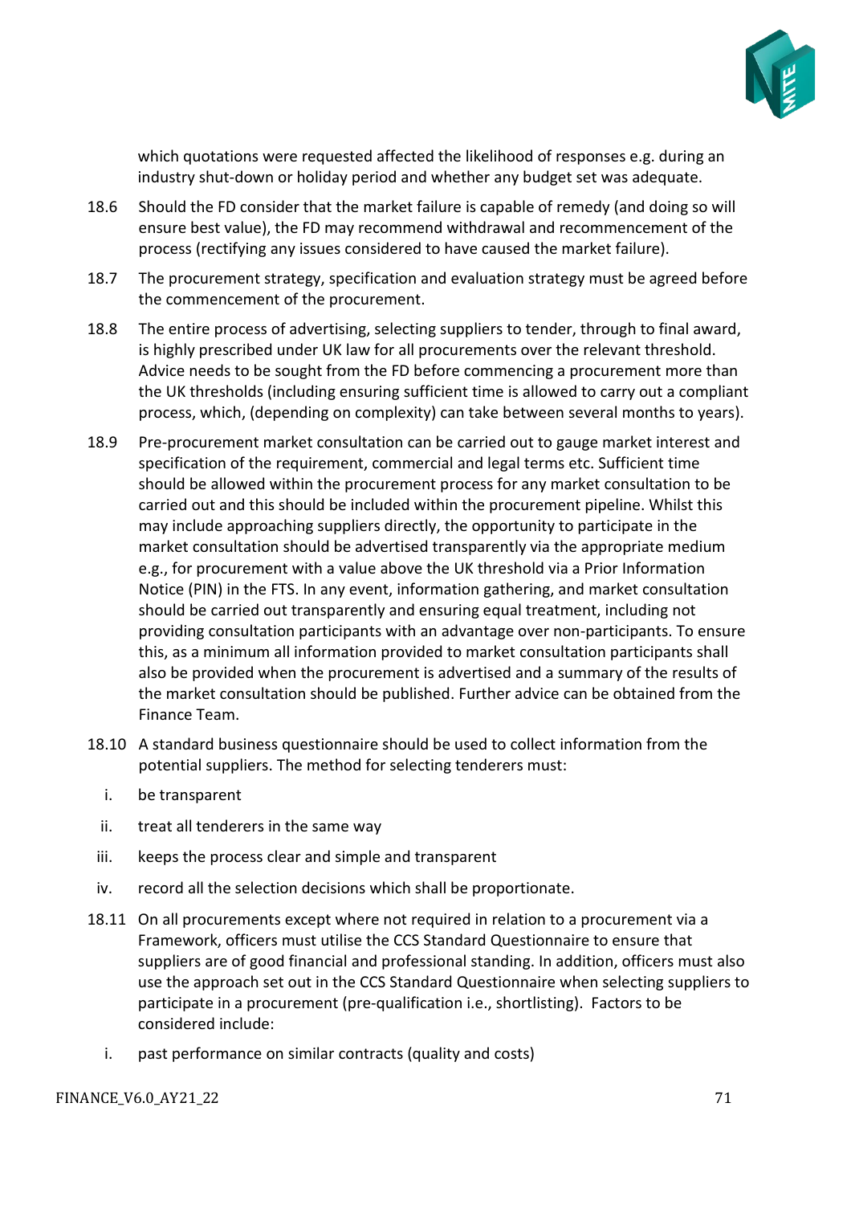which quotations were requested affected the likelihood of responses e.g. during an industry shut-down or holiday period and whether any budget set was adequate.

18.6 Should the FD consider that the market failure is capable of remedy (and doing so will ensure best value), the FD may recommend withdrawal and recommencement of the process (rectifying any issues considered to have caused the market failure).

18.7 The procurement strategy, specification and evaluation strategy must be agreed before the commencement of the procurement.

18.8 The entire process of advertising, selecting suppliers to tender, through to final award, is highly prescribed under UK law for all procurements over the relevant threshold. Advice needs to be sought from the FD before commencing a procurement more than the UK thresholds (including ensuring sufficient time is allowed to carry out a compliant process, which, (depending on complexity) can take between several months to years).

18.9 Pre-procurement market consultation can be carried out to gauge market interest and specification of the requirement, commercial and legal terms etc. Sufficient time should be allowed within the procurement process for any market consultation to be carried out and this should be included within the procurement pipeline. Whilst this may include approaching suppliers directly, the opportunity to participate in the market consultation should be advertised transparently via the appropriate medium e.g., for procurement with a value above the UK threshold via a Prior Information Notice (PIN) in the FTS. In any event, information gathering, and market consultation should be carried out transparently and ensuring equal treatment, including not providing consultation participants with an advantage over non-participants. To ensure this, as a minimum all information provided to market consultation participants shall also be provided when the procurement is advertised and a summary of the results of the market consultation should be published. Further advice can be obtained from the Finance Team.

18.10 A standard business questionnaire should be used to collect information from the potential suppliers. The method for selecting tenderers must:

i. be transparent
ii. treat all tenderers in the same way
iii. keeps the process clear and simple and transparent
iv. record all the selection decisions which shall be proportionate.

18.11 On all procurements except where not required in relation to a procurement via a Framework, officers must utilise the CCS Standard Questionnaire to ensure that suppliers are of good financial and professional standing. In addition, officers must also use the approach set out in the CCS Standard Questionnaire when selecting suppliers to participate in a procurement (pre-qualification i.e., shortlisting). Factors to be considered include:

i. past performance on similar contracts (quality and costs)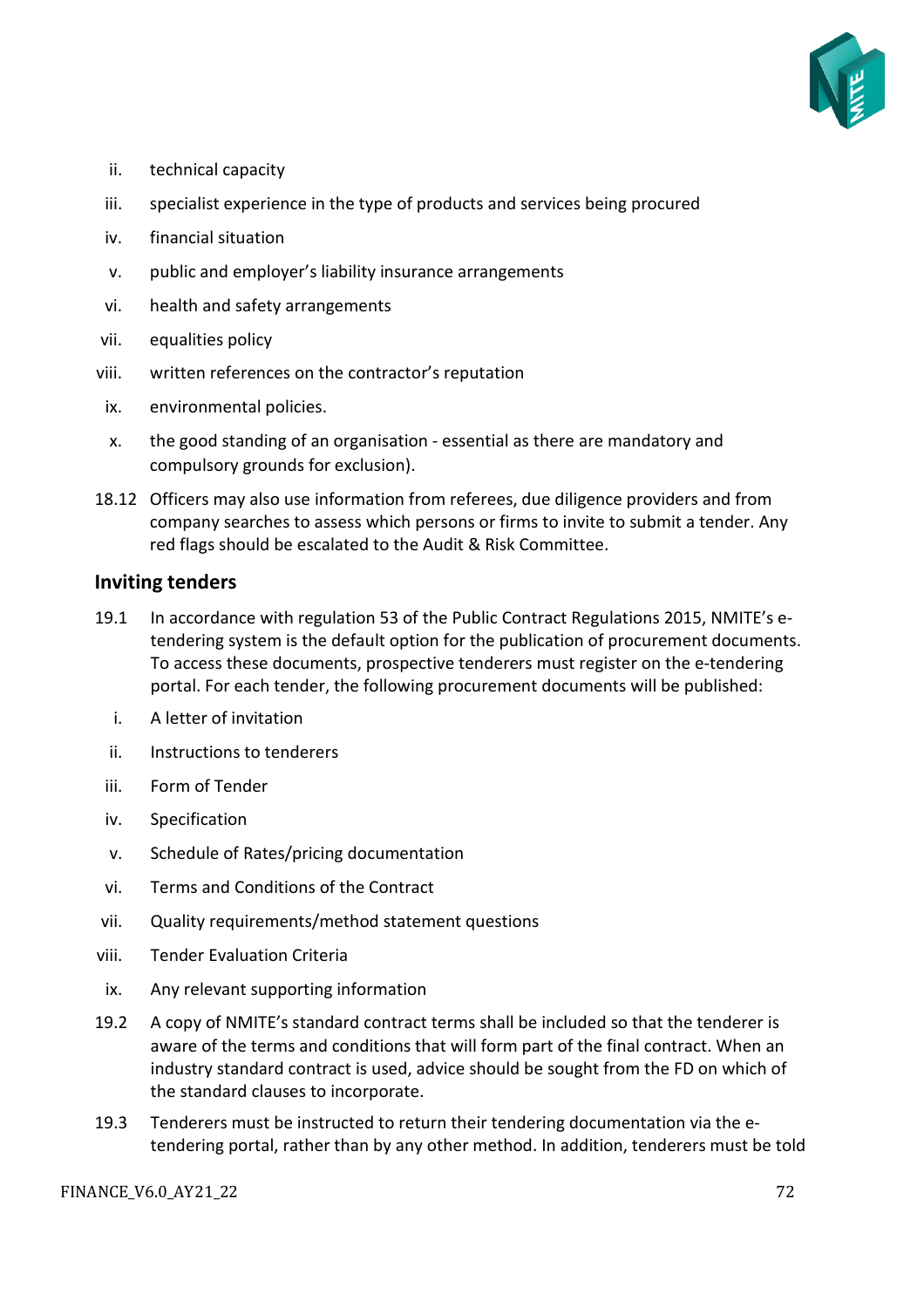ii. technical capacity
iii. specialist experience in the type of products and services being procured
iv. financial situation
v. public and employer's liability insurance arrangements
vi. health and safety arrangements
vii. equalities policy
viii. written references on the contractor's reputation
ix. environmental policies.
x. the good standing of an organisation - essential as there are mandatory and compulsory grounds for exclusion).

18.12 Officers may also use information from referees, due diligence providers and from company searches to assess which persons or firms to invite to submit a tender. Any red flags should be escalated to the Audit & Risk Committee.

## Inviting tenders

19.1 In accordance with regulation 53 of the Public Contract Regulations 2015, NMITE's e-tendering system is the default option for the publication of procurement documents. To access these documents, prospective tenderers must register on the e-tendering portal. For each tender, the following procurement documents will be published:

i. A letter of invitation
ii. Instructions to tenderers
iii. Form of Tender
iv. Specification
v. Schedule of Rates/pricing documentation
vi. Terms and Conditions of the Contract
vii. Quality requirements/method statement questions
viii. Tender Evaluation Criteria
ix. Any relevant supporting information

19.2 A copy of NMITE's standard contract terms shall be included so that the tenderer is aware of the terms and conditions that will form part of the final contract. When an industry standard contract is used, advice should be sought from the FD on which of the standard clauses to incorporate.

19.3 Tenderers must be instructed to return their tendering documentation via the e-tendering portal, rather than by any other method. In addition, tenderers must be told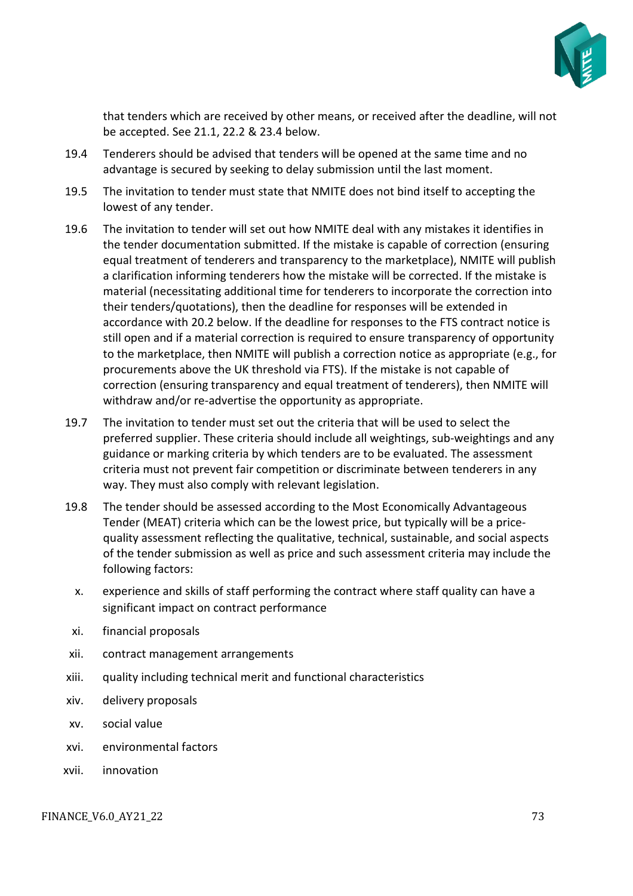that tenders which are received by other means, or received after the deadline, will not be accepted. See 21.1, 22.2 & 23.4 below.

19.4 Tenderers should be advised that tenders will be opened at the same time and no advantage is secured by seeking to delay submission until the last moment.

19.5 The invitation to tender must state that NMITE does not bind itself to accepting the lowest of any tender.

19.6 The invitation to tender will set out how NMITE deal with any mistakes it identifies in the tender documentation submitted. If the mistake is capable of correction (ensuring equal treatment of tenderers and transparency to the marketplace), NMITE will publish a clarification informing tenderers how the mistake will be corrected. If the mistake is material (necessitating additional time for tenderers to incorporate the correction into their tenders/quotations), then the deadline for responses will be extended in accordance with 20.2 below. If the deadline for responses to the FTS contract notice is still open and if a material correction is required to ensure transparency of opportunity to the marketplace, then NMITE will publish a correction notice as appropriate (e.g., for procurements above the UK threshold via FTS). If the mistake is not capable of correction (ensuring transparency and equal treatment of tenderers), then NMITE will withdraw and/or re-advertise the opportunity as appropriate.

19.7 The invitation to tender must set out the criteria that will be used to select the preferred supplier. These criteria should include all weightings, sub-weightings and any guidance or marking criteria by which tenders are to be evaluated. The assessment criteria must not prevent fair competition or discriminate between tenderers in any way. They must also comply with relevant legislation.

19.8 The tender should be assessed according to the Most Economically Advantageous Tender (MEAT) criteria which can be the lowest price, but typically will be a price-quality assessment reflecting the qualitative, technical, sustainable, and social aspects of the tender submission as well as price and such assessment criteria may include the following factors:

x. experience and skills of staff performing the contract where staff quality can have a significant impact on contract performance

xi. financial proposals

xii. contract management arrangements

xiii. quality including technical merit and functional characteristics

xiv. delivery proposals

xv. social value

xvi. environmental factors

xvii. innovation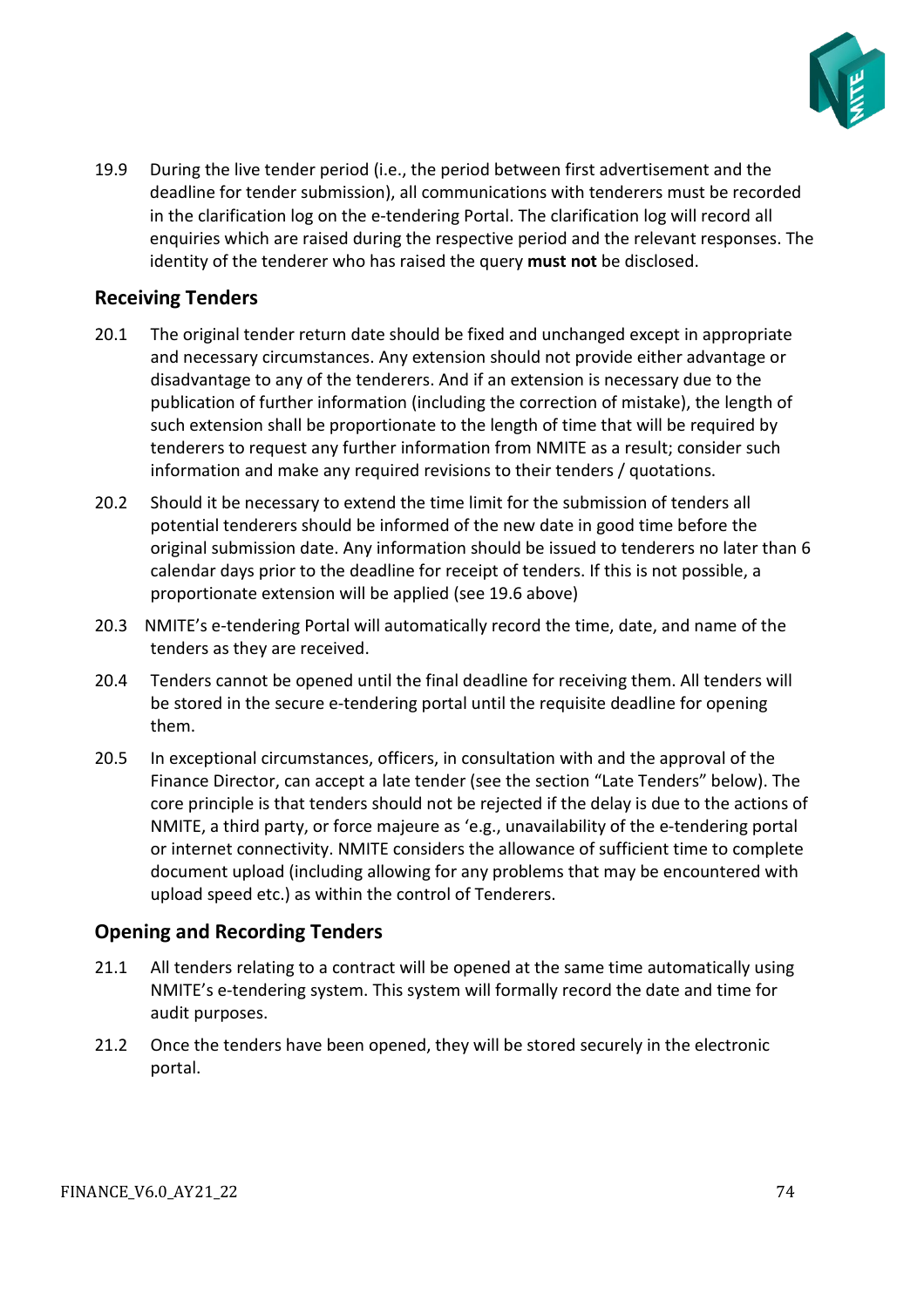19.9 During the live tender period (i.e., the period between first advertisement and the deadline for tender submission), all communications with tenderers must be recorded in the clarification log on the e-tendering Portal. The clarification log will record all enquiries which are raised during the respective period and the relevant responses. The identity of the tenderer who has raised the query **must not** be disclosed.

## Receiving Tenders

20.1 The original tender return date should be fixed and unchanged except in appropriate and necessary circumstances. Any extension should not provide either advantage or disadvantage to any of the tenderers. And if an extension is necessary due to the publication of further information (including the correction of mistake), the length of such extension shall be proportionate to the length of time that will be required by tenderers to request any further information from NMITE as a result; consider such information and make any required revisions to their tenders / quotations.

20.2 Should it be necessary to extend the time limit for the submission of tenders all potential tenderers should be informed of the new date in good time before the original submission date. Any information should be issued to tenderers no later than 6 calendar days prior to the deadline for receipt of tenders. If this is not possible, a proportionate extension will be applied (see 19.6 above)

20.3 NMITE's e-tendering Portal will automatically record the time, date, and name of the tenders as they are received.

20.4 Tenders cannot be opened until the final deadline for receiving them. All tenders will be stored in the secure e-tendering portal until the requisite deadline for opening them.

20.5 In exceptional circumstances, officers, in consultation with and the approval of the Finance Director, can accept a late tender (see the section "Late Tenders" below). The core principle is that tenders should not be rejected if the delay is due to the actions of NMITE, a third party, or force majeure as 'e.g., unavailability of the e-tendering portal or internet connectivity. NMITE considers the allowance of sufficient time to complete document upload (including allowing for any problems that may be encountered with upload speed etc.) as within the control of Tenderers.

## Opening and Recording Tenders

21.1 All tenders relating to a contract will be opened at the same time automatically using NMITE's e-tendering system. This system will formally record the date and time for audit purposes.

21.2 Once the tenders have been opened, they will be stored securely in the electronic portal.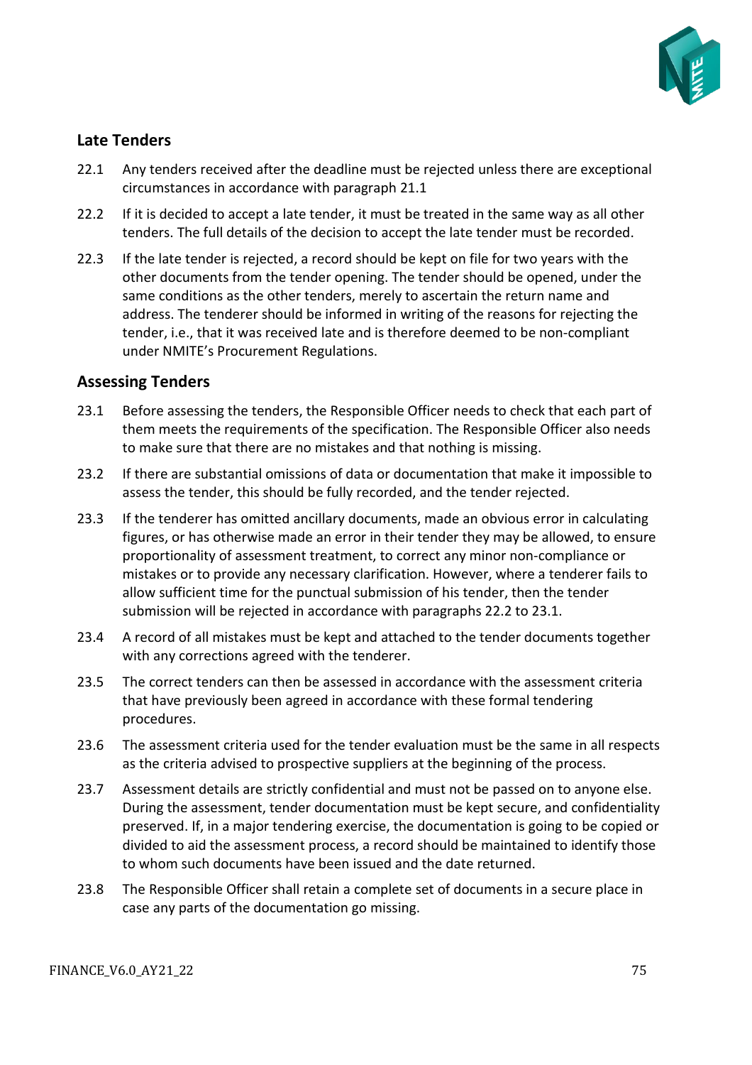## Late Tenders

22.1 Any tenders received after the deadline must be rejected unless there are exceptional circumstances in accordance with paragraph 21.1

22.2 If it is decided to accept a late tender, it must be treated in the same way as all other tenders. The full details of the decision to accept the late tender must be recorded.

22.3 If the late tender is rejected, a record should be kept on file for two years with the other documents from the tender opening. The tender should be opened, under the same conditions as the other tenders, merely to ascertain the return name and address. The tenderer should be informed in writing of the reasons for rejecting the tender, i.e., that it was received late and is therefore deemed to be non-compliant under NMITE's Procurement Regulations.

## Assessing Tenders

23.1 Before assessing the tenders, the Responsible Officer needs to check that each part of them meets the requirements of the specification. The Responsible Officer also needs to make sure that there are no mistakes and that nothing is missing.

23.2 If there are substantial omissions of data or documentation that make it impossible to assess the tender, this should be fully recorded, and the tender rejected.

23.3 If the tenderer has omitted ancillary documents, made an obvious error in calculating figures, or has otherwise made an error in their tender they may be allowed, to ensure proportionality of assessment treatment, to correct any minor non-compliance or mistakes or to provide any necessary clarification. However, where a tenderer fails to allow sufficient time for the punctual submission of his tender, then the tender submission will be rejected in accordance with paragraphs 22.2 to 23.1.

23.4 A record of all mistakes must be kept and attached to the tender documents together with any corrections agreed with the tenderer.

23.5 The correct tenders can then be assessed in accordance with the assessment criteria that have previously been agreed in accordance with these formal tendering procedures.

23.6 The assessment criteria used for the tender evaluation must be the same in all respects as the criteria advised to prospective suppliers at the beginning of the process.

23.7 Assessment details are strictly confidential and must not be passed on to anyone else. During the assessment, tender documentation must be kept secure, and confidentiality preserved. If, in a major tendering exercise, the documentation is going to be copied or divided to aid the assessment process, a record should be maintained to identify those to whom such documents have been issued and the date returned.

23.8 The Responsible Officer shall retain a complete set of documents in a secure place in case any parts of the documentation go missing.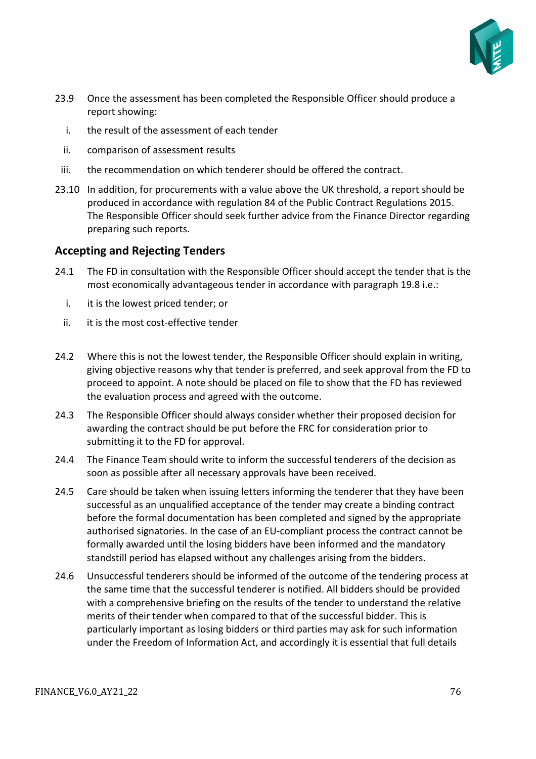23.9 Once the assessment has been completed the Responsible Officer should produce a report showing:

i. the result of the assessment of each tender

ii. comparison of assessment results

iii. the recommendation on which tenderer should be offered the contract.

23.10 In addition, for procurements with a value above the UK threshold, a report should be produced in accordance with regulation 84 of the Public Contract Regulations 2015. The Responsible Officer should seek further advice from the Finance Director regarding preparing such reports.

## Accepting and Rejecting Tenders

24.1 The FD in consultation with the Responsible Officer should accept the tender that is the most economically advantageous tender in accordance with paragraph 19.8 i.e.:

i. it is the lowest priced tender; or

ii. it is the most cost-effective tender

24.2 Where this is not the lowest tender, the Responsible Officer should explain in writing, giving objective reasons why that tender is preferred, and seek approval from the FD to proceed to appoint. A note should be placed on file to show that the FD has reviewed the evaluation process and agreed with the outcome.

24.3 The Responsible Officer should always consider whether their proposed decision for awarding the contract should be put before the FRC for consideration prior to submitting it to the FD for approval.

24.4 The Finance Team should write to inform the successful tenderers of the decision as soon as possible after all necessary approvals have been received.

24.5 Care should be taken when issuing letters informing the tenderer that they have been successful as an unqualified acceptance of the tender may create a binding contract before the formal documentation has been completed and signed by the appropriate authorised signatories. In the case of an EU-compliant process the contract cannot be formally awarded until the losing bidders have been informed and the mandatory standstill period has elapsed without any challenges arising from the bidders.

24.6 Unsuccessful tenderers should be informed of the outcome of the tendering process at the same time that the successful tenderer is notified. All bidders should be provided with a comprehensive briefing on the results of the tender to understand the relative merits of their tender when compared to that of the successful bidder. This is particularly important as losing bidders or third parties may ask for such information under the Freedom of Information Act, and accordingly it is essential that full details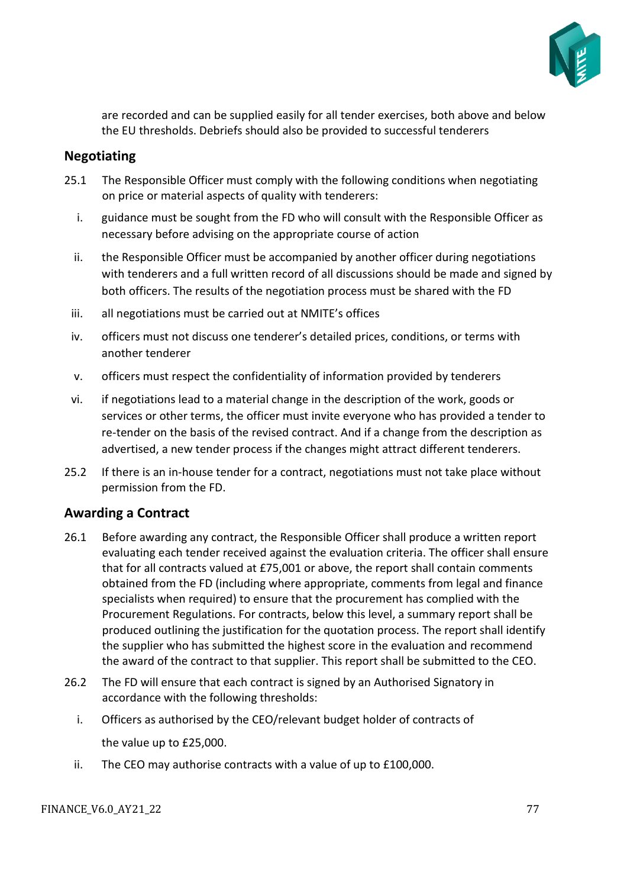are recorded and can be supplied easily for all tender exercises, both above and below the EU thresholds. Debriefs should also be provided to successful tenderers

## Negotiating

25.1 The Responsible Officer must comply with the following conditions when negotiating on price or material aspects of quality with tenderers:

i. guidance must be sought from the FD who will consult with the Responsible Officer as necessary before advising on the appropriate course of action

ii. the Responsible Officer must be accompanied by another officer during negotiations with tenderers and a full written record of all discussions should be made and signed by both officers. The results of the negotiation process must be shared with the FD

iii. all negotiations must be carried out at NMITE's offices

iv. officers must not discuss one tenderer's detailed prices, conditions, or terms with another tenderer

v. officers must respect the confidentiality of information provided by tenderers

vi. if negotiations lead to a material change in the description of the work, goods or services or other terms, the officer must invite everyone who has provided a tender to re-tender on the basis of the revised contract. And if a change from the description as advertised, a new tender process if the changes might attract different tenderers.

25.2 If there is an in-house tender for a contract, negotiations must not take place without permission from the FD.

## Awarding a Contract

26.1 Before awarding any contract, the Responsible Officer shall produce a written report evaluating each tender received against the evaluation criteria. The officer shall ensure that for all contracts valued at £75,001 or above, the report shall contain comments obtained from the FD (including where appropriate, comments from legal and finance specialists when required) to ensure that the procurement has complied with the Procurement Regulations. For contracts, below this level, a summary report shall be produced outlining the justification for the quotation process. The report shall identify the supplier who has submitted the highest score in the evaluation and recommend the award of the contract to that supplier. This report shall be submitted to the CEO.

26.2 The FD will ensure that each contract is signed by an Authorised Signatory in accordance with the following thresholds:

i. Officers as authorised by the CEO/relevant budget holder of contracts of the value up to £25,000.

ii. The CEO may authorise contracts with a value of up to £100,000.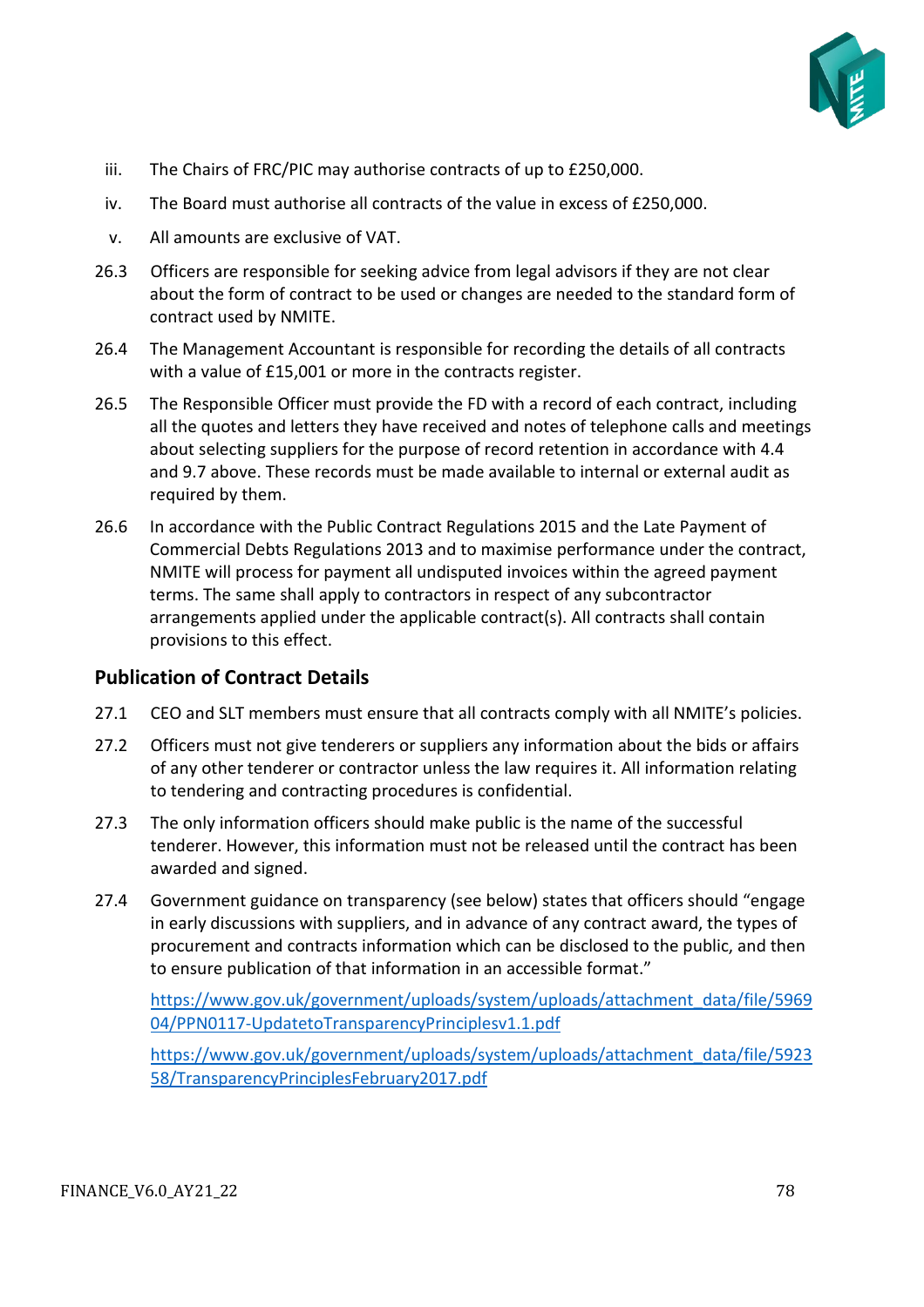iii. The Chairs of FRC/PIC may authorise contracts of up to £250,000.

iv. The Board must authorise all contracts of the value in excess of £250,000.

v. All amounts are exclusive of VAT.

26.3 Officers are responsible for seeking advice from legal advisors if they are not clear about the form of contract to be used or changes are needed to the standard form of contract used by NMITE.

26.4 The Management Accountant is responsible for recording the details of all contracts with a value of £15,001 or more in the contracts register.

26.5 The Responsible Officer must provide the FD with a record of each contract, including all the quotes and letters they have received and notes of telephone calls and meetings about selecting suppliers for the purpose of record retention in accordance with 4.4 and 9.7 above. These records must be made available to internal or external audit as required by them.

26.6 In accordance with the Public Contract Regulations 2015 and the Late Payment of Commercial Debts Regulations 2013 and to maximise performance under the contract, NMITE will process for payment all undisputed invoices within the agreed payment terms. The same shall apply to contractors in respect of any subcontractor arrangements applied under the applicable contract(s). All contracts shall contain provisions to this effect.

## Publication of Contract Details

27.1 CEO and SLT members must ensure that all contracts comply with all NMITE's policies.

27.2 Officers must not give tenderers or suppliers any information about the bids or affairs of any other tenderer or contractor unless the law requires it. All information relating to tendering and contracting procedures is confidential.

27.3 The only information officers should make public is the name of the successful tenderer. However, this information must not be released until the contract has been awarded and signed.

27.4 Government guidance on transparency (see below) states that officers should "engage in early discussions with suppliers, and in advance of any contract award, the types of procurement and contracts information which can be disclosed to the public, and then to ensure publication of that information in an accessible format."

https://www.gov.uk/government/uploads/system/uploads/attachment_data/file/596904/PPN0117-UpdatetoTransparencyPrinciplesv1.1.pdf

https://www.gov.uk/government/uploads/system/uploads/attachment_data/file/592358/TransparencyPrinciplesFebruary2017.pdf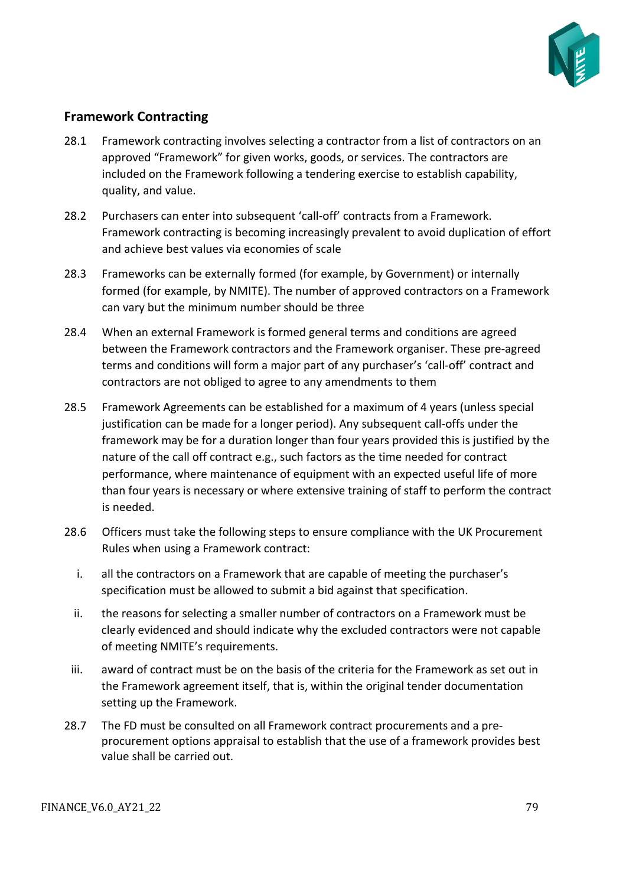## Framework Contracting

28.1 Framework contracting involves selecting a contractor from a list of contractors on an approved "Framework" for given works, goods, or services. The contractors are included on the Framework following a tendering exercise to establish capability, quality, and value.

28.2 Purchasers can enter into subsequent 'call-off' contracts from a Framework. Framework contracting is becoming increasingly prevalent to avoid duplication of effort and achieve best values via economies of scale

28.3 Frameworks can be externally formed (for example, by Government) or internally formed (for example, by NMITE). The number of approved contractors on a Framework can vary but the minimum number should be three

28.4 When an external Framework is formed general terms and conditions are agreed between the Framework contractors and the Framework organiser. These pre-agreed terms and conditions will form a major part of any purchaser's 'call-off' contract and contractors are not obliged to agree to any amendments to them

28.5 Framework Agreements can be established for a maximum of 4 years (unless special justification can be made for a longer period). Any subsequent call-offs under the framework may be for a duration longer than four years provided this is justified by the nature of the call off contract e.g., such factors as the time needed for contract performance, where maintenance of equipment with an expected useful life of more than four years is necessary or where extensive training of staff to perform the contract is needed.

28.6 Officers must take the following steps to ensure compliance with the UK Procurement Rules when using a Framework contract:

i. all the contractors on a Framework that are capable of meeting the purchaser's specification must be allowed to submit a bid against that specification.

ii. the reasons for selecting a smaller number of contractors on a Framework must be clearly evidenced and should indicate why the excluded contractors were not capable of meeting NMITE's requirements.

iii. award of contract must be on the basis of the criteria for the Framework as set out in the Framework agreement itself, that is, within the original tender documentation setting up the Framework.

28.7 The FD must be consulted on all Framework contract procurements and a pre-procurement options appraisal to establish that the use of a framework provides best value shall be carried out.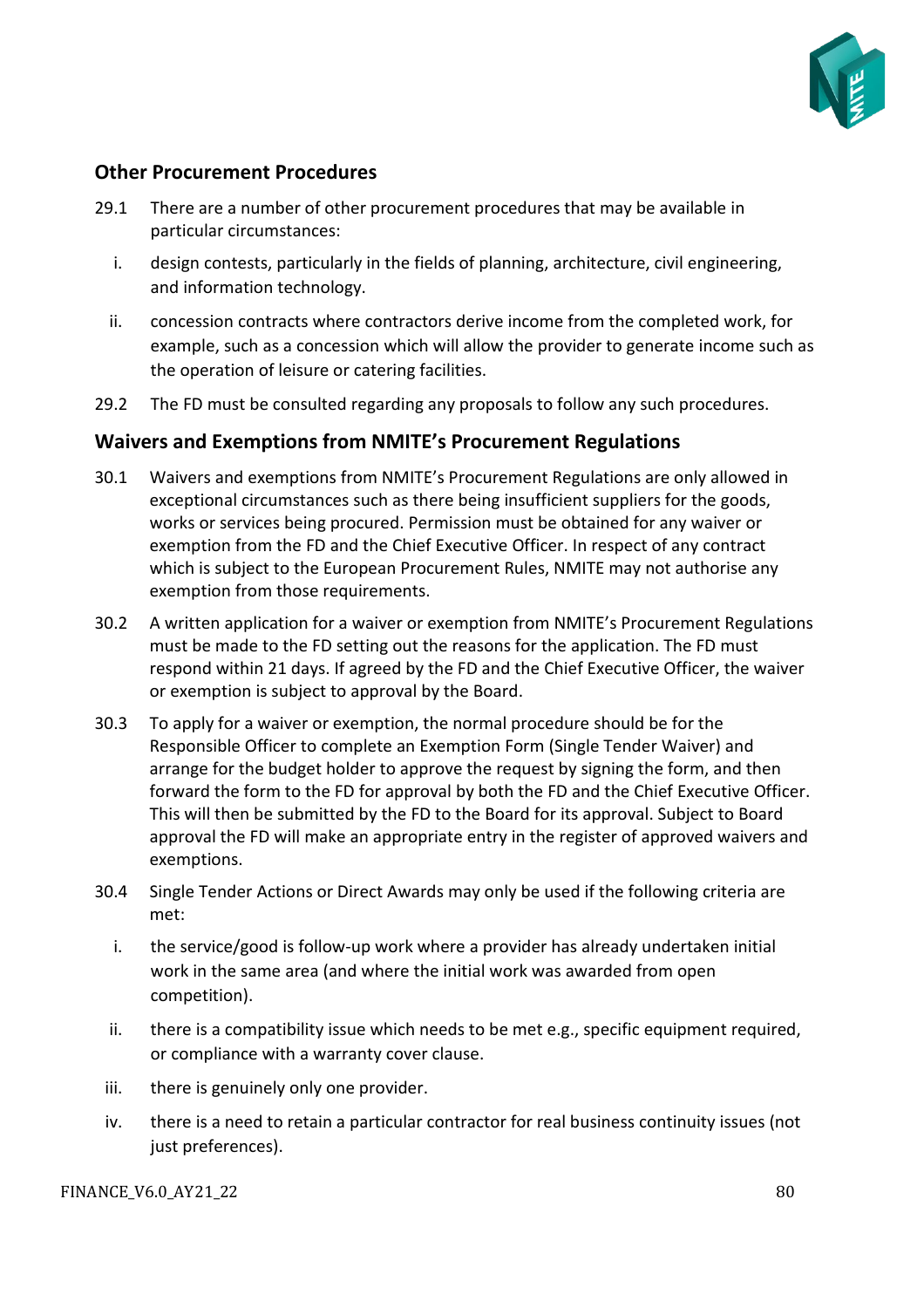## Other Procurement Procedures

29.1 There are a number of other procurement procedures that may be available in particular circumstances:

i. design contests, particularly in the fields of planning, architecture, civil engineering, and information technology.

ii. concession contracts where contractors derive income from the completed work, for example, such as a concession which will allow the provider to generate income such as the operation of leisure or catering facilities.

29.2 The FD must be consulted regarding any proposals to follow any such procedures.

## Waivers and Exemptions from NMITE's Procurement Regulations

30.1 Waivers and exemptions from NMITE's Procurement Regulations are only allowed in exceptional circumstances such as there being insufficient suppliers for the goods, works or services being procured. Permission must be obtained for any waiver or exemption from the FD and the Chief Executive Officer. In respect of any contract which is subject to the European Procurement Rules, NMITE may not authorise any exemption from those requirements.

30.2 A written application for a waiver or exemption from NMITE's Procurement Regulations must be made to the FD setting out the reasons for the application. The FD must respond within 21 days. If agreed by the FD and the Chief Executive Officer, the waiver or exemption is subject to approval by the Board.

30.3 To apply for a waiver or exemption, the normal procedure should be for the Responsible Officer to complete an Exemption Form (Single Tender Waiver) and arrange for the budget holder to approve the request by signing the form, and then forward the form to the FD for approval by both the FD and the Chief Executive Officer. This will then be submitted by the FD to the Board for its approval. Subject to Board approval the FD will make an appropriate entry in the register of approved waivers and exemptions.

30.4 Single Tender Actions or Direct Awards may only be used if the following criteria are met:

i. the service/good is follow-up work where a provider has already undertaken initial work in the same area (and where the initial work was awarded from open competition).

ii. there is a compatibility issue which needs to be met e.g., specific equipment required, or compliance with a warranty cover clause.

iii. there is genuinely only one provider.

iv. there is a need to retain a particular contractor for real business continuity issues (not just preferences).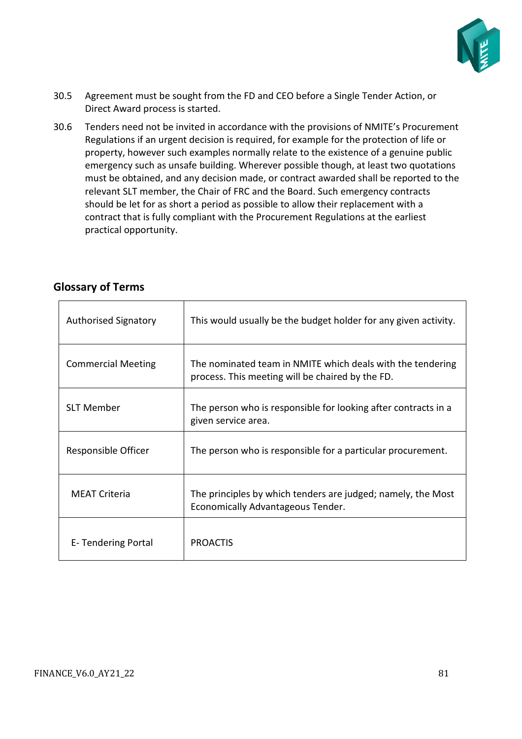30.5 Agreement must be sought from the FD and CEO before a Single Tender Action, or Direct Award process is started.

30.6 Tenders need not be invited in accordance with the provisions of NMITE's Procurement Regulations if an urgent decision is required, for example for the protection of life or property, however such examples normally relate to the existence of a genuine public emergency such as unsafe building. Wherever possible though, at least two quotations must be obtained, and any decision made, or contract awarded shall be reported to the relevant SLT member, the Chair of FRC and the Board. Such emergency contracts should be let for as short a period as possible to allow their replacement with a contract that is fully compliant with the Procurement Regulations at the earliest practical opportunity.

## Glossary of Terms

| | |
|---|---|
| Authorised Signatory | This would usually be the budget holder for any given activity. |
| Commercial Meeting | The nominated team in NMITE which deals with the tendering process. This meeting will be chaired by the FD. |
| SLT Member | The person who is responsible for looking after contracts in a given service area. |
| Responsible Officer | The person who is responsible for a particular procurement. |
| MEAT Criteria | The principles by which tenders are judged; namely, the Most Economically Advantageous Tender. |
| E- Tendering Portal | PROACTIS |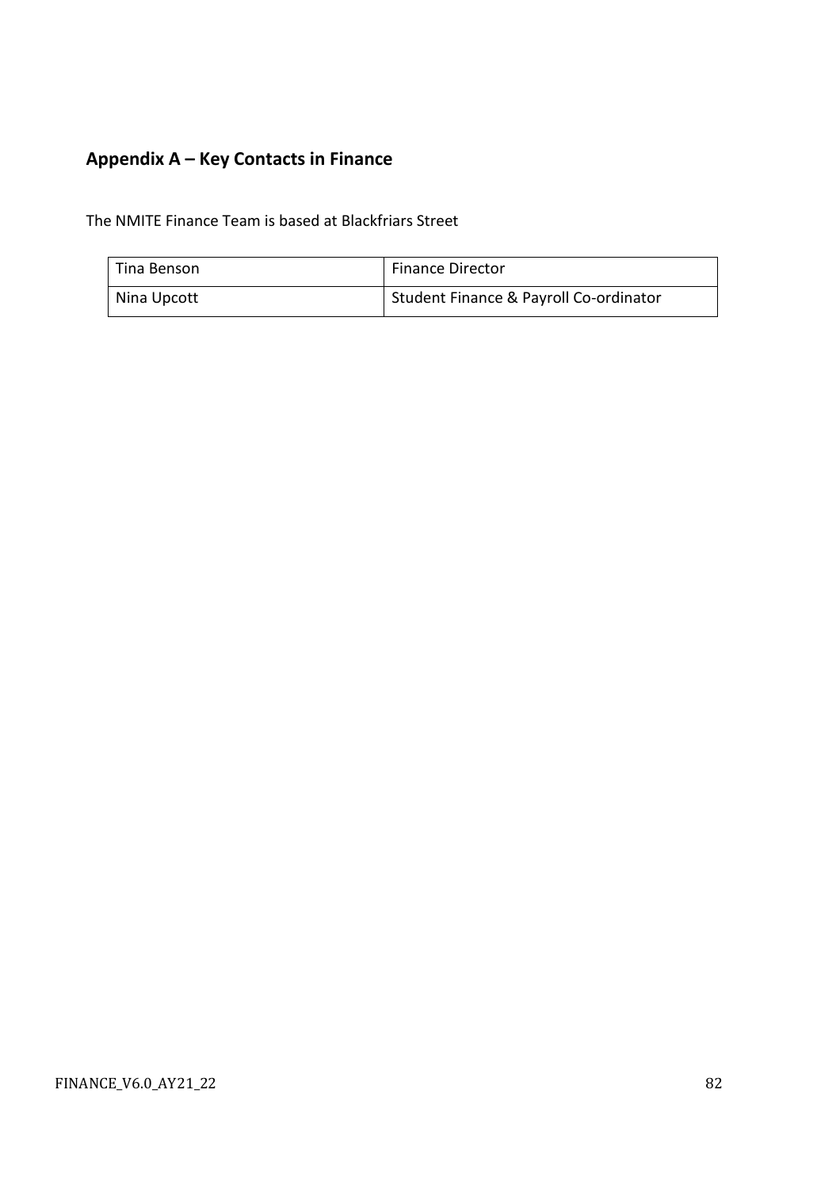## Appendix A – Key Contacts in Finance

The NMITE Finance Team is based at Blackfriars Street

| Tina Benson | Finance Director |
|---|---|
| Nina Upcott | Student Finance & Payroll Co-ordinator |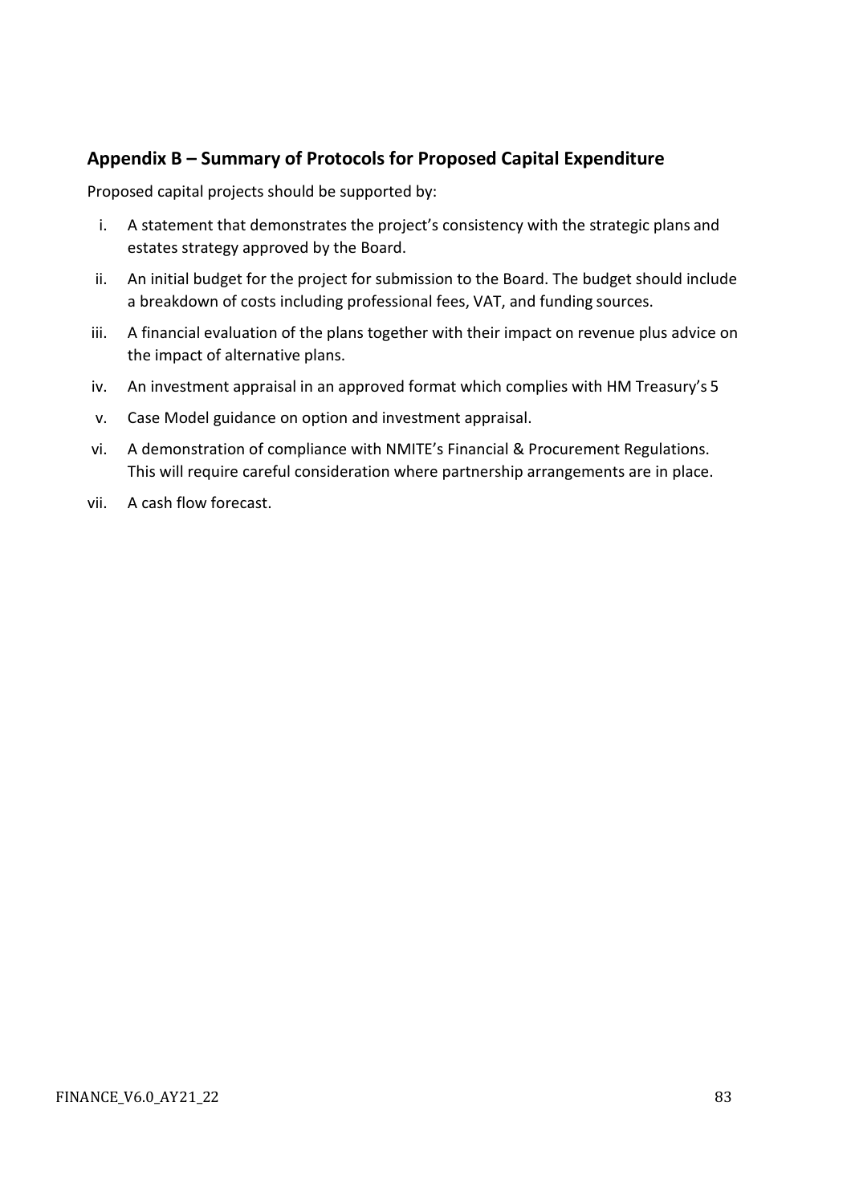## Appendix B – Summary of Protocols for Proposed Capital Expenditure

Proposed capital projects should be supported by:

i. A statement that demonstrates the project's consistency with the strategic plans and estates strategy approved by the Board.
ii. An initial budget for the project for submission to the Board. The budget should include a breakdown of costs including professional fees, VAT, and funding sources.
iii. A financial evaluation of the plans together with their impact on revenue plus advice on the impact of alternative plans.
iv. An investment appraisal in an approved format which complies with HM Treasury's 5
v. Case Model guidance on option and investment appraisal.
vi. A demonstration of compliance with NMITE's Financial & Procurement Regulations. This will require careful consideration where partnership arrangements are in place.
vii. A cash flow forecast.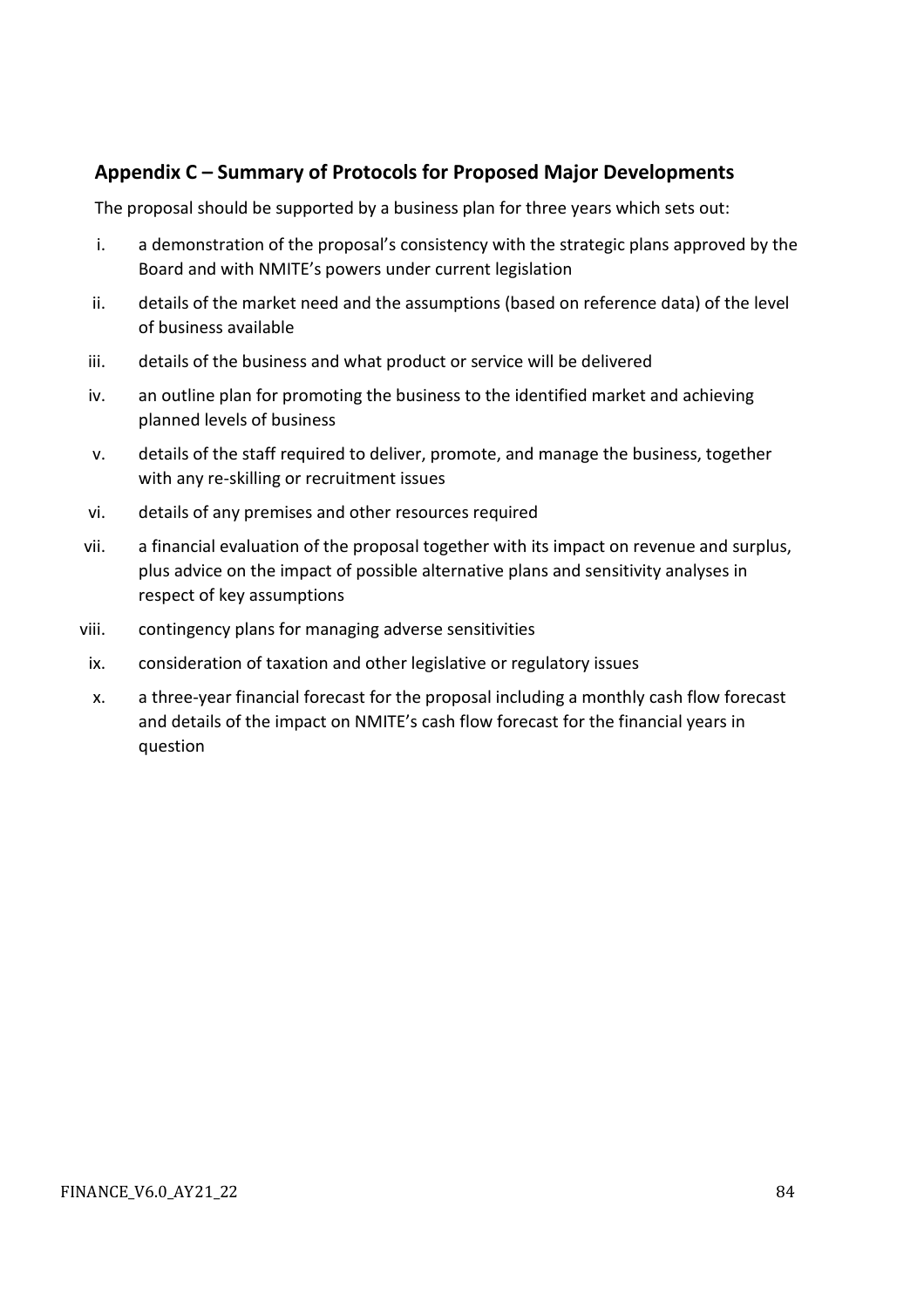## Appendix C – Summary of Protocols for Proposed Major Developments

The proposal should be supported by a business plan for three years which sets out:

i. a demonstration of the proposal's consistency with the strategic plans approved by the Board and with NMITE's powers under current legislation
ii. details of the market need and the assumptions (based on reference data) of the level of business available
iii. details of the business and what product or service will be delivered
iv. an outline plan for promoting the business to the identified market and achieving planned levels of business
v. details of the staff required to deliver, promote, and manage the business, together with any re-skilling or recruitment issues
vi. details of any premises and other resources required
vii. a financial evaluation of the proposal together with its impact on revenue and surplus, plus advice on the impact of possible alternative plans and sensitivity analyses in respect of key assumptions
viii. contingency plans for managing adverse sensitivities
ix. consideration of taxation and other legislative or regulatory issues
x. a three-year financial forecast for the proposal including a monthly cash flow forecast and details of the impact on NMITE's cash flow forecast for the financial years in question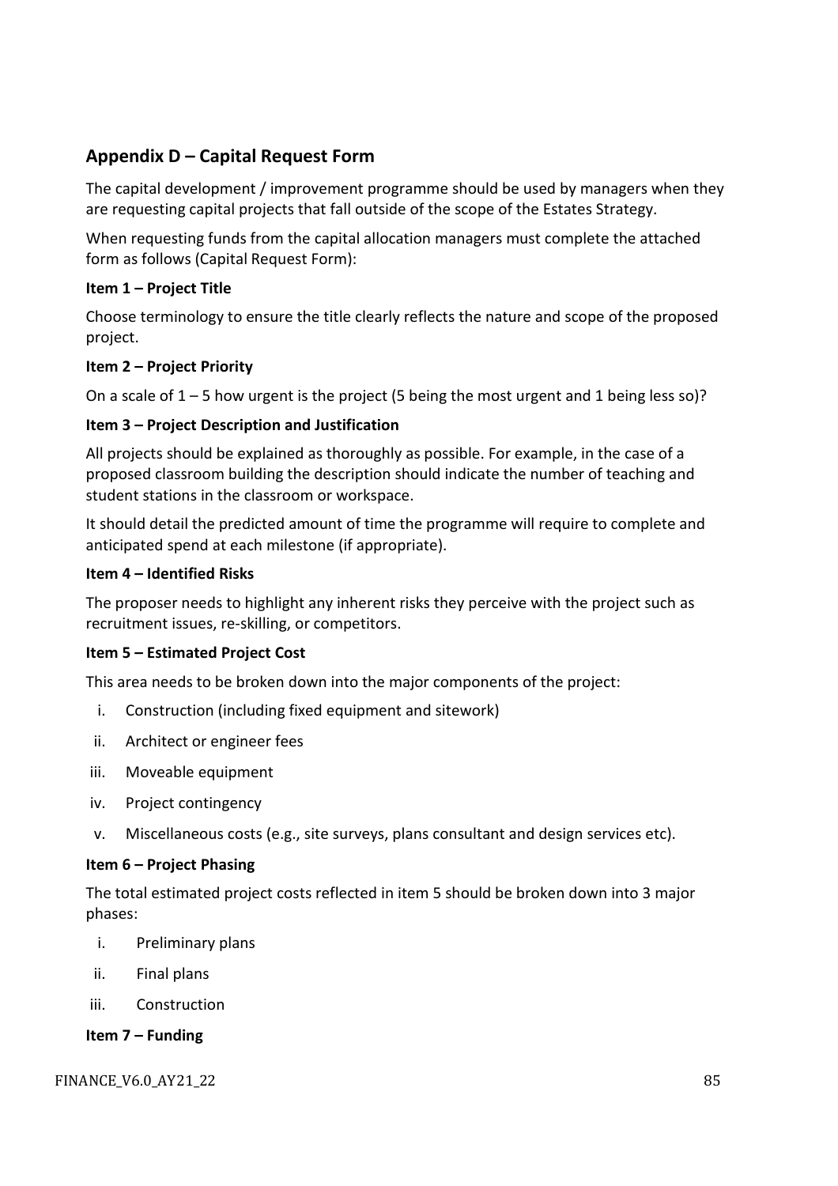## Appendix D – Capital Request Form

The capital development / improvement programme should be used by managers when they are requesting capital projects that fall outside of the scope of the Estates Strategy.

When requesting funds from the capital allocation managers must complete the attached form as follows (Capital Request Form):

**Item 1 – Project Title**

Choose terminology to ensure the title clearly reflects the nature and scope of the proposed project.

**Item 2 – Project Priority**

On a scale of 1 – 5 how urgent is the project (5 being the most urgent and 1 being less so)?

**Item 3 – Project Description and Justification**

All projects should be explained as thoroughly as possible. For example, in the case of a proposed classroom building the description should indicate the number of teaching and student stations in the classroom or workspace.

It should detail the predicted amount of time the programme will require to complete and anticipated spend at each milestone (if appropriate).

**Item 4 – Identified Risks**

The proposer needs to highlight any inherent risks they perceive with the project such as recruitment issues, re-skilling, or competitors.

**Item 5 – Estimated Project Cost**

This area needs to be broken down into the major components of the project:

i. Construction (including fixed equipment and sitework)
ii. Architect or engineer fees
iii. Moveable equipment
iv. Project contingency
v. Miscellaneous costs (e.g., site surveys, plans consultant and design services etc).

**Item 6 – Project Phasing**

The total estimated project costs reflected in item 5 should be broken down into 3 major phases:

i. Preliminary plans
ii. Final plans
iii. Construction

**Item 7 – Funding**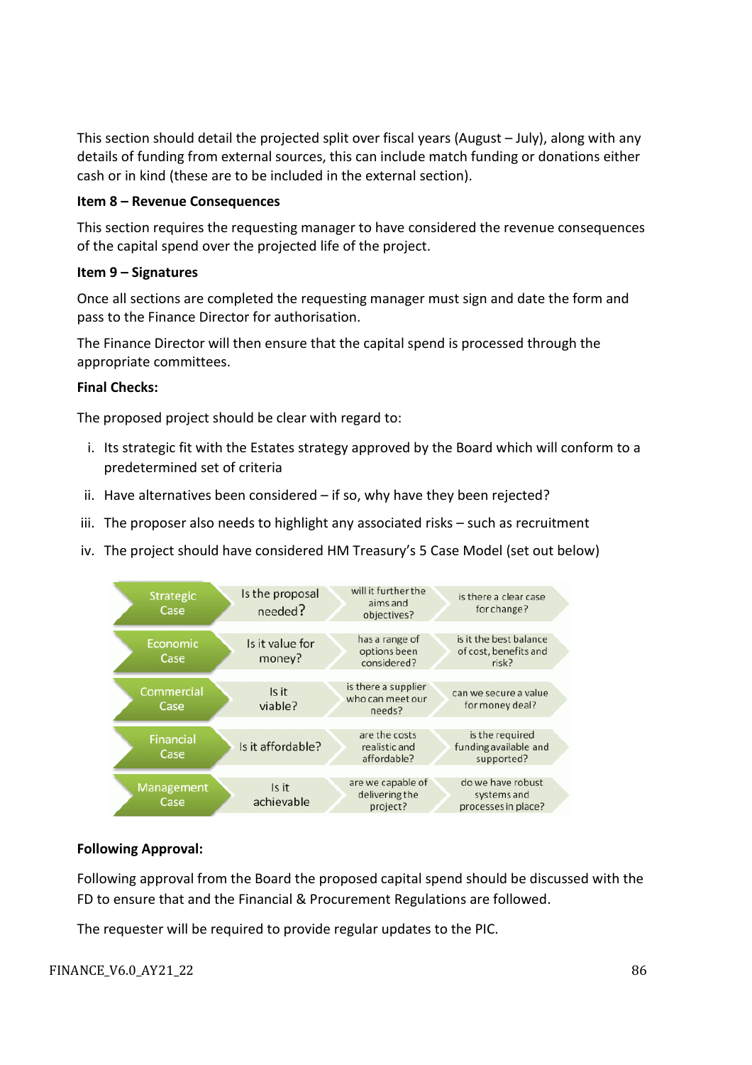This section should detail the projected split over fiscal years (August – July), along with any details of funding from external sources, this can include match funding or donations either cash or in kind (these are to be included in the external section).

**Item 8 – Revenue Consequences**

This section requires the requesting manager to have considered the revenue consequences of the capital spend over the projected life of the project.

**Item 9 – Signatures**

Once all sections are completed the requesting manager must sign and date the form and pass to the Finance Director for authorisation.

The Finance Director will then ensure that the capital spend is processed through the appropriate committees.

**Final Checks:**

The proposed project should be clear with regard to:

i. Its strategic fit with the Estates strategy approved by the Board which will conform to a predetermined set of criteria
ii. Have alternatives been considered – if so, why have they been rejected?
iii. The proposer also needs to highlight any associated risks – such as recruitment
iv. The project should have considered HM Treasury's 5 Case Model (set out below)

| | | | |
|---|---|---|---|
| Strategic Case | Is the proposal needed? | will it further the aims and objectives? | is there a clear case for change? |
| Economic Case | Is it value for money? | has a range of options been considered? | is it the best balance of cost, benefits and risk? |
| Commercial Case | Is it viable? | is there a supplier who can meet our needs? | can we secure a value for money deal? |
| Financial Case | Is it affordable? | are the costs realistic and affordable? | is the required funding available and supported? |
| Management Case | Is it achievable | are we capable of delivering the project? | do we have robust systems and processes in place? |

**Following Approval:**

Following approval from the Board the proposed capital spend should be discussed with the FD to ensure that and the Financial & Procurement Regulations are followed.

The requester will be required to provide regular updates to the PIC.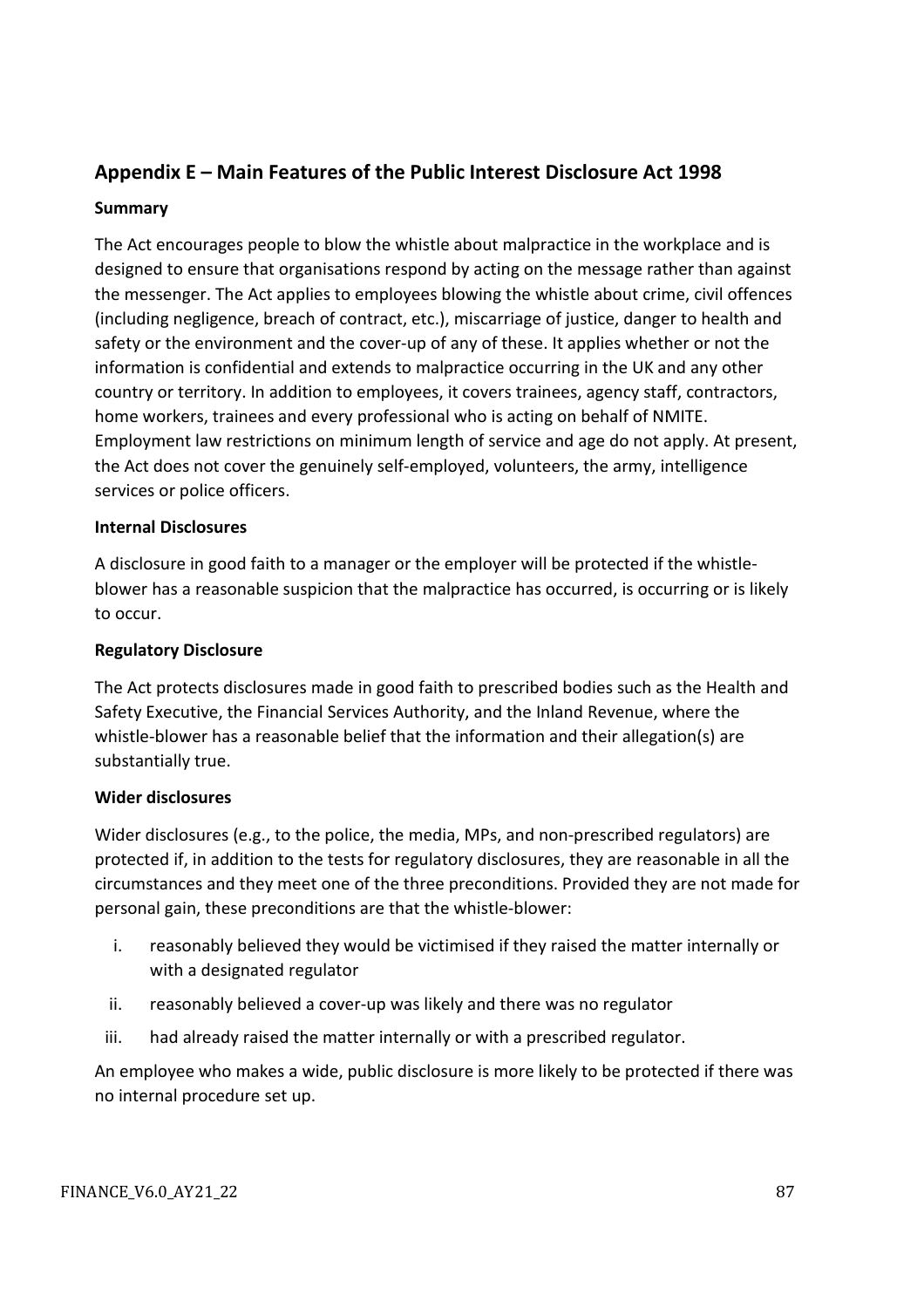## Appendix E – Main Features of the Public Interest Disclosure Act 1998

**Summary**

The Act encourages people to blow the whistle about malpractice in the workplace and is designed to ensure that organisations respond by acting on the message rather than against the messenger. The Act applies to employees blowing the whistle about crime, civil offences (including negligence, breach of contract, etc.), miscarriage of justice, danger to health and safety or the environment and the cover-up of any of these. It applies whether or not the information is confidential and extends to malpractice occurring in the UK and any other country or territory. In addition to employees, it covers trainees, agency staff, contractors, home workers, trainees and every professional who is acting on behalf of NMITE. Employment law restrictions on minimum length of service and age do not apply. At present, the Act does not cover the genuinely self-employed, volunteers, the army, intelligence services or police officers.

**Internal Disclosures**

A disclosure in good faith to a manager or the employer will be protected if the whistle-blower has a reasonable suspicion that the malpractice has occurred, is occurring or is likely to occur.

**Regulatory Disclosure**

The Act protects disclosures made in good faith to prescribed bodies such as the Health and Safety Executive, the Financial Services Authority, and the Inland Revenue, where the whistle-blower has a reasonable belief that the information and their allegation(s) are substantially true.

**Wider disclosures**

Wider disclosures (e.g., to the police, the media, MPs, and non-prescribed regulators) are protected if, in addition to the tests for regulatory disclosures, they are reasonable in all the circumstances and they meet one of the three preconditions. Provided they are not made for personal gain, these preconditions are that the whistle-blower:

i. reasonably believed they would be victimised if they raised the matter internally or with a designated regulator
ii. reasonably believed a cover-up was likely and there was no regulator
iii. had already raised the matter internally or with a prescribed regulator.

An employee who makes a wide, public disclosure is more likely to be protected if there was no internal procedure set up.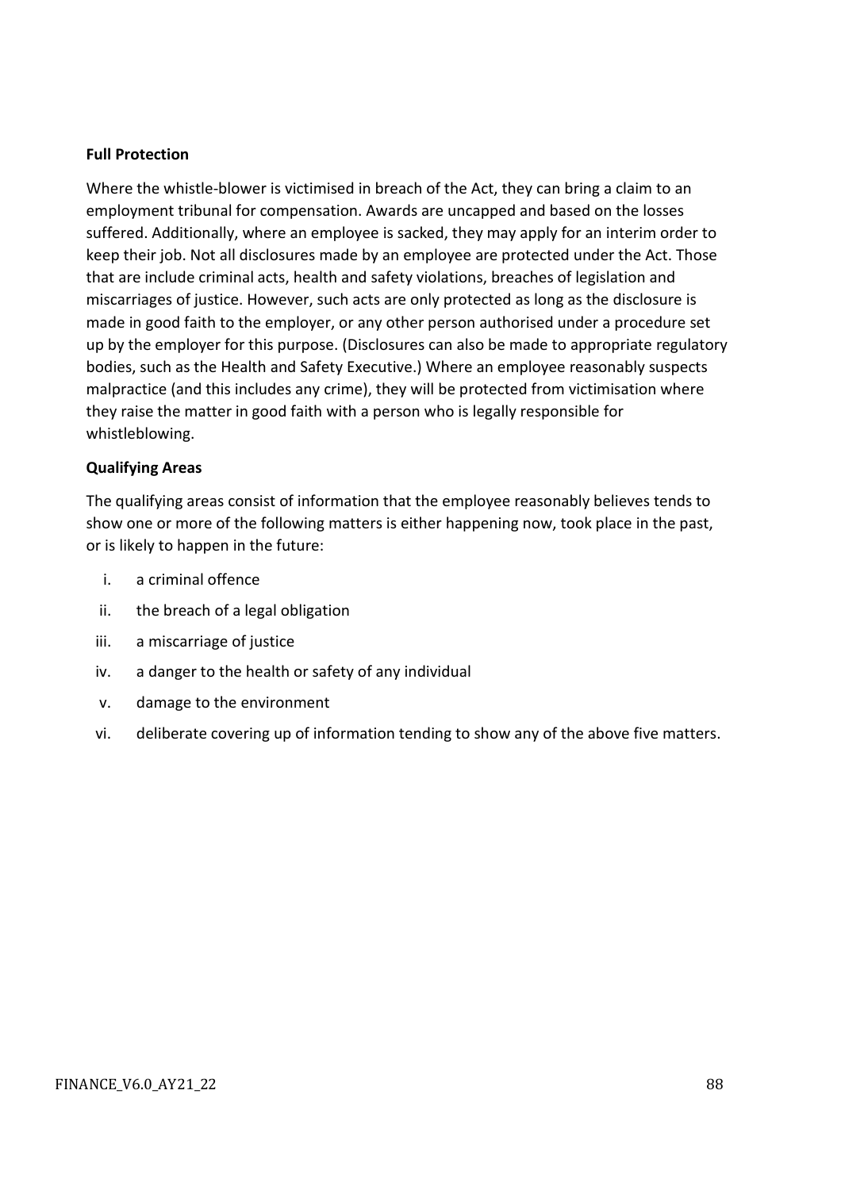**Full Protection**

Where the whistle-blower is victimised in breach of the Act, they can bring a claim to an employment tribunal for compensation. Awards are uncapped and based on the losses suffered. Additionally, where an employee is sacked, they may apply for an interim order to keep their job. Not all disclosures made by an employee are protected under the Act. Those that are include criminal acts, health and safety violations, breaches of legislation and miscarriages of justice. However, such acts are only protected as long as the disclosure is made in good faith to the employer, or any other person authorised under a procedure set up by the employer for this purpose. (Disclosures can also be made to appropriate regulatory bodies, such as the Health and Safety Executive.) Where an employee reasonably suspects malpractice (and this includes any crime), they will be protected from victimisation where they raise the matter in good faith with a person who is legally responsible for whistleblowing.

**Qualifying Areas**

The qualifying areas consist of information that the employee reasonably believes tends to show one or more of the following matters is either happening now, took place in the past, or is likely to happen in the future:

i. a criminal offence

ii. the breach of a legal obligation

iii. a miscarriage of justice

iv. a danger to the health or safety of any individual

v. damage to the environment

vi. deliberate covering up of information tending to show any of the above five matters.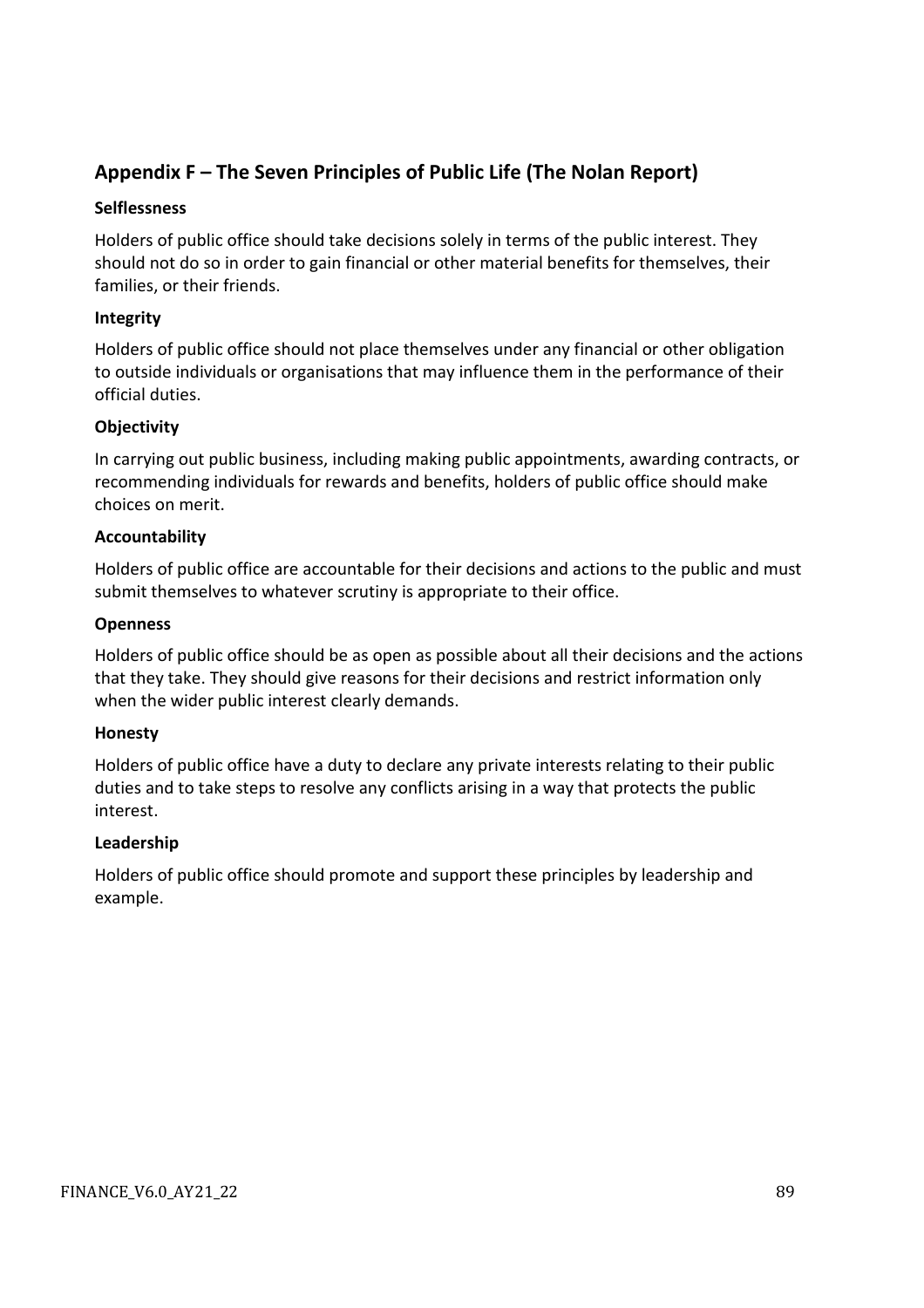## Appendix F – The Seven Principles of Public Life (The Nolan Report)

**Selflessness**

Holders of public office should take decisions solely in terms of the public interest. They should not do so in order to gain financial or other material benefits for themselves, their families, or their friends.

**Integrity**

Holders of public office should not place themselves under any financial or other obligation to outside individuals or organisations that may influence them in the performance of their official duties.

**Objectivity**

In carrying out public business, including making public appointments, awarding contracts, or recommending individuals for rewards and benefits, holders of public office should make choices on merit.

**Accountability**

Holders of public office are accountable for their decisions and actions to the public and must submit themselves to whatever scrutiny is appropriate to their office.

**Openness**

Holders of public office should be as open as possible about all their decisions and the actions that they take. They should give reasons for their decisions and restrict information only when the wider public interest clearly demands.

**Honesty**

Holders of public office have a duty to declare any private interests relating to their public duties and to take steps to resolve any conflicts arising in a way that protects the public interest.

**Leadership**

Holders of public office should promote and support these principles by leadership and example.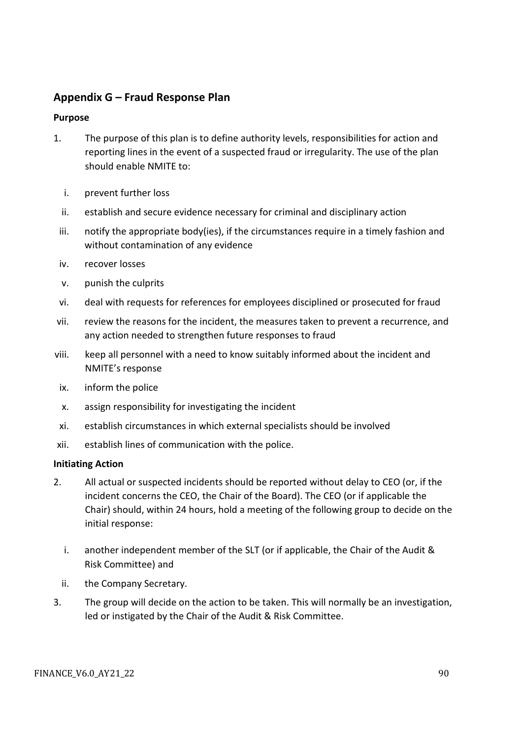## Appendix G – Fraud Response Plan

### Purpose

1. The purpose of this plan is to define authority levels, responsibilities for action and reporting lines in the event of a suspected fraud or irregularity. The use of the plan should enable NMITE to:

   i. prevent further loss
   
   ii. establish and secure evidence necessary for criminal and disciplinary action
   
   iii. notify the appropriate body(ies), if the circumstances require in a timely fashion and without contamination of any evidence
   
   iv. recover losses
   
   v. punish the culprits
   
   vi. deal with requests for references for employees disciplined or prosecuted for fraud
   
   vii. review the reasons for the incident, the measures taken to prevent a recurrence, and any action needed to strengthen future responses to fraud
   
   viii. keep all personnel with a need to know suitably informed about the incident and NMITE's response
   
   ix. inform the police
   
   x. assign responsibility for investigating the incident
   
   xi. establish circumstances in which external specialists should be involved
   
   xii. establish lines of communication with the police.

### Initiating Action

2. All actual or suspected incidents should be reported without delay to CEO (or, if the incident concerns the CEO, the Chair of the Board). The CEO (or if applicable the Chair) should, within 24 hours, hold a meeting of the following group to decide on the initial response:

   i. another independent member of the SLT (or if applicable, the Chair of the Audit & Risk Committee) and
   
   ii. the Company Secretary.

3. The group will decide on the action to be taken. This will normally be an investigation, led or instigated by the Chair of the Audit & Risk Committee.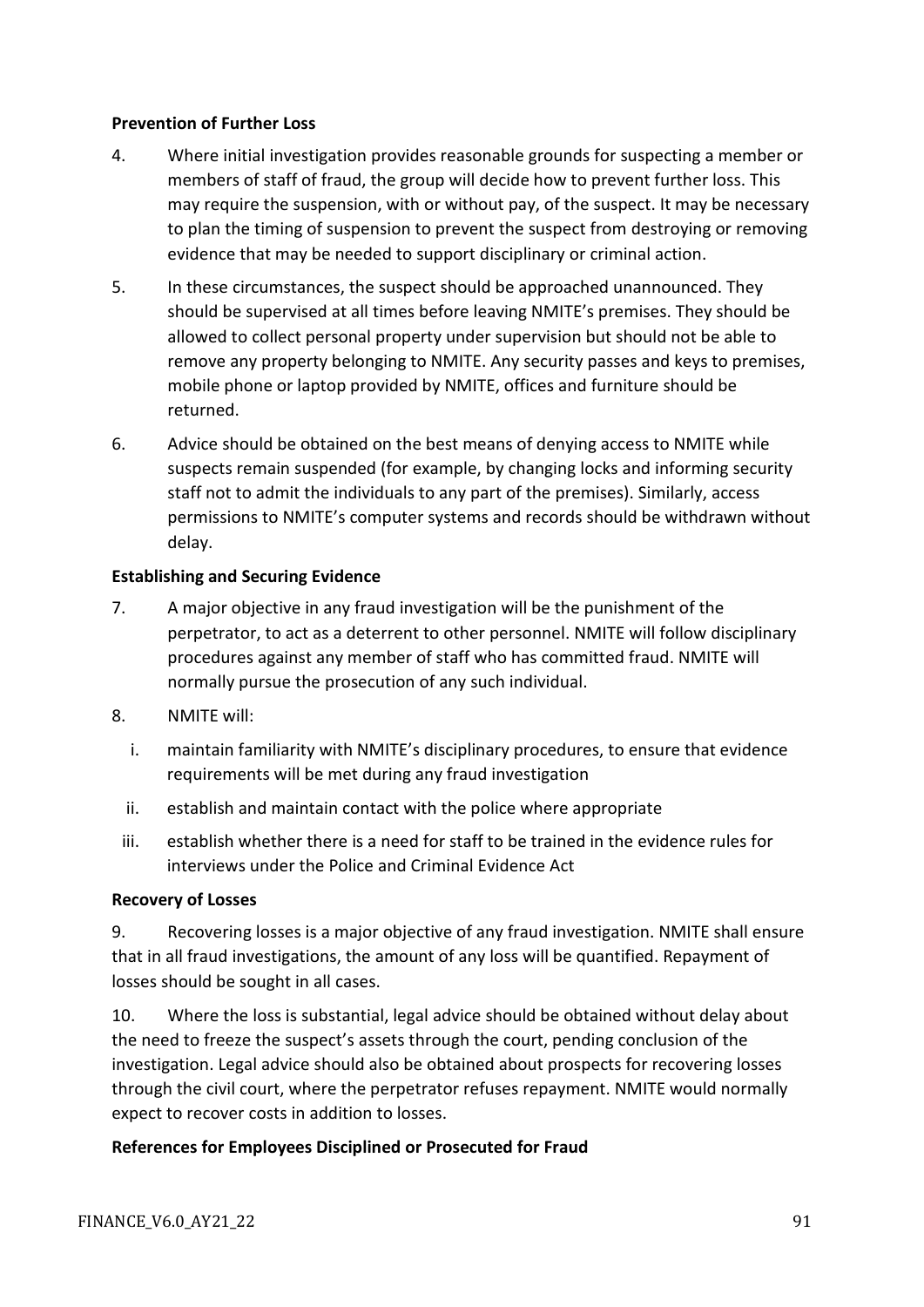**Prevention of Further Loss**

4. Where initial investigation provides reasonable grounds for suspecting a member or members of staff of fraud, the group will decide how to prevent further loss. This may require the suspension, with or without pay, of the suspect. It may be necessary to plan the timing of suspension to prevent the suspect from destroying or removing evidence that may be needed to support disciplinary or criminal action.

5. In these circumstances, the suspect should be approached unannounced. They should be supervised at all times before leaving NMITE's premises. They should be allowed to collect personal property under supervision but should not be able to remove any property belonging to NMITE. Any security passes and keys to premises, mobile phone or laptop provided by NMITE, offices and furniture should be returned.

6. Advice should be obtained on the best means of denying access to NMITE while suspects remain suspended (for example, by changing locks and informing security staff not to admit the individuals to any part of the premises). Similarly, access permissions to NMITE's computer systems and records should be withdrawn without delay.

**Establishing and Securing Evidence**

7. A major objective in any fraud investigation will be the punishment of the perpetrator, to act as a deterrent to other personnel. NMITE will follow disciplinary procedures against any member of staff who has committed fraud. NMITE will normally pursue the prosecution of any such individual.

8. NMITE will:

   i. maintain familiarity with NMITE's disciplinary procedures, to ensure that evidence requirements will be met during any fraud investigation

   ii. establish and maintain contact with the police where appropriate

   iii. establish whether there is a need for staff to be trained in the evidence rules for interviews under the Police and Criminal Evidence Act

**Recovery of Losses**

9. Recovering losses is a major objective of any fraud investigation. NMITE shall ensure that in all fraud investigations, the amount of any loss will be quantified. Repayment of losses should be sought in all cases.

10. Where the loss is substantial, legal advice should be obtained without delay about the need to freeze the suspect's assets through the court, pending conclusion of the investigation. Legal advice should also be obtained about prospects for recovering losses through the civil court, where the perpetrator refuses repayment. NMITE would normally expect to recover costs in addition to losses.

**References for Employees Disciplined or Prosecuted for Fraud**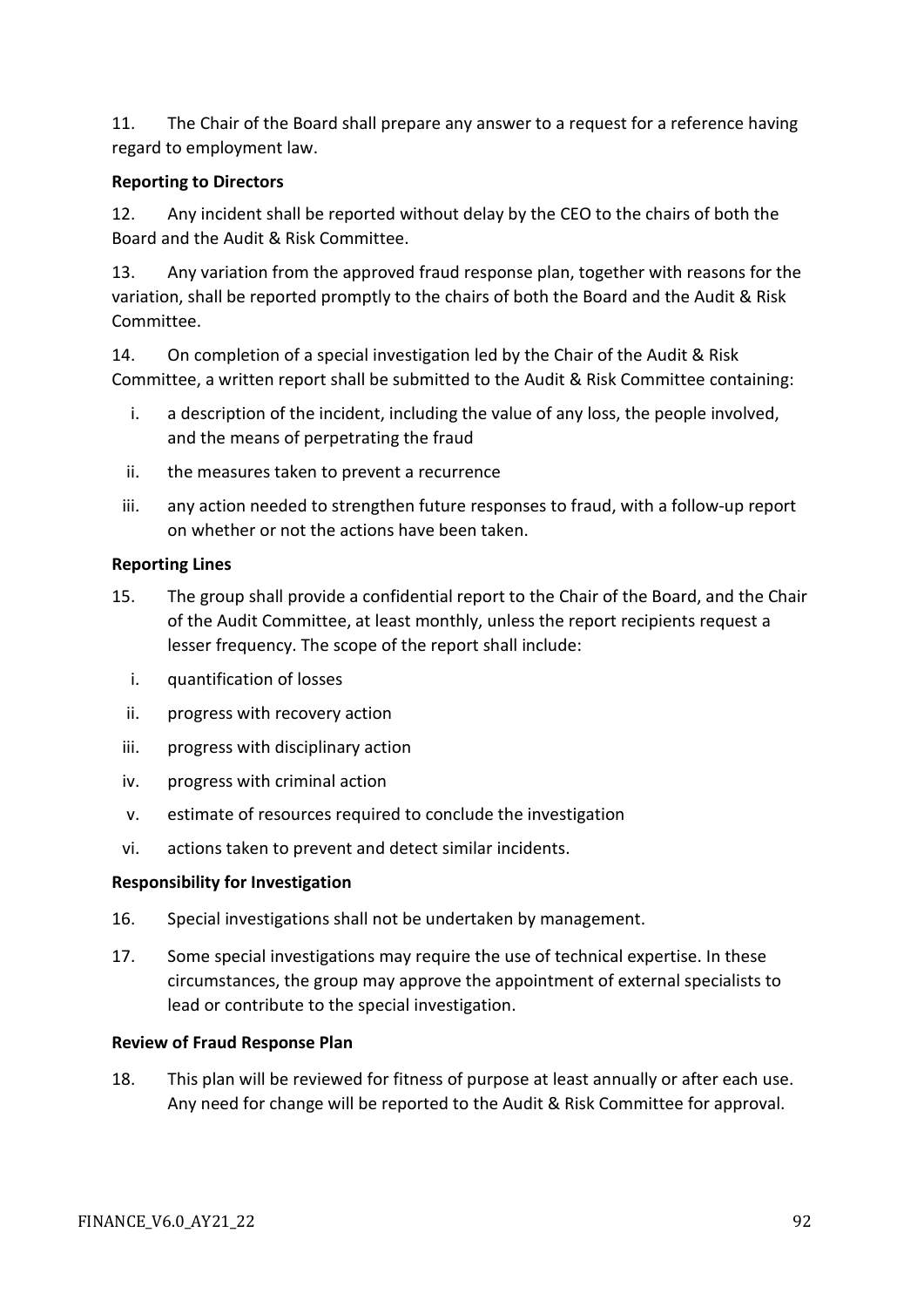11. The Chair of the Board shall prepare any answer to a request for a reference having regard to employment law.

**Reporting to Directors**

12. Any incident shall be reported without delay by the CEO to the chairs of both the Board and the Audit & Risk Committee.

13. Any variation from the approved fraud response plan, together with reasons for the variation, shall be reported promptly to the chairs of both the Board and the Audit & Risk Committee.

14. On completion of a special investigation led by the Chair of the Audit & Risk Committee, a written report shall be submitted to the Audit & Risk Committee containing:

  i. a description of the incident, including the value of any loss, the people involved, and the means of perpetrating the fraud
  ii. the measures taken to prevent a recurrence
  iii. any action needed to strengthen future responses to fraud, with a follow-up report on whether or not the actions have been taken.

**Reporting Lines**

15. The group shall provide a confidential report to the Chair of the Board, and the Chair of the Audit Committee, at least monthly, unless the report recipients request a lesser frequency. The scope of the report shall include:

  i. quantification of losses
  ii. progress with recovery action
  iii. progress with disciplinary action
  iv. progress with criminal action
  v. estimate of resources required to conclude the investigation
  vi. actions taken to prevent and detect similar incidents.

**Responsibility for Investigation**

16. Special investigations shall not be undertaken by management.

17. Some special investigations may require the use of technical expertise. In these circumstances, the group may approve the appointment of external specialists to lead or contribute to the special investigation.

**Review of Fraud Response Plan**

18. This plan will be reviewed for fitness of purpose at least annually or after each use. Any need for change will be reported to the Audit & Risk Committee for approval.

FINANCE_V6.0_AY21_22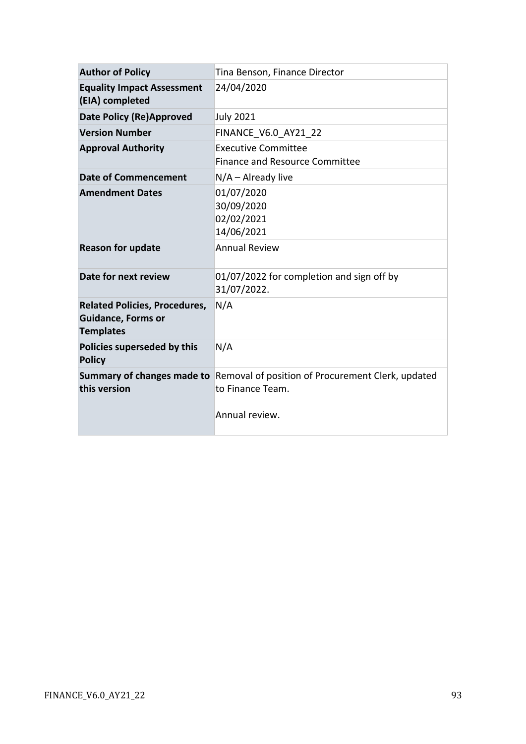| | |
|---|---|
| **Author of Policy** | Tina Benson, Finance Director |
| **Equality Impact Assessment (EIA) completed** | 24/04/2020 |
| **Date Policy (Re)Approved** | July 2021 |
| **Version Number** | FINANCE_V6.0_AY21_22 |
| **Approval Authority** | Executive Committee<br>Finance and Resource Committee |
| **Date of Commencement** | N/A – Already live |
| **Amendment Dates** | 01/07/2020<br>30/09/2020<br>02/02/2021<br>14/06/2021 |
| **Reason for update** | Annual Review |
| **Date for next review** | 01/07/2022 for completion and sign off by 31/07/2022. |
| **Related Policies, Procedures, Guidance, Forms or Templates** | N/A |
| **Policies superseded by this Policy** | N/A |
| **Summary of changes made to this version** | Removal of position of Procurement Clerk, updated to Finance Team.<br><br>Annual review. |